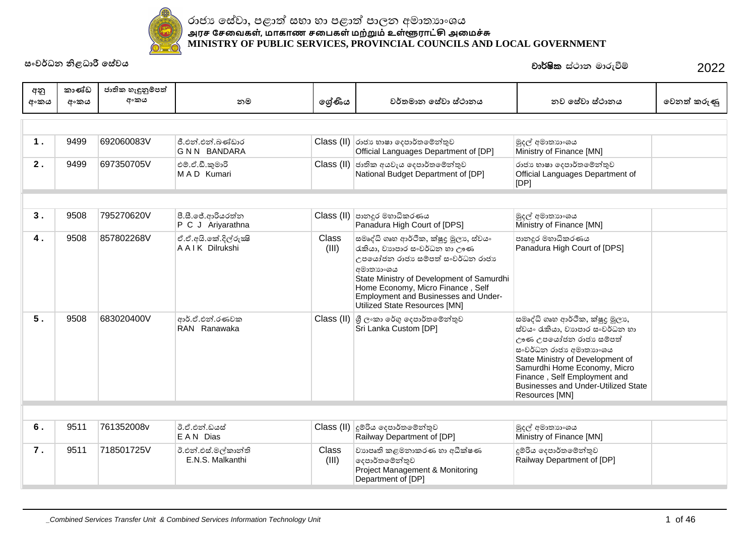රාජ්‍ය සේවා, පළාත් සභා හා පළාත් පාලන අමාත්‍යාංශය
அரச சேவைகள், மாகாண சபைகள் மற்றும் உள்ளூராட்சி அமைச்சு
**MINISTRY OF PUBLIC SERVICES, PROVINCIAL COUNCILS AND LOCAL GOVERNMENT**

සංවර්ධන නිළධාරී සේවය

**වාර්ෂික** ස්ථාන මාරුවීම් 2022

| අනු අංකය | කාණ්ඩ අංකය | ජාතික හැඳුනුම්පත් අංකය | නම | ශ්‍රේණිය | වර්තමාන සේවා ස්ථානය | නව සේවා ස්ථානය | වෙනත් කරුණු |
|---|---|---|---|---|---|---|---|
| 1. | 9499 | 692060083V | ජී.එන්.එන්.බණ්ඩාර<br>G N N BANDARA | Class (II) | රාජ්‍ය භාෂා දෙපාර්තමේන්තුව<br>Official Languages Department of [DP] | මුදල් අමාත්‍යාංශය<br>Ministry of Finance [MN] | |
| 2. | 9499 | 697350705V | එම්.ඒ.ඩී.කුමාරි<br>M A D Kumari | Class (II) | ජාතික අයවැය දෙපාර්තමේන්තුව<br>National Budget Department of [DP] | රාජ්‍ය භාෂා දෙපාර්තමේන්තුව<br>Official Languages Department of [DP] | |
| 3. | 9508 | 795270620V | පී.සී.ජේ.ආරියරත්න<br>P C J Ariyarathna | Class (II) | පානදුර මහාධිකරණය<br>Panadura High Court of [DPS] | මුදල් අමාත්‍යාංශය<br>Ministry of Finance [MN] | |
| 4. | 9508 | 857802268V | ඒ.ඒ.අයි.කේ.දිල්රුක්ෂි<br>A A I K Dilrukshi | Class (III) | සමෘද්ධි ගෘහ ආර්ථික, ක්ෂුද්‍ර මූල්‍ය, ස්වයං රැකියා, ව්‍යාපාර සංවර්ධන හා ඌණ උපයෝජන රාජ්‍ය සම්පත් සංවර්ධන රාජ්‍ය අමාත්‍යාංශය<br>State Ministry of Development of Samurdhi Home Economy, Micro Finance , Self Employment and Businesses and Under-Utilized State Resources [MN] | පානදුර මහාධිකරණය<br>Panadura High Court of [DPS] | |
| 5. | 9508 | 683020400V | ආර්.ඒ.එන්.රණවක<br>RAN Ranawaka | Class (II) | ශ්‍රී ලංකා රේගු දෙපාර්තමේන්තුව<br>Sri Lanka Custom [DP] | සමෘද්ධි ගෘහ ආර්ථික, ක්ෂුද්‍ර මූල්‍ය, ස්වයං රැකියා, ව්‍යාපාර සංවර්ධන හා ඌණ උපයෝජන රාජ්‍ය සම්පත් සංවර්ධන රාජ්‍ය අමාත්‍යාංශය<br>State Ministry of Development of Samurdhi Home Economy, Micro Finance , Self Employment and Businesses and Under-Utilized State Resources [MN] | |
| 6. | 9511 | 761352008v | ඊ.ඒ.එන්.ඩයස්<br>E A N Dias | Class (II) | දුම්රිය දෙපාර්තමේන්තුව<br>Railway Department of [DP] | මුදල් අමාත්‍යාංශය<br>Ministry of Finance [MN] | |
| 7. | 9511 | 718501725V | ඊ.එන්.එස්.මල්කාන්ති<br>E.N.S. Malkanthi | Class (III) | ව්‍යාපෘති කළමනාකරණ හා අධීක්ෂණ දෙපාර්තමේන්තුව<br>Project Management & Monitoring Department of [DP] | දුම්රිය දෙපාර්තමේන්තුව<br>Railway Department of [DP] | |

_Combined Services Transfer Unit & Combined Services Information Technology Unit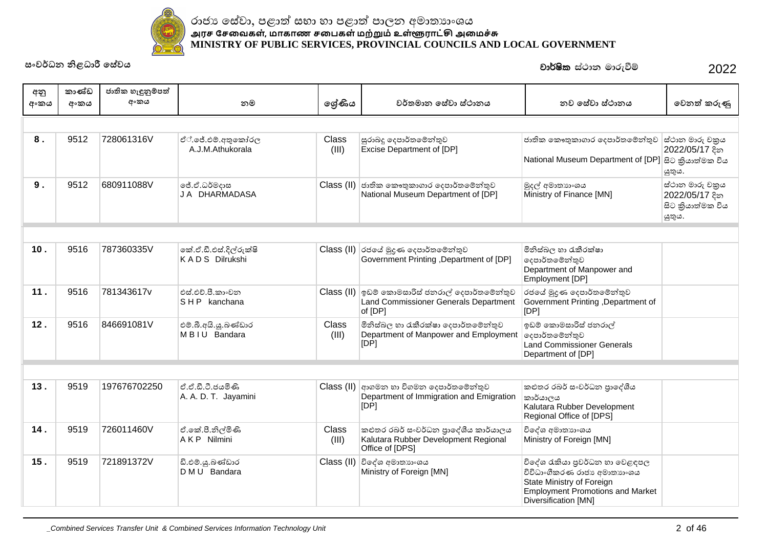සංවර්ධන නිළධාරී සේවය

වාර්ෂික ස්ථාන මාරුවීම් 2022

| අනු අංකය | කාණ්ඩ අංකය | ජාතික හැඳුනුම්පත් අංකය | නම | ශ්‍රේණිය | වර්තමාන සේවා ස්ථානය | නව සේවා ස්ථානය | වෙනත් කරුණු |
|---|---|---|---|---|---|---|---|
| 8 . | 9512 | 728061316V | ඒ.ජේ.එම්.අතුකෝරල A.J.M.Athukorala | Class (III) | සුරාබදු දෙපාර්තමේන්තුව Excise Department of [DP] | ජාතික කෞතුකාගාර දෙපාර්තමේන්තුව National Museum Department of [DP] | ස්ථාන මාරු වක්‍රය 2022/05/17 දින සිට ක්‍රියාත්මක විය යුතුය. |
| 9 . | 9512 | 680911088V | ජේ.ඒ.ධර්මදාස J A DHARMADASA | Class (II) | ජාතික කෞතුකාගාර දෙපාර්තමේන්තුව National Museum Department of [DP] | මුදල් අමාත්‍යාංශය Ministry of Finance [MN] | ස්ථාන මාරු වක්‍රය 2022/05/17 දින සිට ක්‍රියාත්මක විය යුතුය. |
| 10 . | 9516 | 787360335V | කේ.ඒ.ඩී.එස්.දිල්රුක්ෂි K A D S Dilrukshi | Class (II) | රජයේ මුද්‍රණ දෙපාර්තමේන්තුව Government Printing ,Department of [DP] | මිනිස්බල හා රැකීරක්ෂා දෙපාර්තමේන්තුව Department of Manpower and Employment [DP] | |
| 11 . | 9516 | 781343617v | එස්.එච්.පී.කාංචන S H P kanchana | Class (II) | ඉඩම් කොමසාරිස් ජනරාල් දෙපාර්තමේන්තුව Land Commissioner Generals Department of [DP] | රජයේ මුද්‍රණ දෙපාර්තමේන්තුව Government Printing ,Department of [DP] | |
| 12 . | 9516 | 846691081V | එම්.බී.අයි.යූ.බණ්ඩාර M B I U Bandara | Class (III) | මිනිස්බල හා රැකීරක්ෂා දෙපාර්තමේන්තුව Department of Manpower and Employment [DP] | ඉඩම් කොමසාරිස් ජනරාල් දෙපාර්තමේන්තුව Land Commissioner Generals Department of [DP] | |
| 13 . | 9519 | 197676702250 | ඒ.ඒ.ඩී.ටී.ජයමිණි A. A. D. T. Jayamini | Class (II) | ආගමන හා විගමන දෙපාර්තමේන්තුව Department of Immigration and Emigration [DP] | කළුතර රබර් සංවර්ධන ප්‍රාදේශීය කාර්යාලය Kalutara Rubber Development Regional Office of [DPS] | |
| 14 . | 9519 | 726011460V | ඒ.කේ.පී.නිල්මිණි A K P Nilmini | Class (III) | කළුතර රබර් සංවර්ධන ප්‍රාදේශීය කාර්යාලය Kalutara Rubber Development Regional Office of [DPS] | විදේශ අමාත්‍යාංශය Ministry of Foreign [MN] | |
| 15 . | 9519 | 721891372V | ඩී.එම්.යූ.බණ්ඩාර D M U Bandara | Class (II) | විදේශ අමාත්‍යාංශය Ministry of Foreign [MN] | විදේශ රැකියා ප්‍රවර්ධන හා වෙළඳපල විවිධාංගීකරණ රාජ්‍ය අමාත්‍යාංශය State Ministry of Foreign Employment Promotions and Market Diversification [MN] | |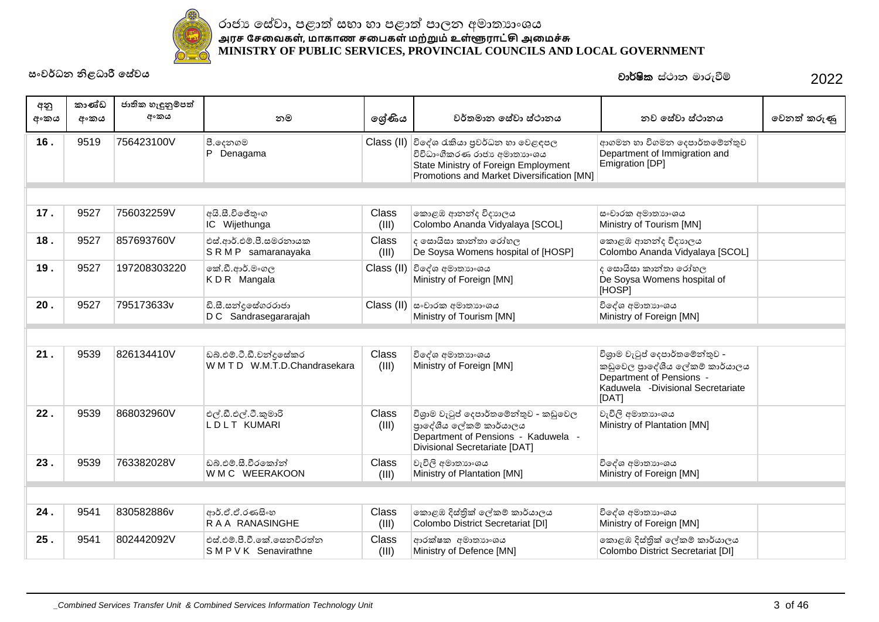රාජ්‍ය සේවා, පළාත් සභා හා පළාත් පාලන අමාත්‍යාංශය
அரச சேவைகள், மாகாண சபைகள் மற்றும் உள்ளூராட்சி அமைச்சு
MINISTRY OF PUBLIC SERVICES, PROVINCIAL COUNCILS AND LOCAL GOVERNMENT

සංවර්ධන නිළධාරී සේවය

**වාර්ෂික** ස්ථාන මාරුවීම් 2022

| අනු අංකය | කාණ්ඩ අංකය | ජාතික හැඳුනුම්පත් අංකය | නම | ශ්‍රේණිය | වර්තමාන සේවා ස්ථානය | නව සේවා ස්ථානය | වෙනත් කරුණු |
|---|---|---|---|---|---|---|---|
| **16 .** | 9519 | 756423100V | පී.දෙනගම P Denagama | Class (II) | විදේශ රැකියා ප්‍රවර්ධන හා වෙළඳපල විවිධාංගීකරණ රාජ්‍ය අමාත්‍යාංශය State Ministry of Foreign Employment Promotions and Market Diversification [MN] | ආගමන හා විගමන දෙපාර්තමේන්තුව Department of Immigration and Emigration [DP] | |
| **17 .** | 9527 | 756032259V | අයි.සී.විජේතුංග IC Wijethunga | Class (III) | කොළඹ ආනන්ද විද්‍යාලය Colombo Ananda Vidyalaya [SCOL] | සංචාරක අමාත්‍යාංශය Ministry of Tourism [MN] | |
| **18 .** | 9527 | 857693760V | එස්.ආර්.එම්.පී.සමරනායක S R M P samaranayaka | Class (III) | ද සොයිසා කාන්තා රෝහල De Soysa Womens hospital of [HOSP] | කොළඹ ආනන්ද විද්‍යාලය Colombo Ananda Vidyalaya [SCOL] | |
| **19 .** | 9527 | 197208303220 | කේ.ඩී.ආර්.මංගල K D R Mangala | Class (II) | විදේශ අමාත්‍යාංශය Ministry of Foreign [MN] | ද සොයිසා කාන්තා රෝහල De Soysa Womens hospital of [HOSP] | |
| **20 .** | 9527 | 795173633v | ඩී.සී.සන්ද්‍රසේගරරාජා D C Sandrasegararajah | Class (II) | සංචාරක අමාත්‍යාංශය Ministry of Tourism [MN] | විදේශ අමාත්‍යාංශය Ministry of Foreign [MN] | |
| **21 .** | 9539 | 826134410V | ඩබ්.එම්.ටී.ඩී.චන්ද්‍රසේකර W M T D W.M.T.D.Chandrasekara | Class (III) | විදේශ අමාත්‍යාංශය Ministry of Foreign [MN] | විශ්‍රාම වැටුප් දෙපාර්තමේන්තුව - කඩුවෙල ප්‍රාදේශීය ලේකම් කාර්යාලය Department of Pensions - Kaduwela -Divisional Secretariate [DAT] | |
| **22 .** | 9539 | 868032960V | එල්.ඩී.එල්.ටී.කුමාරි L D L T KUMARI | Class (III) | විශ්‍රාම වැටුප් දෙපාර්තමේන්තුව - කඩුවෙල ප්‍රාදේශීය ලේකම් කාර්යාලය Department of Pensions - Kaduwela - Divisional Secretariate [DAT] | වැවිලි අමාත්‍යාංශය Ministry of Plantation [MN] | |
| **23 .** | 9539 | 763382028V | ඩබ්.එම්.සී.වීරකෝන් W M C WEERAKOON | Class (III) | වැවිලි අමාත්‍යාංශය Ministry of Plantation [MN] | විදේශ අමාත්‍යාංශය Ministry of Foreign [MN] | |
| **24 .** | 9541 | 830582886v | ආර්.ඒ.ඒ.රණසිංහ R A A RANASINGHE | Class (III) | කොළඹ දිස්ත්‍රික් ලේකම් කාර්යාලය Colombo District Secretariat [DI] | විදේශ අමාත්‍යාංශය Ministry of Foreign [MN] | |
| **25 .** | 9541 | 802442092V | එස්.එම්.පී.වී.කේ.සෙනවිරත්න S M P V K Senavirathne | Class (III) | ආරක්ෂක අමාත්‍යාංශය Ministry of Defence [MN] | කොළඹ දිස්ත්‍රික් ලේකම් කාර්යාලය Colombo District Secretariat [DI] | |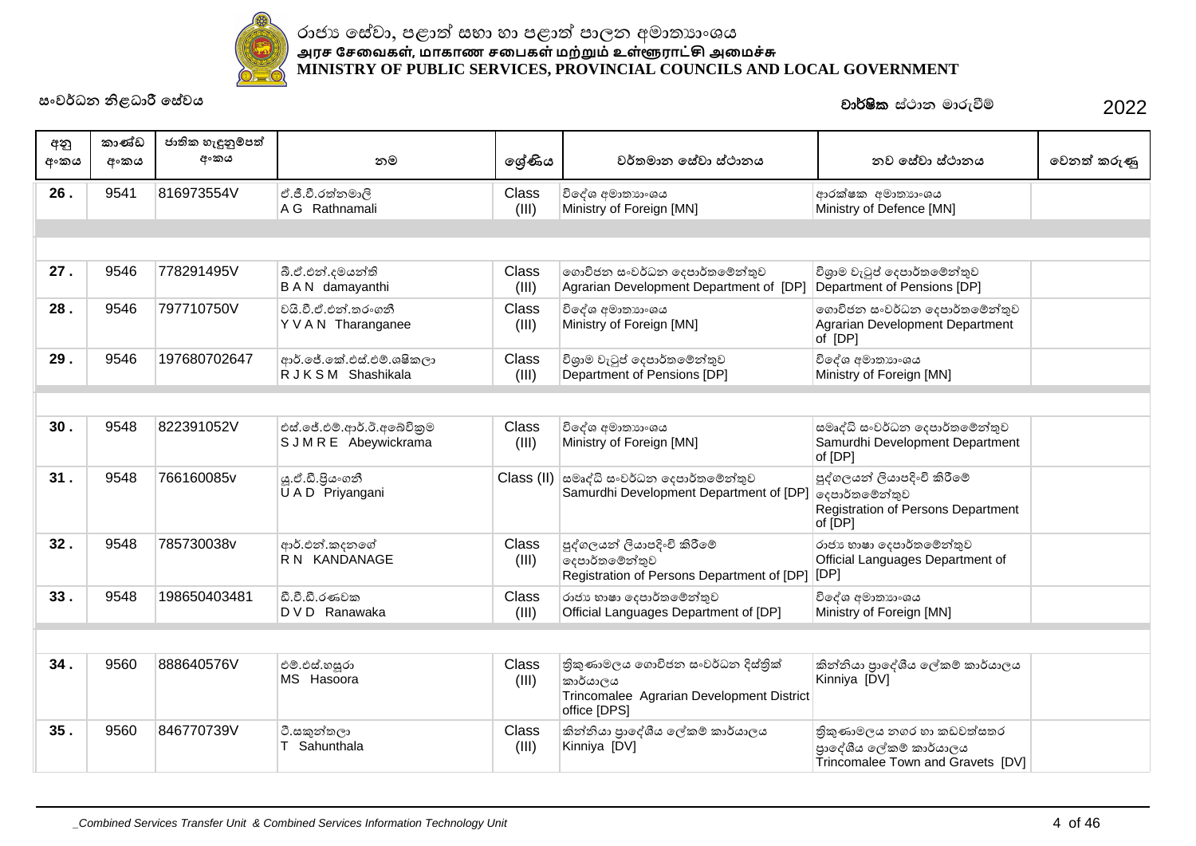රාජ්‍ය සේවා, පළාත් සභා හා පළාත් පාලන අමාත්‍යාංශය
அரச சேவைகள், மாகாண சபைகள் மற்றும் உள்ளூராட்சி அமைச்சு
MINISTRY OF PUBLIC SERVICES, PROVINCIAL COUNCILS AND LOCAL GOVERNMENT

සංවර්ධන නිළධාරී සේවය

**වාර්ෂික** ස්ථාන මාරුවීම් 2022

| අනු අංකය | කාණ්ඩ අංකය | ජාතික හැඳුනුම්පත් අංකය | නම | ශ්‍රේණිය | වර්තමාන සේවා ස්ථානය | නව සේවා ස්ථානය | වෙනත් කරුණු |
|---|---|---|---|---|---|---|---|
| **26 .** | 9541 | 816973554V | ඒ.ජී.වී.රත්නමාලි<br>A G Rathnamali | Class (III) | විදේශ අමාත්‍යාංශය<br>Ministry of Foreign [MN] | ආරක්ෂක අමාත්‍යාංශය<br>Ministry of Defence [MN] | |
| **27 .** | 9546 | 778291495V | බී.ඒ.එන්.දමයන්ති<br>B A N damayanthi | Class (III) | ගොවිජන සංවර්ධන දෙපාර්තමේන්තුව<br>Agrarian Development Department of [DP] | විශ්‍රාම වැටුප් දෙපාර්තමේන්තුව<br>Department of Pensions [DP] | |
| **28 .** | 9546 | 797710750V | වයි.වී.ඒ.එන්.තරංගනී<br>Y V A N Tharanganee | Class (III) | විදේශ අමාත්‍යාංශය<br>Ministry of Foreign [MN] | ගොවිජන සංවර්ධන දෙපාර්තමේන්තුව<br>Agrarian Development Department of [DP] | |
| **29 .** | 9546 | 197680702647 | ආර්.ජේ.කේ.එස්.එම්.ශෂිකලා<br>R J K S M Shashikala | Class (III) | විශ්‍රාම වැටුප් දෙපාර්තමේන්තුව<br>Department of Pensions [DP] | විදේශ අමාත්‍යාංශය<br>Ministry of Foreign [MN] | |
| **30 .** | 9548 | 822391052V | එස්.ජේ.එම්.ආර්.ඊ.අබේවික්‍රම<br>S J M R E Abeywickrama | Class (III) | විදේශ අමාත්‍යාංශය<br>Ministry of Foreign [MN] | සමෘද්ධි සංවර්ධන දෙපාර්තමේන්තුව<br>Samurdhi Development Department of [DP] | |
| **31 .** | 9548 | 766160085v | යූ.ඒ.ඩී.ප්‍රියංගනී<br>U A D Priyangani | Class (II) | සමෘද්ධි සංවර්ධන දෙපාර්තමේන්තුව<br>Samurdhi Development Department of [DP] | පුද්ගලයන් ලියාපදිංචි කිරීමේ දෙපාර්තමේන්තුව<br>Registration of Persons Department of [DP] | |
| **32 .** | 9548 | 785730038v | ආර්.එන්.කඳනගේ<br>R N KANDANAGE | Class (III) | පුද්ගලයන් ලියාපදිංචි කිරීමේ දෙපාර්තමේන්තුව<br>Registration of Persons Department of [DP] | රාජ්‍ය භාෂා දෙපාර්තමේන්තුව<br>Official Languages Department of [DP] | |
| **33 .** | 9548 | 198650403481 | ඩී.වී.ඩී.රණවක<br>D V D Ranawaka | Class (III) | රාජ්‍ය භාෂා දෙපාර්තමේන්තුව<br>Official Languages Department of [DP] | විදේශ අමාත්‍යාංශය<br>Ministry of Foreign [MN] | |
| **34 .** | 9560 | 888640576V | එම්.එස්.හසූරා<br>MS Hasoora | Class (III) | ත්‍රිකුණාමලය ගොවිජන සංවර්ධන දිස්ත්‍රික් කාර්යාලය<br>Trincomalee Agrarian Development District office [DPS] | කින්නියා ප්‍රාදේශීය ලේකම් කාර්යාලය<br>Kinniya [DV] | |
| **35 .** | 9560 | 846770739V | ටී.සකුන්තලා<br>T Sahunthala | Class (III) | කින්නියා ප්‍රාදේශීය ලේකම් කාර්යාලය<br>Kinniya [DV] | ත්‍රිකුණාමලය නගර හා කඩවත්සතර ප්‍රාදේශීය ලේකම් කාර්යාලය<br>Trincomalee Town and Gravets [DV] | |

*_Combined Services Transfer Unit & Combined Services Information Technology Unit*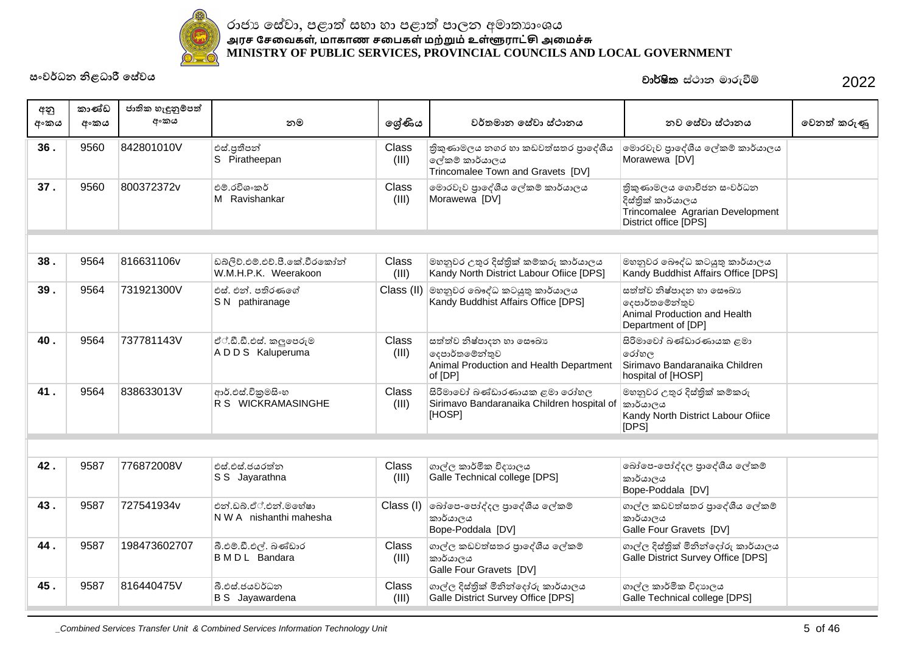රාජ්‍ය සේවා, පළාත් සභා හා පළාත් පාලන අමාත්‍යාංශය
அரச சேவைகள், மாகாண சபைகள் மற்றும் உள்ளூராட்சி அமைச்சு
MINISTRY OF PUBLIC SERVICES, PROVINCIAL COUNCILS AND LOCAL GOVERNMENT

සංවර්ධන නිළධාරී සේවය

**වාර්ෂික** ස්ථාන මාරුවීම් 2022

| අනු අංකය | කාණ්ඩ අංකය | ජාතික හැඳුනුම්පත් අංකය | නම | ශ්‍රේණිය | වර්තමාන සේවා ස්ථානය | නව සේවා ස්ථානය | වෙනත් කරුණු |
|---|---|---|---|---|---|---|---|
| 36 . | 9560 | 842801010V | එස්.ප්‍රතීපන් S Piratheepan | Class (III) | ත්‍රිකුණාමලය නගර හා කඩවත්සතර ප්‍රාදේශීය ලේකම් කාර්යාලය Trincomalee Town and Gravets [DV] | මොරවැව ප්‍රාදේශීය ලේකම් කාර්යාලය Morawewa [DV] | |
| 37 . | 9560 | 800372372v | එම්.රවිශංකර් M Ravishankar | Class (III) | මොරවැව ප්‍රාදේශීය ලේකම් කාර්යාලය Morawewa [DV] | ත්‍රිකුණාමලය ගොවිජන සංවර්ධන දිස්ත්‍රික් කාර්යාලය Trincomalee Agrarian Development District office [DPS] | |
| | | | | | | | |
| 38 . | 9564 | 816631106v | ඩබ්ලිව්.එම්.එච්.පී.කේ.වීරකෝන් W.M.H.P.K. Weerakoon | Class (III) | මහනුවර උතුර දිස්ත්‍රික් කම්කරු කාර්යාලය Kandy North District Labour Ofiice [DPS] | මහනුවර බෞද්ධ කටයුතු කාර්යාලය Kandy Buddhist Affairs Office [DPS] | |
| 39 . | 9564 | 731921300V | එස්. එන්. පතිරණගේ S N pathiranage | Class (II) | මහනුවර බෞද්ධ කටයුතු කාර්යාලය Kandy Buddhist Affairs Office [DPS] | සත්ත්ව නිෂ්පාදන හා සෞඛ්‍ය දෙපාර්තමේන්තුව Animal Production and Health Department of [DP] | |
| 40 . | 9564 | 737781143V | ඒ්.ඩී.ඩී.එස්. කලුපෙරුම A D D S Kaluperuma | Class (III) | සත්ත්ව නිෂ්පාදන හා සෞඛ්‍ය දෙපාර්තමේන්තුව Animal Production and Health Department of [DP] | සිරිමාවෝ බණ්ඩාරණායක ළමා රෝහල Sirimavo Bandaranaika Children hospital of [HOSP] | |
| 41 . | 9564 | 838633013V | ආර්.එස්.වික්‍රමසිංහ R S WICKRAMASINGHE | Class (III) | සිරිමාවෝ බණ්ඩාරණායක ළමා රෝහල Sirimavo Bandaranaika Children hospital of [HOSP] | මහනුවර උතුර දිස්ත්‍රික් කම්කරු කාර්යාලය Kandy North District Labour Ofiice [DPS] | |
| | | | | | | | |
| 42 . | 9587 | 776872008V | එස්.එස්.ජයරත්න S S Jayarathna | Class (III) | ගාල්ල කාර්මික විද්‍යාලය Galle Technical college [DPS] | බෝපෙ-පෝද්දල ප්‍රාදේශීය ලේකම් කාර්යාලය Bope-Poddala [DV] | |
| 43 . | 9587 | 727541934v | එන්.ඩබ්.ඒ්.එන්.මහේෂා N W A nishanthi mahesha | Class (I) | බෝපෙ-පෝද්දල ප්‍රාදේශීය ලේකම් කාර්යාලය Bope-Poddala [DV] | ගාල්ල කඩවත්සතර ප්‍රාදේශීය ලේකම් කාර්යාලය Galle Four Gravets [DV] | |
| 44 . | 9587 | 198473602707 | බී.එම්.ඩී.එල්. බණ්ඩාර B M D L Bandara | Class (III) | ගාල්ල කඩවත්සතර ප්‍රාදේශීය ලේකම් කාර්යාලය Galle Four Gravets [DV] | ගාල්ල දිස්ත්‍රික් මිනින්දෝරු කාර්යාලය Galle District Survey Office [DPS] | |
| 45 . | 9587 | 816440475V | බී.එස්.ජයවර්ධන B S Jayawardena | Class (III) | ගාල්ල දිස්ත්‍රික් මිනින්දෝරු කාර්යාලය Galle District Survey Office [DPS] | ගාල්ල කාර්මික විද්‍යාලය Galle Technical college [DPS] | |

_Combined Services Transfer Unit & Combined Services Information Technology Unit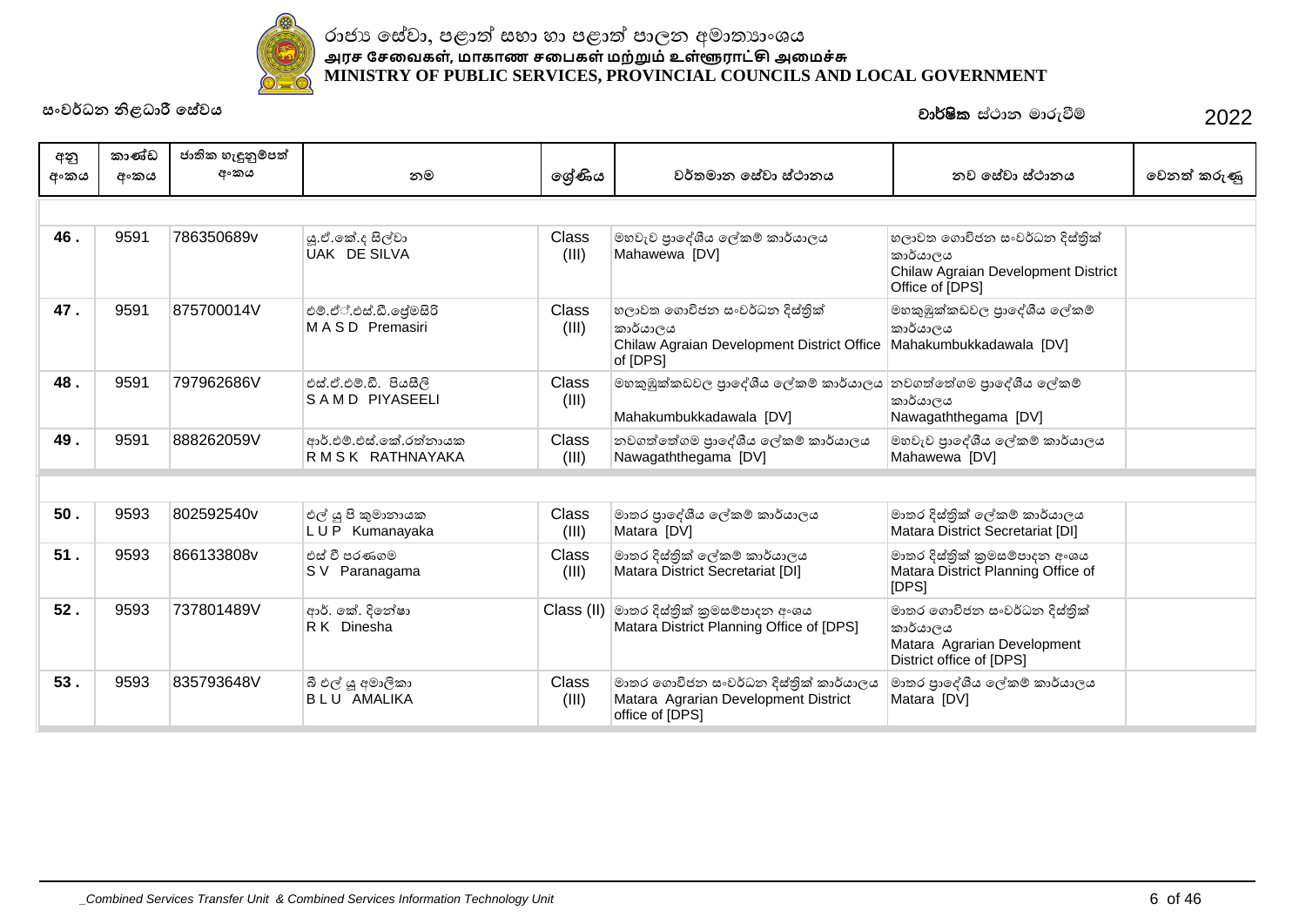රාජ්‍ය සේවා, පළාත් සභා හා පළාත් පාලන අමාත්‍යාංශය
அரச சேவைகள், மாகாண சபைகள் மற்றும் உள்ளூராட்சி அமைச்சு
**MINISTRY OF PUBLIC SERVICES, PROVINCIAL COUNCILS AND LOCAL GOVERNMENT**

සංවර්ධන නිළධාරී සේවය

**වාර්ෂික** ස්ථාන මාරුවීම් 2022

| අනු අංකය | කාණ්ඩ අංකය | ජාතික හැඳුනුම්පත් අංකය | නම | ශ්‍රේණිය | වර්තමාන සේවා ස්ථානය | නව සේවා ස්ථානය | වෙනත් කරුණු |
|---|---|---|---|---|---|---|---|
| 46 . | 9591 | 786350689v | යූ.ඒ.කේ.ද සිල්වා<br>UAK DE SILVA | Class (III) | මහවැව ප්‍රාදේශීය ලේකම් කාර්යාලය<br>Mahawewa [DV] | හලාවත ගොවිජන සංවර්ධන දිස්ත්‍රික් කාර්යාලය<br>Chilaw Agraian Development District Office of [DPS] | |
| 47 . | 9591 | 875700014V | එම්.ඒ්.එස්.ඩී.ප්‍රේමසිරි<br>M A S D Premasiri | Class (III) | හලාවත ගොවිජන සංවර්ධන දිස්ත්‍රික් කාර්යාලය<br>Chilaw Agraian Development District Office of [DPS] | මහකුඹුක්කඩවල ප්‍රාදේශීය ලේකම් කාර්යාලය<br>Mahakumbukkadawala [DV] | |
| 48 . | 9591 | 797962686V | එස්.ඒ.එම්.ඩී. පියසීලි<br>S A M D PIYASEELI | Class (III) | මහකුඹුක්කඩවල ප්‍රාදේශීය ලේකම් කාර්යාලය<br>Mahakumbukkadawala [DV] | නවගත්තේගම ප්‍රාදේශීය ලේකම් කාර්යාලය<br>Nawagaththegama [DV] | |
| 49 . | 9591 | 888262059V | ආර්.එම්.එස්.කේ.රත්නායක<br>R M S K RATHNAYAKA | Class (III) | නවගත්තේගම ප්‍රාදේශීය ලේකම් කාර්යාලය<br>Nawagaththegama [DV] | මහවැව ප්‍රාදේශීය ලේකම් කාර්යාලය<br>Mahawewa [DV] | |
| 50 . | 9593 | 802592540v | එල් යූ පි කුමානායක<br>L U P Kumanayaka | Class (III) | මාතර ප්‍රාදේශීය ලේකම් කාර්යාලය<br>Matara [DV] | මාතර දිස්ත්‍රික් ලේකම් කාර්යාලය<br>Matara District Secretariat [DI] | |
| 51 . | 9593 | 866133808v | එස් වී පරණගම<br>S V Paranagama | Class (III) | මාතර දිස්ත්‍රික් ලේකම් කාර්යාලය<br>Matara District Secretariat [DI] | මාතර දිස්ත්‍රික් ක්‍රමසම්පාදන අංශය<br>Matara District Planning Office of [DPS] | |
| 52 . | 9593 | 737801489V | ආර්. කේ. දිනේෂා<br>R K Dinesha | Class (II) | මාතර දිස්ත්‍රික් ක්‍රමසම්පාදන අංශය<br>Matara District Planning Office of [DPS] | මාතර ගොවිජන සංවර්ධන දිස්ත්‍රික් කාර්යාලය<br>Matara Agrarian Development District office of [DPS] | |
| 53 . | 9593 | 835793648V | බී එල් යූ අමාලිකා<br>B L U AMALIKA | Class (III) | මාතර ගොවිජන සංවර්ධන දිස්ත්‍රික් කාර්යාලය<br>Matara Agrarian Development District office of [DPS] | මාතර ප්‍රාදේශීය ලේකම් කාර්යාලය<br>Matara [DV] | |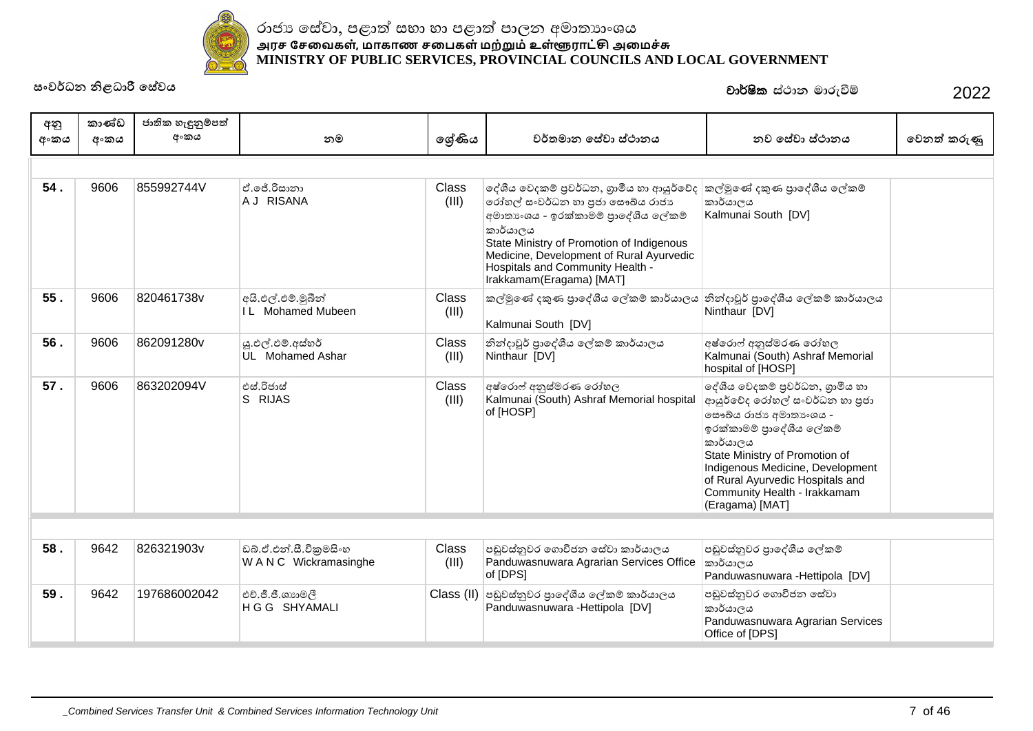රාජ්‍ය සේවා, පළාත් සභා හා පළාත් පාලන අමාත්‍යාංශය
அரச சேவைகள், மாகாண சபைகள் மற்றும் உள்ளூராட்சி அமைச்சு
**MINISTRY OF PUBLIC SERVICES, PROVINCIAL COUNCILS AND LOCAL GOVERNMENT**

සංවර්ධන නිළධාරී සේවය

**වාර්ෂික** ස්ථාන මාරුවීම් 2022

| අනු අංකය | කාණ්ඩ අංකය | ජාතික හැඳුනුම්පත් අංකය | නම | ශ්‍රේණිය | වර්තමාන සේවා ස්ථානය | නව සේවා ස්ථානය | වෙනත් කරුණු |
|---|---|---|---|---|---|---|---|
| 54 . | 9606 | 855992744V | ඒ.ජේ.රිසානා<br>A J RISANA | Class (III) | දේශීය වෛදකම් ප්‍රවර්ධන, ග්‍රාමීය හා ආයුර්වේද රෝහල් සංවර්ධන හා ප්‍රජා සෞඛ්‍ය රාජ්‍ය අමාත්‍යාංශය - ඉරක්කාමම් ප්‍රාදේශීය ලේකම් කාර්යාලය<br>State Ministry of Promotion of Indigenous Medicine, Development of Rural Ayurvedic Hospitals and Community Health - Irakkamam(Eragama) [MAT] | කල්මුණේ දකුණ ප්‍රාදේශීය ලේකම් කාර්යාලය<br>Kalmunai South [DV] | |
| 55 . | 9606 | 820461738v | අයි.එල්.එම්.මුබීන්<br>I L Mohamed Mubeen | Class (III) | කල්මුණේ දකුණ ප්‍රාදේශීය ලේකම් කාර්යාලය<br>Kalmunai South [DV] | නින්දාවූර් ප්‍රාදේශීය ලේකම් කාර්යාලය<br>Ninthaur [DV] | |
| 56 . | 9606 | 862091280v | යූ.එල්.එම්.අස්හර්<br>UL Mohamed Ashar | Class (III) | නින්දාවූර් ප්‍රාදේශීය ලේකම් කාර්යාලය<br>Ninthaur [DV] | අෂ්රොෆ් අනුස්මරණ රෝහල<br>Kalmunai (South) Ashraf Memorial hospital of [HOSP] | |
| 57 . | 9606 | 863202094V | එස්.රිජාස්<br>S RIJAS | Class (III) | අෂ්රොෆ් අනුස්මරණ රෝහල<br>Kalmunai (South) Ashraf Memorial hospital of [HOSP] | දේශීය වෛදකම් ප්‍රවර්ධන, ග්‍රාමීය හා ආයුර්වේද රෝහල් සංවර්ධන හා ප්‍රජා සෞඛ්‍ය රාජ්‍ය අමාත්‍යාංශය - ඉරක්කාමම් ප්‍රාදේශීය ලේකම් කාර්යාලය<br>State Ministry of Promotion of Indigenous Medicine, Development of Rural Ayurvedic Hospitals and Community Health - Irakkamam (Eragama) [MAT] | |
| 58 . | 9642 | 826321903v | ඩබ්.ඒ.එන්.සී.වික්‍රමසිංහ<br>W A N C Wickramasinghe | Class (III) | පඩුවස්නුවර ගොවිජන සේවා කාර්යාලය<br>Panduwasnuwara Agrarian Services Office of [DPS] | පඩුවස්නුවර ප්‍රාදේශීය ලේකම් කාර්යාලය<br>Panduwasnuwara -Hettipola [DV] | |
| 59 . | 9642 | 197686002042 | එච්.ජී.ජී.ශ්‍යාමලී<br>H G G SHYAMALI | Class (II) | පඩුවස්නුවර ප්‍රාදේශීය ලේකම් කාර්යාලය<br>Panduwasnuwara -Hettipola [DV] | පඩුවස්නුවර ගොවිජන සේවා කාර්යාලය<br>Panduwasnuwara Agrarian Services Office of [DPS] | |

_Combined Services Transfer Unit & Combined Services Information Technology Unit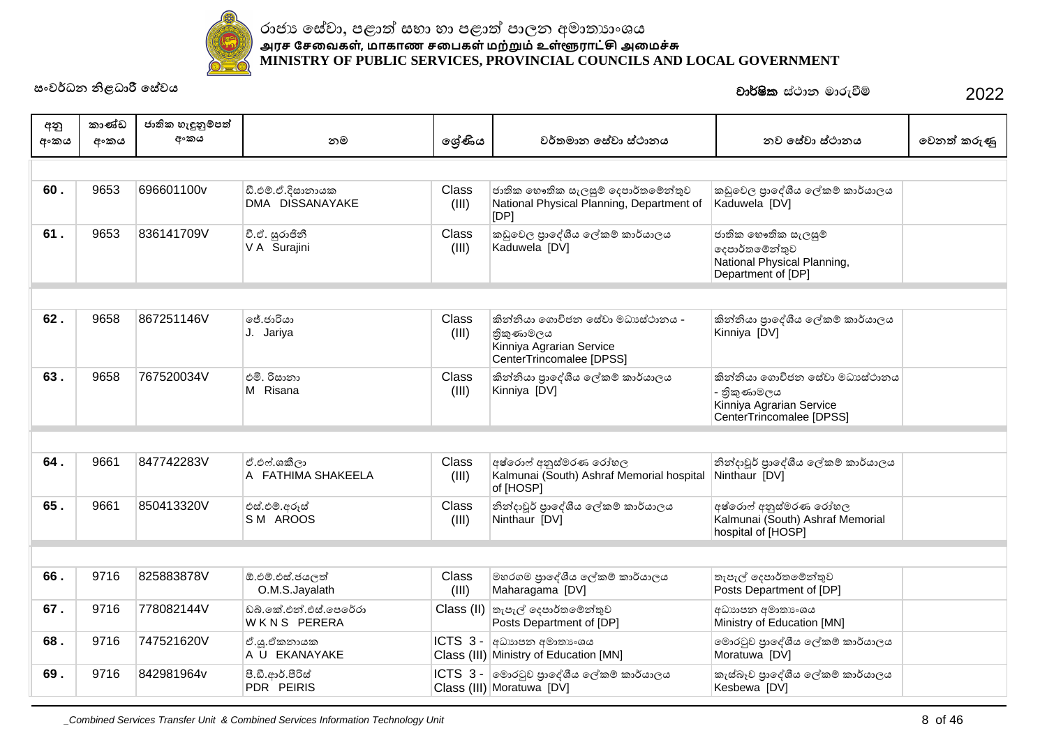රාජ්‍ය සේවා, පළාත් සභා හා පළාත් පාලන අමාත්‍යාංශය
அரச சேவைகள், மாகாண சபைகள் மற்றும் உள்ளூராட்சி அமைச்சு
MINISTRY OF PUBLIC SERVICES, PROVINCIAL COUNCILS AND LOCAL GOVERNMENT

සංවර්ධන නිළධාරී සේවය

**වාර්ෂික** ස්ථාන මාරුවීම් 2022

| අනු අංකය | කාණ්ඩ අංකය | ජාතික හැඳුනුම්පත් අංකය | නම | ශ්‍රේණිය | වර්තමාන සේවා ස්ථානය | නව සේවා ස්ථානය | වෙනත් කරුණු |
|---|---|---|---|---|---|---|---|
| 60 . | 9653 | 696601100v | ඩී.එම්.ඒ.දිසානායක DMA DISSANAYAKE | Class (III) | ජාතික භෞතික සැලසුම් දෙපාර්තමේන්තුව National Physical Planning, Department of [DP] | කඩුවෙල ප්‍රාදේශීය ලේකම් කාර්යාලය Kaduwela [DV] | |
| 61 . | 9653 | 836141709V | වී.ඒ. සුරාජිනී V A Surajini | Class (III) | කඩුවෙල ප්‍රාදේශීය ලේකම් කාර්යාලය Kaduwela [DV] | ජාතික භෞතික සැලසුම් දෙපාර්තමේන්තුව National Physical Planning, Department of [DP] | |
| 62 . | 9658 | 867251146V | ජේ.ජාරියා J. Jariya | Class (III) | කින්නියා ගොවිජන සේවා මධ්‍යස්ථානය - ත්‍රිකුණාමලය Kinniya Agrarian Service CenterTrincomalee [DPSS] | කින්නියා ප්‍රාදේශීය ලේකම් කාර්යාලය Kinniya [DV] | |
| 63 . | 9658 | 767520034V | එම්. රිසානා M Risana | Class (III) | කින්නියා ප්‍රාදේශීය ලේකම් කාර්යාලය Kinniya [DV] | කින්නියා ගොවිජන සේවා මධ්‍යස්ථානය - ත්‍රිකුණාමලය Kinniya Agrarian Service CenterTrincomalee [DPSS] | |
| 64 . | 9661 | 847742283V | ඒ.එෆ්.ශකීලා A FATHIMA SHAKEELA | Class (III) | අෂ්රොෆ් අනුස්මරණ රෝහල Kalmunai (South) Ashraf Memorial hospital of [HOSP] | නින්දාවූර් ප්‍රාදේශීය ලේකම් කාර්යාලය Ninthaur [DV] | |
| 65 . | 9661 | 850413320V | එස්.එම්.අරූස් S M AROOS | Class (III) | නින්දාවූර් ප්‍රාදේශීය ලේකම් කාර්යාලය Ninthaur [DV] | අෂ්රොෆ් අනුස්මරණ රෝහල Kalmunai (South) Ashraf Memorial hospital of [HOSP] | |
| 66 . | 9716 | 825883878V | ඕ.එම්.එස්.ජයලත් O.M.S.Jayalath | Class (III) | මහරගම ප්‍රාදේශීය ලේකම් කාර්යාලය Maharagama [DV] | තැපැල් දෙපාර්තමේන්තුව Posts Department of [DP] | |
| 67 . | 9716 | 778082144V | ඩබ්.කේ.එන්.එස්.පෙරේරා W K N S PERERA | Class (II) | තැපැල් දෙපාර්තමේන්තුව Posts Department of [DP] | අධ්‍යාපන අමාත්‍යංශය Ministry of Education [MN] | |
| 68 . | 9716 | 747521620V | ඒ.යූ.ඒකනායක A U EKANAYAKE | ICTS 3 - Class (III) | අධ්‍යාපන අමාත්‍යංශය Ministry of Education [MN] | මොරටුව ප්‍රාදේශීය ලේකම් කාර්යාලය Moratuwa [DV] | |
| 69 . | 9716 | 842981964v | පී.ඩී.ආර්.පීරිස් PDR PEIRIS | ICTS 3 - Class (III) | මොරටුව ප්‍රාදේශීය ලේකම් කාර්යාලය Moratuwa [DV] | කැස්බෑව ප්‍රාදේශීය ලේකම් කාර්යාලය Kesbewa [DV] | |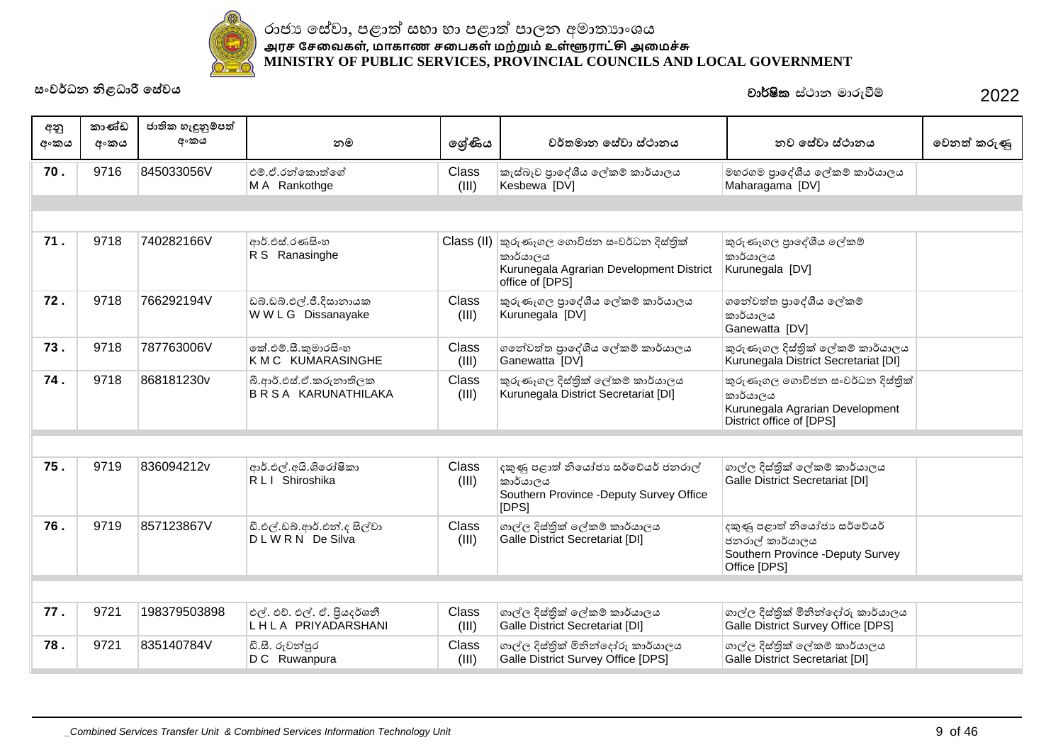රාජ්‍ය සේවා, පළාත් සභා හා පළාත් පාලන අමාත්‍යාංශය
அரச சேவைகள், மாகாண சபைகள் மற்றும் உள்ளூராட்சி அமைச்சு
**MINISTRY OF PUBLIC SERVICES, PROVINCIAL COUNCILS AND LOCAL GOVERNMENT**

සංවර්ධන නිළධාරී සේවය

**වාර්ෂික** ස්ථාන මාරුවීම් 2022

| අනු අංකය | කාණ්ඩ අංකය | ජාතික හැඳුනුම්පත් අංකය | නම | ශ්‍රේණිය | වර්තමාන සේවා ස්ථානය | නව සේවා ස්ථානය | වෙනත් කරුණු |
|---|---|---|---|---|---|---|---|
| **70 .** | 9716 | 845033056V | එම්.ඒ.රන්කොත්ගේ<br>M A Rankothge | Class (III) | කැස්බෑව ප්‍රාදේශීය ලේකම් කාර්යාලය<br>Kesbewa [DV] | මහරගම ප්‍රාදේශීය ලේකම් කාර්යාලය<br>Maharagama [DV] | |
| **71 .** | 9718 | 740282166V | ආර්.එස්.රණසිංහ<br>R S Ranasinghe | Class (II) | කුරුණෑගල ගොවිජන සංවර්ධන දිස්ත්‍රික් කාර්යාලය<br>Kurunegala Agrarian Development District office of [DPS] | කුරුණෑගල ප්‍රාදේශීය ලේකම් කාර්යාලය<br>Kurunegala [DV] | |
| **72 .** | 9718 | 766292194V | ඩබ්.ඩබ්.එල්.ජී.දිසානායක<br>W W L G Dissanayake | Class (III) | කුරුණෑගල ප්‍රාදේශීය ලේකම් කාර්යාලය<br>Kurunegala [DV] | ගනේවත්ත ප්‍රාදේශීය ලේකම් කාර්යාලය<br>Ganewatta [DV] | |
| **73 .** | 9718 | 787763006V | කේ.එම්.සී.කුමාරසිංහ<br>K M C KUMARASINGHE | Class (III) | ගනේවත්ත ප්‍රාදේශීය ලේකම් කාර්යාලය<br>Ganewatta [DV] | කුරුණෑගල දිස්ත්‍රික් ලේකම් කාර්යාලය<br>Kurunegala District Secretariat [DI] | |
| **74 .** | 9718 | 868181230v | බී.ආර්.එස්.ඒ.කරුනාතිලක<br>B R S A KARUNATHILAKA | Class (III) | කුරුණෑගල දිස්ත්‍රික් ලේකම් කාර්යාලය<br>Kurunegala District Secretariat [DI] | කුරුණෑගල ගොවිජන සංවර්ධන දිස්ත්‍රික් කාර්යාලය<br>Kurunegala Agrarian Development District office of [DPS] | |
| **75 .** | 9719 | 836094212v | ආර්.එල්.අයි.ශිරෝෂිකා<br>R L I Shiroshika | Class (III) | දකුණු පළාත් නියෝජ්‍ය සර්වේයර් ජනරාල් කාර්යාලය<br>Southern Province -Deputy Survey Office [DPS] | ගාල්ල දිස්ත්‍රික් ලේකම් කාර්යාලය<br>Galle District Secretariat [DI] | |
| **76 .** | 9719 | 857123867V | ඩී.එල්.ඩබ්.ආර්.එන්.ද සිල්වා<br>D L W R N De Silva | Class (III) | ගාල්ල දිස්ත්‍රික් ලේකම් කාර්යාලය<br>Galle District Secretariat [DI] | දකුණු පළාත් නියෝජ්‍ය සර්වේයර් ජනරාල් කාර්යාලය<br>Southern Province -Deputy Survey Office [DPS] | |
| **77 .** | 9721 | 198379503898 | එල්. එච්. එල්. ඒ. ප්‍රියදර්ශනී<br>L H L A PRIYADARSHANI | Class (III) | ගාල්ල දිස්ත්‍රික් ලේකම් කාර්යාලය<br>Galle District Secretariat [DI] | ගාල්ල දිස්ත්‍රික් මිනින්දෝරු කාර්යාලය<br>Galle District Survey Office [DPS] | |
| **78 .** | 9721 | 835140784V | ඩී.සී. රුවන්පුර<br>D C Ruwanpura | Class (III) | ගාල්ල දිස්ත්‍රික් මිනින්දෝරු කාර්යාලය<br>Galle District Survey Office [DPS] | ගාල්ල දිස්ත්‍රික් ලේකම් කාර්යාලය<br>Galle District Secretariat [DI] | |

*_Combined Services Transfer Unit & Combined Services Information Technology Unit*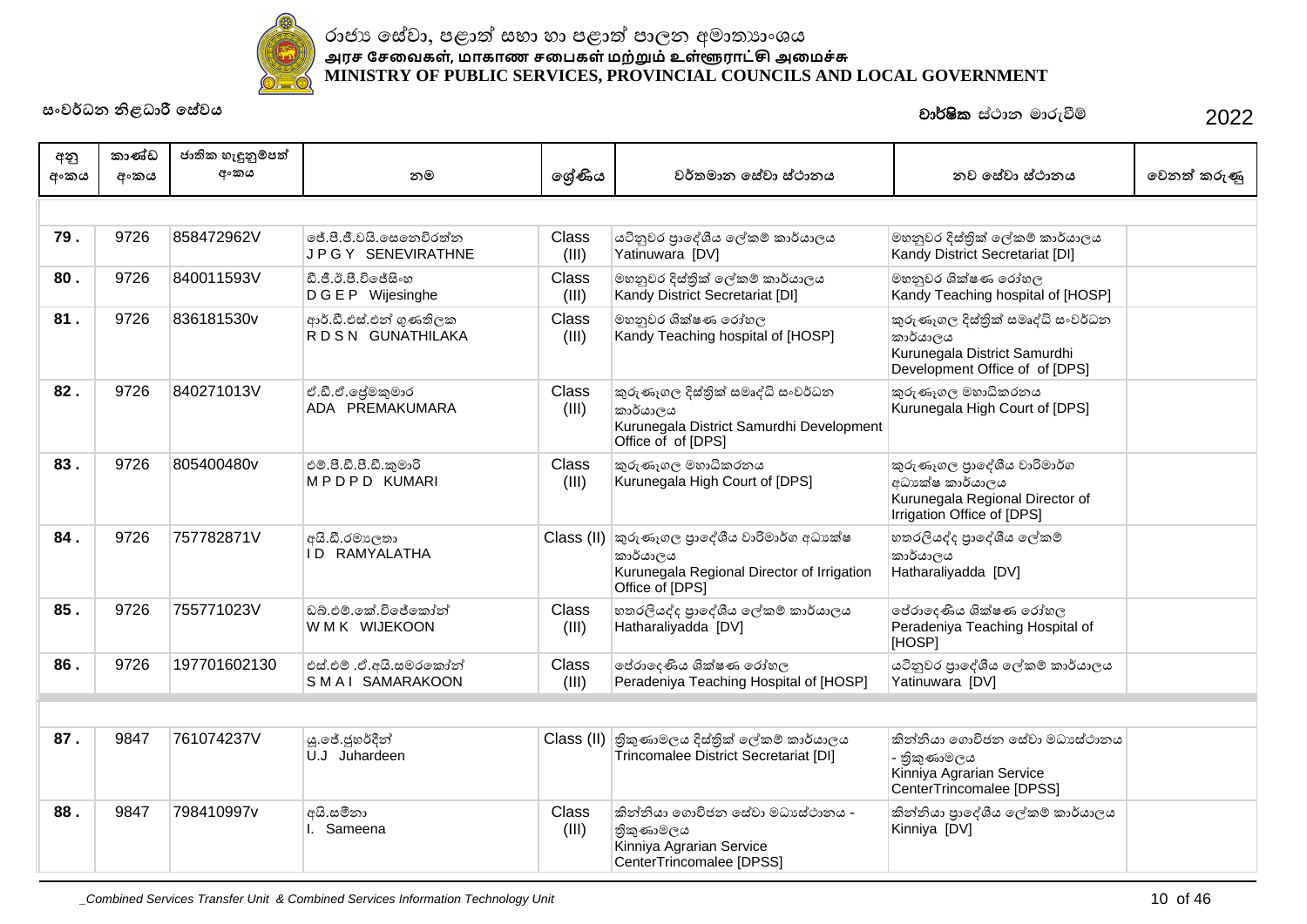රාජ්‍ය සේවා, පළාත් සභා හා පළාත් පාලන අමාත්‍යාංශය
அரச சேவைகள், மாகாண சபைகள் மற்றும் உள்ளூராட்சி அமைச்சு
MINISTRY OF PUBLIC SERVICES, PROVINCIAL COUNCILS AND LOCAL GOVERNMENT

සංවර්ධන නිළධාරී සේවය

**වාර්ෂික** ස්ථාන මාරුවීම් 2022

| අනු අංකය | කාණ්ඩ අංකය | ජාතික හැඳුනුම්පත් අංකය | නම | ශ්‍රේණිය | වර්තමාන සේවා ස්ථානය | නව සේවා ස්ථානය | වෙනත් කරුණු |
|---|---|---|---|---|---|---|---|
| 79 . | 9726 | 858472962V | ජේ.පී.ජී.වයි.සෙනෙවිරත්න J P G Y SENEVIRATHNE | Class (III) | යටිනුවර ප්‍රාදේශීය ලේකම් කාර්යාලය Yatinuwara [DV] | මහනුවර දිස්ත්‍රික් ලේකම් කාර්යාලය Kandy District Secretariat [DI] | |
| 80 . | 9726 | 840011593V | ඩී.ජී.ඊ.පී.විජේසිංහ D G E P Wijesinghe | Class (III) | මහනුවර දිස්ත්‍රික් ලේකම් කාර්යාලය Kandy District Secretariat [DI] | මහනුවර ශික්ෂණ රෝහල Kandy Teaching hospital of [HOSP] | |
| 81 . | 9726 | 836181530v | ආර්.ඩී.එස්.එන් ගුණතිලක R D S N GUNATHILAKA | Class (III) | මහනුවර ශික්ෂණ රෝහල Kandy Teaching hospital of [HOSP] | කුරුණෑගල දිස්ත්‍රික් සමෘද්ධි සංවර්ධන කාර්යාලය Kurunegala District Samurdhi Development Office of of [DPS] | |
| 82 . | 9726 | 840271013V | ඒ.ඩී.ඒ.ප්‍රේමකුමාර ADA PREMAKUMARA | Class (III) | කුරුණෑගල දිස්ත්‍රික් සමෘද්ධි සංවර්ධන කාර්යාලය Kurunegala District Samurdhi Development Office of of [DPS] | කුරුණෑගල මහාධිකරනය Kurunegala High Court of [DPS] | |
| 83 . | 9726 | 805400480v | එම්.පී.ඩී.පී.ඩී.කුමාරි M P D P D KUMARI | Class (III) | කුරුණෑගල මහාධිකරනය Kurunegala High Court of [DPS] | කුරුණෑගල ප්‍රාදේශීය වාරිමාර්ග අධ්‍යක්ෂ කාර්යාලය Kurunegala Regional Director of Irrigation Office of [DPS] | |
| 84 . | 9726 | 757782871V | අයි.ඩී.රම්‍යලතා I D RAMYALATHA | Class (II) | කුරුණෑගල ප්‍රාදේශීය වාරිමාර්ග අධ්‍යක්ෂ කාර්යාලය Kurunegala Regional Director of Irrigation Office of [DPS] | හතරලියද්ද ප්‍රාදේශීය ලේකම් කාර්යාලය Hatharaliyadda [DV] | |
| 85 . | 9726 | 755771023V | ඩබ්.එම්.කේ.විජේකෝන් W M K WIJEKOON | Class (III) | හතරලියද්ද ප්‍රාදේශීය ලේකම් කාර්යාලය Hatharaliyadda [DV] | පේරාදෙණිය ශික්ෂණ රෝහල Peradeniya Teaching Hospital of [HOSP] | |
| 86 . | 9726 | 197701602130 | එස්.එම් .ඒ.අයි.සමරකෝන් S M A I SAMARAKOON | Class (III) | පේරාදෙණිය ශික්ෂණ රෝහල Peradeniya Teaching Hospital of [HOSP] | යටිනුවර ප්‍රාදේශීය ලේකම් කාර්යාලය Yatinuwara [DV] | |
| 87 . | 9847 | 761074237V | යූ.ජේ.ජුහර්දීන් U.J Juhardeen | Class (II) | ත්‍රිකුණාමලය දිස්ත්‍රික් ලේකම් කාර්යාලය Trincomalee District Secretariat [DI] | කින්නියා ගොවිජන සේවා මධ්‍යස්ථානය - ත්‍රිකුණාමලය Kinniya Agrarian Service CenterTrincomalee [DPSS] | |
| 88 . | 9847 | 798410997v | අයි.සමීනා I. Sameena | Class (III) | කින්නියා ගොවිජන සේවා මධ්‍යස්ථානය - ත්‍රිකුණාමලය Kinniya Agrarian Service CenterTrincomalee [DPSS] | කින්නියා ප්‍රාදේශීය ලේකම් කාර්යාලය Kinniya [DV] | |

_Combined Services Transfer Unit & Combined Services Information Technology Unit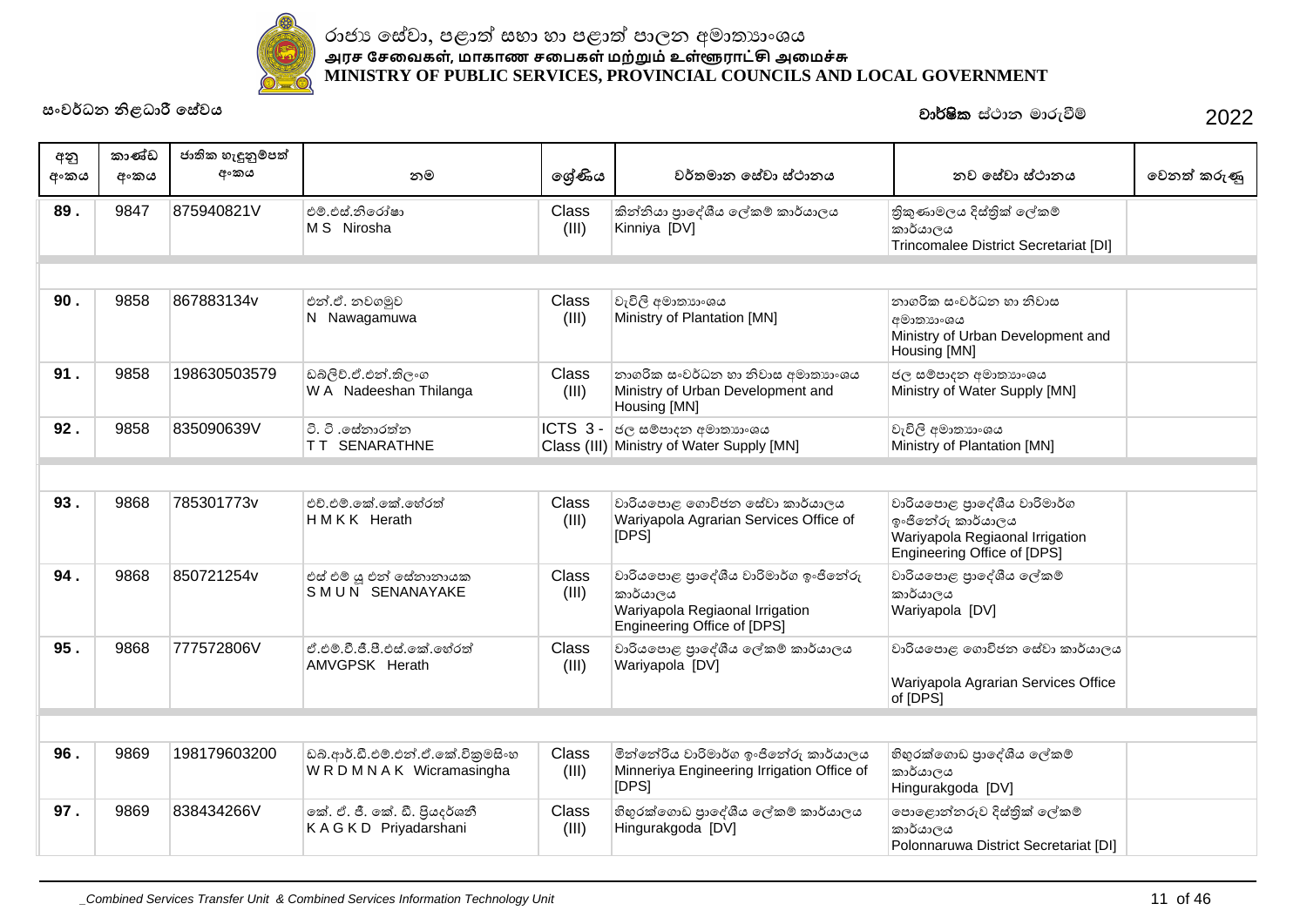රාජ්‍ය සේවා, පළාත් සභා හා පළාත් පාලන අමාත්‍යාංශය
அரச சேவைகள், மாகாண சபைகள் மற்றும் உள்ளூராட்சி அமைச்சு
MINISTRY OF PUBLIC SERVICES, PROVINCIAL COUNCILS AND LOCAL GOVERNMENT

සංවර්ධන නිළධාරී සේවය

**වාර්ෂික** ස්ථාන මාරුවීම් 2022

| අනු අංකය | කාණ්ඩ අංකය | ජාතික හැඳුනුම්පත් අංකය | නම | ශ්‍රේණිය | වර්තමාන සේවා ස්ථානය | නව සේවා ස්ථානය | වෙනත් කරුණු |
|---|---|---|---|---|---|---|---|
| **89 .** | 9847 | 875940821V | එම්.එස්.නිරෝෂා<br>M S Nirosha | Class (III) | කින්නියා ප්‍රාදේශීය ලේකම් කාර්යාලය<br>Kinniya [DV] | ත්‍රිකුණාමලය දිස්ත්‍රික් ලේකම් කාර්යාලය<br>Trincomalee District Secretariat [DI] | |
| **90 .** | 9858 | 867883134v | එන්.ඒ. නවගමුව<br>N Nawagamuwa | Class (III) | වැවිලි අමාත්‍යාංශය<br>Ministry of Plantation [MN] | නාගරික සංවර්ධන හා නිවාස අමාත්‍යාංශය<br>Ministry of Urban Development and Housing [MN] | |
| **91 .** | 9858 | 198630503579 | ඩබ්ලිව්.ඒ.එන්.තිලංග<br>W A Nadeeshan Thilanga | Class (III) | නාගරික සංවර්ධන හා නිවාස අමාත්‍යාංශය<br>Ministry of Urban Development and Housing [MN] | ජල සම්පාදන අමාත්‍යාංශය<br>Ministry of Water Supply [MN] | |
| **92 .** | 9858 | 835090639V | ටී. ටී .සේනාරත්න<br>T T SENARATHNE | ICTS 3 - Class (III) | ජල සම්පාදන අමාත්‍යාංශය<br>Ministry of Water Supply [MN] | වැවිලි අමාත්‍යාංශය<br>Ministry of Plantation [MN] | |
| **93 .** | 9868 | 785301773v | එච්.එම්.කේ.කේ.හේරත්<br>H M K K Herath | Class (III) | වාරියපොළ ගොවිජන සේවා කාර්යාලය<br>Wariyapola Agrarian Services Office of [DPS] | වාරියපොළ ප්‍රාදේශීය වාරිමාර්ග ඉංජිනේරු කාර්යාලය<br>Wariyapola Regiaonal Irrigation Engineering Office of [DPS] | |
| **94 .** | 9868 | 850721254v | එස් එම් යූ එන් සේනානායක<br>S M U N SENANAYAKE | Class (III) | වාරියපොළ ප්‍රාදේශීය වාරිමාර්ග ඉංජිනේරු කාර්යාලය<br>Wariyapola Regiaonal Irrigation Engineering Office of [DPS] | වාරියපොළ ප්‍රාදේශීය ලේකම් කාර්යාලය<br>Wariyapola [DV] | |
| **95 .** | 9868 | 777572806V | ඒ.එම්.වී.ජී.පී.එස්.කේ.හේරත්<br>AMVGPSK Herath | Class (III) | වාරියපොළ ප්‍රාදේශීය ලේකම් කාර්යාලය<br>Wariyapola [DV] | වාරියපොළ ගොවිජන සේවා කාර්යාලය<br>Wariyapola Agrarian Services Office of [DPS] | |
| **96 .** | 9869 | 198179603200 | ඩබ්.ආර්.ඩී.එම්.එන්.ඒ.කේ.වික්‍රමසිංහ<br>W R D M N A K Wicramasingha | Class (III) | මින්නේරිය වාරිමාර්ග ඉංජිනේරු කාර්යාලය<br>Minneriya Engineering Irrigation Office of [DPS] | හිඟුරක්ගොඩ ප්‍රාදේශීය ලේකම් කාර්යාලය<br>Hingurakgoda [DV] | |
| **97 .** | 9869 | 838434266V | කේ. ඒ. ජී. කේ. ඩී. ප්‍රියදර්ශනී<br>K A G K D Priyadarshani | Class (III) | හිඟුරක්ගොඩ ප්‍රාදේශීය ලේකම් කාර්යාලය<br>Hingurakgoda [DV] | පොළොන්නරුව දිස්ත්‍රික් ලේකම් කාර්යාලය<br>Polonnaruwa District Secretariat [DI] | |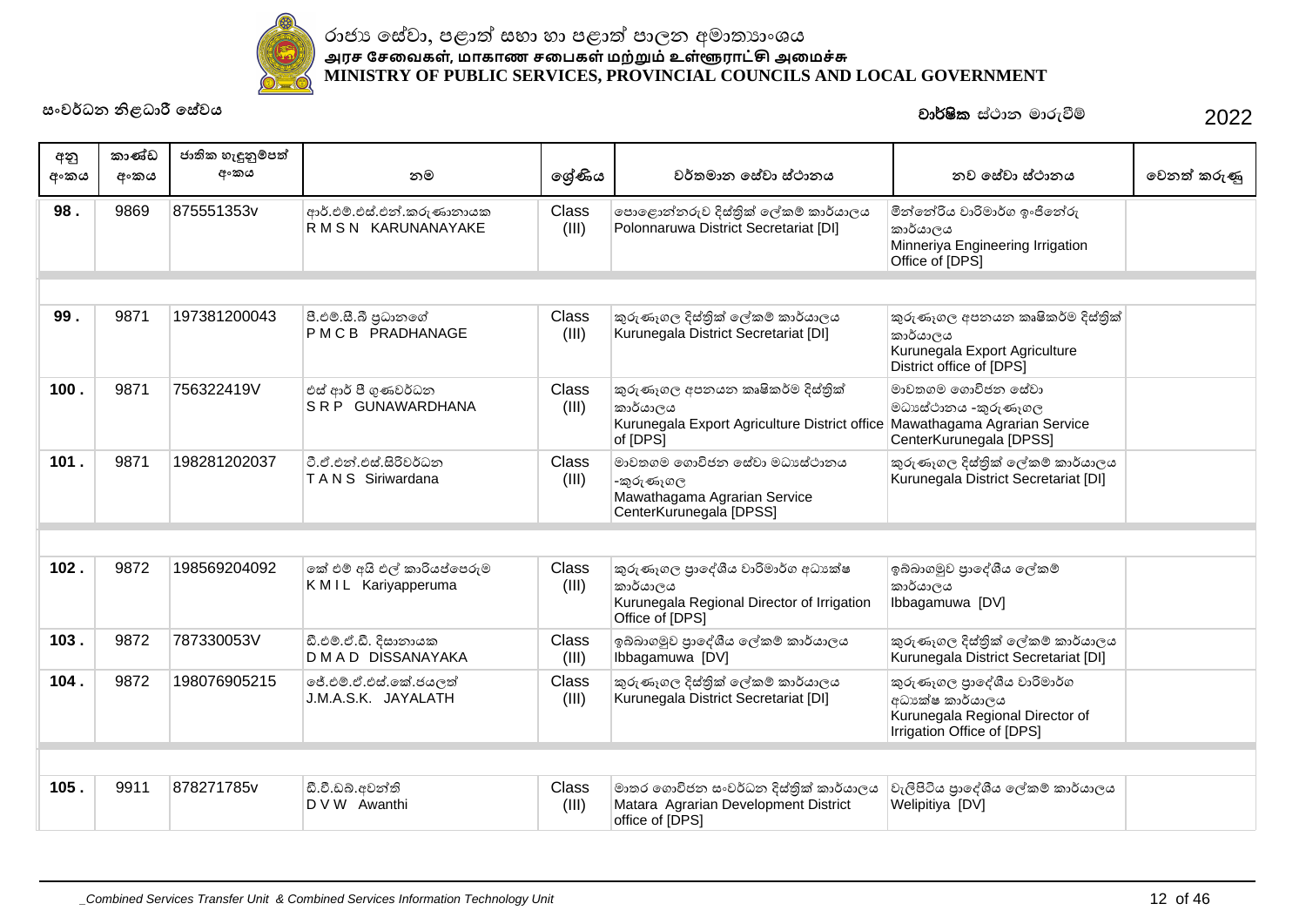රාජ්‍ය සේවා, පළාත් සභා හා පළාත් පාලන අමාත්‍යාංශය
அரச சேவைகள், மாகாண சபைகள் மற்றும் உள்ளூராட்சி அமைச்சு
**MINISTRY OF PUBLIC SERVICES, PROVINCIAL COUNCILS AND LOCAL GOVERNMENT**

සංවර්ධන නිළධාරී සේවය

**වාර්ෂික** ස්ථාන මාරුවීම් 2022

| අනු අංකය | කාණ්ඩ අංකය | ජාතික හැඳුනුම්පත් අංකය | නම | ශ්‍රේණිය | වර්තමාන සේවා ස්ථානය | නව සේවා ස්ථානය | වෙනත් කරුණු |
|---|---|---|---|---|---|---|---|
| **98 .** | 9869 | 875551353v | ආර්.එම්.එස්.එන්.කරුණානායක<br>R M S N KARUNANAYAKE | Class (III) | පොළොන්නරුව දිස්ත්‍රික් ලේකම් කාර්යාලය<br>Polonnaruwa District Secretariat [DI] | මින්නේරිය වාරිමාර්ග ඉංජිනේරු කාර්යාලය<br>Minneriya Engineering Irrigation Office of [DPS] | |
| **99 .** | 9871 | 197381200043 | පී.එම්.සී.බී ප්‍රධානගේ<br>P M C B PRADHANAGE | Class (III) | කුරුණෑගල දිස්ත්‍රික් ලේකම් කාර්යාලය<br>Kurunegala District Secretariat [DI] | කුරුණෑගල අපනයන කෘෂිකර්ම දිස්ත්‍රික් කාර්යාලය<br>Kurunegala Export Agriculture District office of [DPS] | |
| **100 .** | 9871 | 756322419V | එස් ආර් පී ගුණවර්ධන<br>S R P GUNAWARDHANA | Class (III) | කුරුණෑගල අපනයන කෘෂිකර්ම දිස්ත්‍රික් කාර්යාලය<br>Kurunegala Export Agriculture District office of [DPS] | මාවතගම ගොවිජන සේවා මධ්‍යස්ථානය -කුරුණෑගල<br>Mawathagama Agrarian Service CenterKurunegala [DPSS] | |
| **101 .** | 9871 | 198281202037 | ටී.ඒ.එන්.එස්.සිරිවර්ධන<br>T A N S Siriwardana | Class (III) | මාවතගම ගොවිජන සේවා මධ්‍යස්ථානය -කුරුණෑගල<br>Mawathagama Agrarian Service CenterKurunegala [DPSS] | කුරුණෑගල දිස්ත්‍රික් ලේකම් කාර්යාලය<br>Kurunegala District Secretariat [DI] | |
| **102 .** | 9872 | 198569204092 | කේ එම් අයි එල් කාරියප්පෙරුම<br>K M I L Kariyapperuma | Class (III) | කුරුණෑගල ප්‍රාදේශීය වාරිමාර්ග අධ්‍යක්ෂ කාර්යාලය<br>Kurunegala Regional Director of Irrigation Office of [DPS] | ඉබ්බාගමුව ප්‍රාදේශීය ලේකම් කාර්යාලය<br>Ibbagamuwa [DV] | |
| **103 .** | 9872 | 787330053V | ඩී.එම්.ඒ.ඩී. දිසානායක<br>D M A D DISSANAYAKA | Class (III) | ඉබ්බාගමුව ප්‍රාදේශීය ලේකම් කාර්යාලය<br>Ibbagamuwa [DV] | කුරුණෑගල දිස්ත්‍රික් ලේකම් කාර්යාලය<br>Kurunegala District Secretariat [DI] | |
| **104 .** | 9872 | 198076905215 | ජේ.එම්.ඒ.එස්.කේ.ජයලත්<br>J.M.A.S.K. JAYALATH | Class (III) | කුරුණෑගල දිස්ත්‍රික් ලේකම් කාර්යාලය<br>Kurunegala District Secretariat [DI] | කුරුණෑගල ප්‍රාදේශීය වාරිමාර්ග අධ්‍යක්ෂ කාර්යාලය<br>Kurunegala Regional Director of Irrigation Office of [DPS] | |
| **105 .** | 9911 | 878271785v | ඩී.වී.ඩබ්.අවන්ති<br>D V W Awanthi | Class (III) | මාතර ගොවිජන සංවර්ධන දිස්ත්‍රික් කාර්යාලය<br>Matara Agrarian Development District office of [DPS] | වැලිපිටිය ප්‍රාදේශීය ලේකම් කාර්යාලය<br>Welipitiya [DV] | |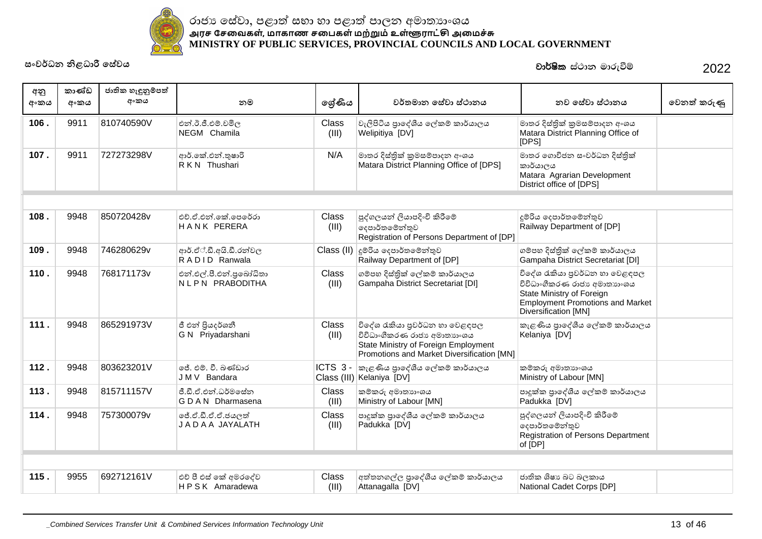රාජ්‍ය සේවා, පළාත් සභා හා පළාත් පාලන අමාත්‍යාංශය
அரச சேவைகள், மாகாண சபைகள் மற்றும் உள்ளூராட்சி அமைச்சு
MINISTRY OF PUBLIC SERVICES, PROVINCIAL COUNCILS AND LOCAL GOVERNMENT

සංවර්ධන නිළධාරී සේවය

**වාර්ෂික** ස්ථාන මාරුවීම් 2022

| අනු අංකය | කාණ්ඩ අංකය | ජාතික හැඳුනුම්පත් අංකය | නම | ශ්‍රේණිය | වර්තමාන සේවා ස්ථානය | නව සේවා ස්ථානය | වෙනත් කරුණු |
|---|---|---|---|---|---|---|---|
| 106 . | 9911 | 810740590V | එන්.ඊ.ජී.එම්.චමිල NEGM Chamila | Class (III) | වැලිපිටිය ප්‍රාදේශීය ලේකම් කාර්යාලය Welipitiya [DV] | මාතර දිස්ත්‍රික් ක්‍රමසම්පාදන අංශය Matara District Planning Office of [DPS] | |
| 107 . | 9911 | 727273298V | ආර්.කේ.එන්.තුෂාරි R K N Thushari | N/A | මාතර දිස්ත්‍රික් ක්‍රමසම්පාදන අංශය Matara District Planning Office of [DPS] | මාතර ගොවිජන සංවර්ධන දිස්ත්‍රික් කාර්යාලය Matara Agrarian Development District office of [DPS] | |
| 108 . | 9948 | 850720428v | එච්.ඒ.එන්.කේ.පෙරේරා H A N K PERERA | Class (III) | පුද්ගලයන් ලියාපදිංචි කිරීමේ දෙපාර්තමේන්තුව Registration of Persons Department of [DP] | දුම්රිය දෙපාර්තමේන්තුව Railway Department of [DP] | |
| 109 . | 9948 | 746280629v | ආර්.ඒ්.ඩී.අයි.ඩී.රන්වල R A D I D Ranwala | Class (II) | දුම්රිය දෙපාර්තමේන්තුව Railway Department of [DP] | ගම්පහ දිස්ත්‍රික් ලේකම් කාර්යාලය Gampaha District Secretariat [DI] | |
| 110 . | 9948 | 768171173v | එන්.එල්.පී.එන්.ප්‍රබෝධිතා N L P N PRABODITHA | Class (III) | ගම්පහ දිස්ත්‍රික් ලේකම් කාර්යාලය Gampaha District Secretariat [DI] | විදේශ රැකියා ප්‍රවර්ධන හා වෙළඳපල විවිධාංගීකරණ රාජ්‍ය අමාත්‍යාංශය State Ministry of Foreign Employment Promotions and Market Diversification [MN] | |
| 111 . | 9948 | 865291973V | ජී එන් ප්‍රියදර්ශනී G N Priyadarshani | Class (III) | විදේශ රැකියා ප්‍රවර්ධන හා වෙළඳපල විවිධාංගීකරණ රාජ්‍ය අමාත්‍යාංශය State Ministry of Foreign Employment Promotions and Market Diversification [MN] | කැළණිය ප්‍රාදේශීය ලේකම් කාර්යාලය Kelaniya [DV] | |
| 112 . | 9948 | 803623201V | ජේ. එම්. වී. බණ්ඩාර J M V Bandara | ICTS 3 - Class (III) | කැළණිය ප්‍රාදේශීය ලේකම් කාර්යාලය Kelaniya [DV] | කම්කරු අමාත්‍යාංශය Ministry of Labour [MN] | |
| 113 . | 9948 | 815711157V | ජී.ඩී.ඒ.එන්.ධර්මසේන G D A N Dharmasena | Class (III) | කම්කරු අමාත්‍යාංශය Ministry of Labour [MN] | පාදුක්ක ප්‍රාදේශීය ලේකම් කාර්යාලය Padukka [DV] | |
| 114 . | 9948 | 757300079v | ජේ.ඒ.ඩී.ඒ.ඒ.ජයලත් J A D A A JAYALATH | Class (III) | පාදුක්ක ප්‍රාදේශීය ලේකම් කාර්යාලය Padukka [DV] | පුද්ගලයන් ලියාපදිංචි කිරීමේ දෙපාර්තමේන්තුව Registration of Persons Department of [DP] | |
| 115 . | 9955 | 692712161V | එච් පී එස් කේ අමරදේව H P S K Amaradewa | Class (III) | අත්තනගල්ල ප්‍රාදේශීය ලේකම් කාර්යාලය Attanagalla [DV] | ජාතික ශිෂ්‍ය බට බලකාය National Cadet Corps [DP] | |

_Combined Services Transfer Unit & Combined Services Information Technology Unit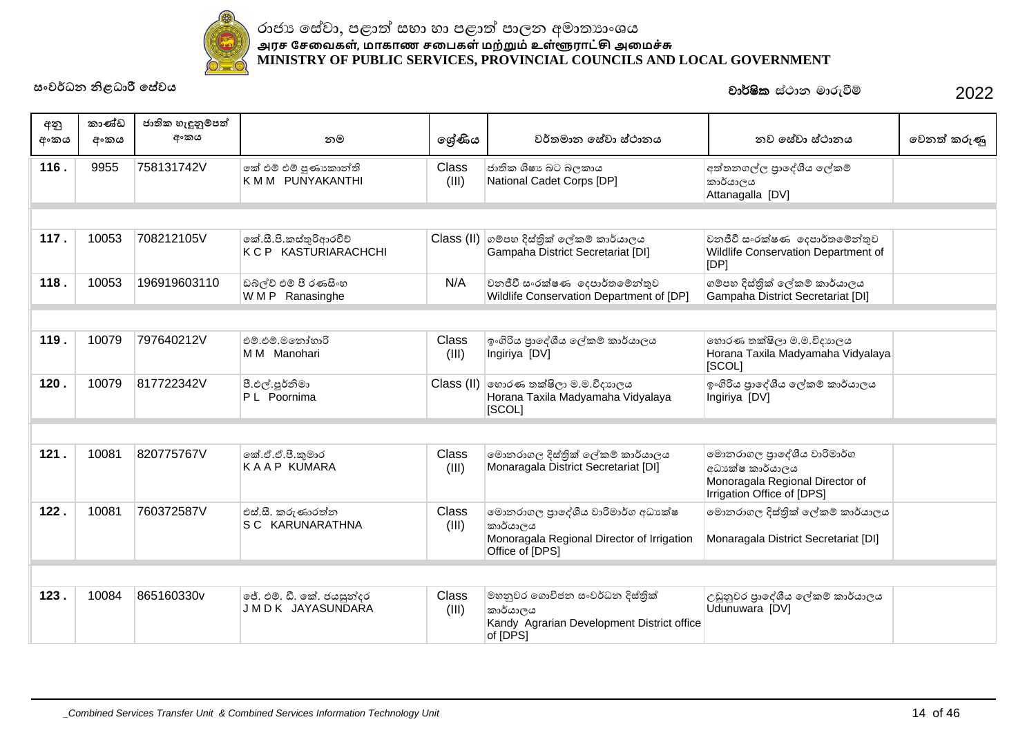රාජ්‍ය සේවා, පළාත් සභා හා පළාත් පාලන අමාත්‍යාංශය
அரச சேவைகள், மாகாண சபைகள் மற்றும் உள்ளூராட்சி அமைச்சு
**MINISTRY OF PUBLIC SERVICES, PROVINCIAL COUNCILS AND LOCAL GOVERNMENT**

සංවර්ධන නිළධාරී සේවය

**වාර්ෂික** ස්ථාන මාරුවීම් 2022

| අනු අංකය | කාණ්ඩ අංකය | ජාතික හැඳුනුම්පත් අංකය | නම | ශ්‍රේණිය | වර්තමාන සේවා ස්ථානය | නව සේවා ස්ථානය | වෙනත් කරුණු |
|---|---|---|---|---|---|---|---|
| 116 . | 9955 | 758131742V | කේ එම් එම් පුණ්‍යකාන්ති K M M PUNYAKANTHI | Class (III) | ජාතික ශිෂ්‍ය බට බලකාය National Cadet Corps [DP] | අත්තනගල්ල ප්‍රාදේශීය ලේකම් කාර්යාලය Attanagalla [DV] | |
| 117 . | 10053 | 708212105V | කේ.සී.පි.කස්තුරිආරච්චි K C P KASTURIARACHCHI | Class (II) | ගම්පහ දිස්ත්‍රික් ලේකම් කාර්යාලය Gampaha District Secretariat [DI] | වනජීවී සංරක්ෂණ දෙපාර්තමේන්තුව Wildlife Conservation Department of [DP] | |
| 118 . | 10053 | 196919603110 | ඩබ්ල්ව් එම් පී රණසිංහ W M P Ranasinghe | N/A | වනජීවී සංරක්ෂණ දෙපාර්තමේන්තුව Wildlife Conservation Department of [DP] | ගම්පහ දිස්ත්‍රික් ලේකම් කාර්යාලය Gampaha District Secretariat [DI] | |
| 119 . | 10079 | 797640212V | එම්.එම්.මනෝහරි M M Manohari | Class (III) | ඉංගිරිය ප්‍රාදේශීය ලේකම් කාර්යාලය Ingiriya [DV] | හොරණ තක්ෂිලා ම.ම.විද්‍යාලය Horana Taxila Madyamaha Vidyalaya [SCOL] | |
| 120 . | 10079 | 817722342V | පී.එල්.පූර්නිමා P L Poornima | Class (II) | හොරණ තක්ෂිලා ම.ම.විද්‍යාලය Horana Taxila Madyamaha Vidyalaya [SCOL] | ඉංගිරිය ප්‍රාදේශීය ලේකම් කාර්යාලය Ingiriya [DV] | |
| 121 . | 10081 | 820775767V | කේ.ඒ.ඒ.පී.කුමාර K A A P KUMARA | Class (III) | මොනරාගල දිස්ත්‍රික් ලේකම් කාර්යාලය Monaragala District Secretariat [DI] | මොනරාගල ප්‍රාදේශීය වාරිමාර්ග අධ්‍යක්ෂ කාර්යාලය Monoragala Regional Director of Irrigation Office of [DPS] | |
| 122 . | 10081 | 760372587V | එස්.සී. කරුණාරත්න S C KARUNARATHNA | Class (III) | මොනරාගල ප්‍රාදේශීය වාරිමාර්ග අධ්‍යක්ෂ කාර්යාලය Monoragala Regional Director of Irrigation Office of [DPS] | මොනරාගල දිස්ත්‍රික් ලේකම් කාර්යාලය Monaragala District Secretariat [DI] | |
| 123 . | 10084 | 865160330v | ජේ. එම්. ඩී. කේ. ජයසුන්දර J M D K JAYASUNDARA | Class (III) | මහනුවර ගොවිජන සංවර්ධන දිස්ත්‍රික් කාර්යාලය Kandy Agrarian Development District office of [DPS] | උඩුනුවර ප්‍රාදේශීය ලේකම් කාර්යාලය Udunuwara [DV] | |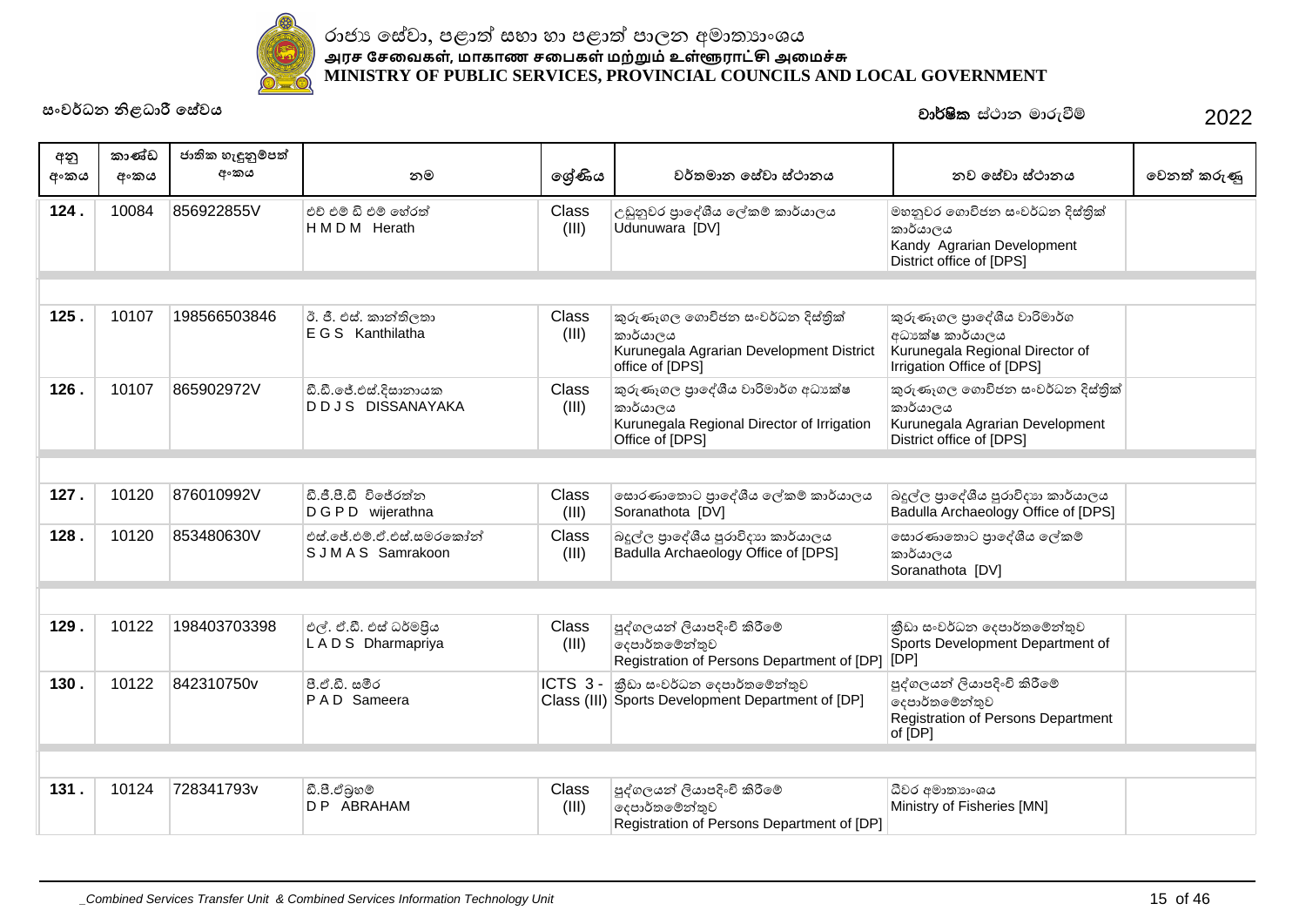රාජ්‍ය සේවා, පළාත් සභා හා පළාත් පාලන අමාත්‍යාංශය
அரச சேவைகள், மாகாண சபைகள் மற்றும் உள்ளூராட்சி அமைச்சு
MINISTRY OF PUBLIC SERVICES, PROVINCIAL COUNCILS AND LOCAL GOVERNMENT

සංවර්ධන නිළධාරී සේවය

**වාර්ෂික** ස්ථාන මාරුවීම් 2022

| අනු අංකය | කාණ්ඩ අංකය | ජාතික හැඳුනුම්පත් අංකය | නම | ශ්‍රේණිය | වර්තමාන සේවා ස්ථානය | නව සේවා ස්ථානය | වෙනත් කරුණු |
|---|---|---|---|---|---|---|---|
| 124 . | 10084 | 856922855V | එච් එම් ඩී එම් හේරත් H M D M Herath | Class (III) | උඩුනුවර ප්‍රාදේශීය ලේකම් කාර්යාලය Udunuwara [DV] | මහනුවර ගොවිජන සංවර්ධන දිස්ත්‍රික් කාර්යාලය Kandy Agrarian Development District office of [DPS] | |
| 125 . | 10107 | 198566503846 | ඊ. ජී. එස්. කාන්තිලතා E G S Kanthilatha | Class (III) | කුරුණෑගල ගොවිජන සංවර්ධන දිස්ත්‍රික් කාර්යාලය Kurunegala Agrarian Development District office of [DPS] | කුරුණෑගල ප්‍රාදේශීය වාරිමාර්ග අධ්‍යක්ෂ කාර්යාලය Kurunegala Regional Director of Irrigation Office of [DPS] | |
| 126 . | 10107 | 865902972V | ඩී.ඩී.ජේ.එස්.දිසානායක D D J S DISSANAYAKA | Class (III) | කුරුණෑගල ප්‍රාදේශීය වාරිමාර්ග අධ්‍යක්ෂ කාර්යාලය Kurunegala Regional Director of Irrigation Office of [DPS] | කුරුණෑගල ගොවිජන සංවර්ධන දිස්ත්‍රික් කාර්යාලය Kurunegala Agrarian Development District office of [DPS] | |
| 127 . | 10120 | 876010992V | ඩී.ජී.පී.ඩී විජේරත්න D G P D wijerathna | Class (III) | සොරණාතොට ප්‍රාදේශීය ලේකම් කාර්යාලය Soranathota [DV] | බදුල්ල ප්‍රාදේශීය පුරාවිද්‍යා කාර්යාලය Badulla Archaeology Office of [DPS] | |
| 128 . | 10120 | 853480630V | එස්.ජේ.එම්.ඒ.එස්.සමරකෝන් S J M A S Samrakoon | Class (III) | බදුල්ල ප්‍රාදේශීය පුරාවිද්‍යා කාර්යාලය Badulla Archaeology Office of [DPS] | සොරණාතොට ප්‍රාදේශීය ලේකම් කාර්යාලය Soranathota [DV] | |
| 129 . | 10122 | 198403703398 | එල්. ඒ.ඩී. එස් ධර්මප්‍රිය L A D S Dharmapriya | Class (III) | පුද්ගලයන් ලියාපදිංචි කිරීමේ දෙපාර්තමේන්තුව Registration of Persons Department of [DP] | ක්‍රීඩා සංවර්ධන දෙපාර්තමේන්තුව Sports Development Department of [DP] | |
| 130 . | 10122 | 842310750v | පී.ඒ.ඩී. සමීර P A D Sameera | ICTS 3 - Class (III) | ක්‍රීඩා සංවර්ධන දෙපාර්තමේන්තුව Sports Development Department of [DP] | පුද්ගලයන් ලියාපදිංචි කිරීමේ දෙපාර්තමේන්තුව Registration of Persons Department of [DP] | |
| 131 . | 10124 | 728341793v | ඩී.පී.ඒබ්‍රහම් D P ABRAHAM | Class (III) | පුද්ගලයන් ලියාපදිංචි කිරීමේ දෙපාර්තමේන්තුව Registration of Persons Department of [DP] | ධීවර අමාත්‍යාංශය Ministry of Fisheries [MN] | |

_Combined Services Transfer Unit & Combined Services Information Technology Unit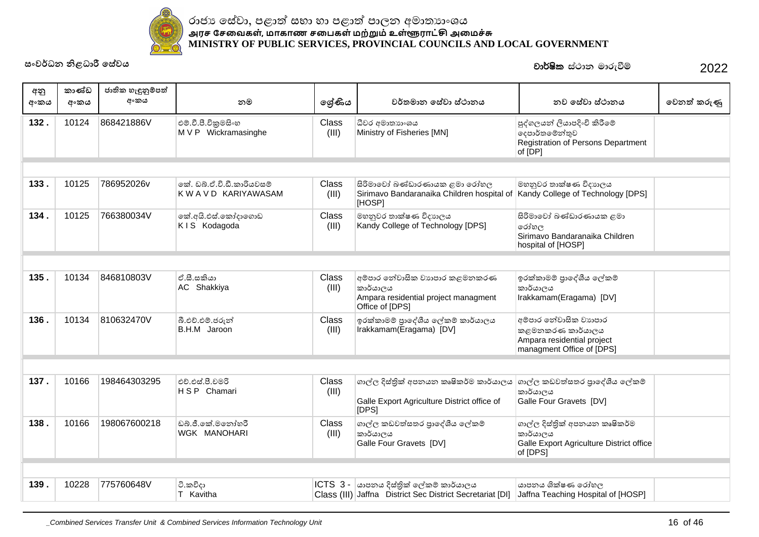රාජ්‍ය සේවා, පළාත් සභා හා පළාත් පාලන අමාත්‍යාංශය
அரச சேவைகள், மாகாண சபைகள் மற்றும் உள்ளூராட்சி அமைச்சு
**MINISTRY OF PUBLIC SERVICES, PROVINCIAL COUNCILS AND LOCAL GOVERNMENT**

සංවර්ධන නිළධාරී සේවය

**වාර්ෂික** ස්ථාන මාරුවීම් 2022

| අනු අංකය | කාණ්ඩ අංකය | ජාතික හැඳුනුම්පත් අංකය | නම | ශ්‍රේණිය | වර්තමාන සේවා ස්ථානය | නව සේවා ස්ථානය | වෙනත් කරුණු |
|---|---|---|---|---|---|---|---|
| **132 .** | 10124 | 868421886V | එම්.වී.පී.වික්‍රමසිංහ<br>M V P Wickramasinghe | Class (III) | ධීවර අමාත්‍යාංශය<br>Ministry of Fisheries [MN] | පුද්ගලයන් ලියාපදිංචි කිරීමේ දෙපාර්තමේන්තුව<br>Registration of Persons Department of [DP] | |
| **133 .** | 10125 | 786952026v | කේ. ඩබ්.ඒ.වී.ඩී.කාරියවසම්<br>K W A V D KARIYAWASAM | Class (III) | සිරිමාවෝ බණ්ඩාරණායක ළමා රෝහල<br>Sirimavo Bandaranaika Children hospital of [HOSP] | මහනුවර තාක්ෂණ විද්‍යාලය<br>Kandy College of Technology [DPS] | |
| **134 .** | 10125 | 766380034V | කේ.අයි.එස්.කෝදාගොඩ<br>K I S Kodagoda | Class (III) | මහනුවර තාක්ෂණ විද්‍යාලය<br>Kandy College of Technology [DPS] | සිරිමාවෝ බණ්ඩාරණායක ළමා රෝහල<br>Sirimavo Bandaranaika Children hospital of [HOSP] | |
| **135 .** | 10134 | 846810803V | ඒ.සී.සකියා<br>AC Shakkiya | Class (III) | අම්පාර නේවාසික ව්‍යාපාර කළමනාකරණ කාර්යාලය<br>Ampara residential project managment Office of [DPS] | ඉරක්කාමම් ප්‍රාදේශීය ලේකම් කාර්යාලය<br>Irakkamam(Eragama) [DV] | |
| **136 .** | 10134 | 810632470V | බී.එච්.එම්.ජරූන්<br>B.H.M Jaroon | Class (III) | ඉරක්කාමම් ප්‍රාදේශීය ලේකම් කාර්යාලය<br>Irakkamam(Eragama) [DV] | අම්පාර නේවාසික ව්‍යාපාර කළමනාකරණ කාර්යාලය<br>Ampara residential project managment Office of [DPS] | |
| **137 .** | 10166 | 198464303295 | එච්.එස්.පී.චමරි<br>H S P Chamari | Class (III) | ගාල්ල දිස්ත්‍රික් අපනයන කෘෂිකර්ම කාර්යාලය<br>Galle Export Agriculture District office of [DPS] | ගාල්ල කඩවත්සතර ප්‍රාදේශීය ලේකම් කාර්යාලය<br>Galle Four Gravets [DV] | |
| **138 .** | 10166 | 198067600218 | ඩබ්.ජී.කේ.මනෝහරි<br>WGK MANOHARI | Class (III) | ගාල්ල කඩවත්සතර ප්‍රාදේශීය ලේකම් කාර්යාලය<br>Galle Four Gravets [DV] | ගාල්ල දිස්ත්‍රික් අපනයන කෘෂිකර්ම කාර්යාලය<br>Galle Export Agriculture District office of [DPS] | |
| **139 .** | 10228 | 775760648V | ටී.කවිදා<br>T Kavitha | ICTS 3 - Class (III) | යාපනය දිස්ත්‍රික් ලේකම් කාර්යාලය<br>Jaffna District Sec District Secretariat [DI] | යාපනය ශික්ෂණ රෝහල<br>Jaffna Teaching Hospital of [HOSP] | |

_Combined Services Transfer Unit & Combined Services Information Technology Unit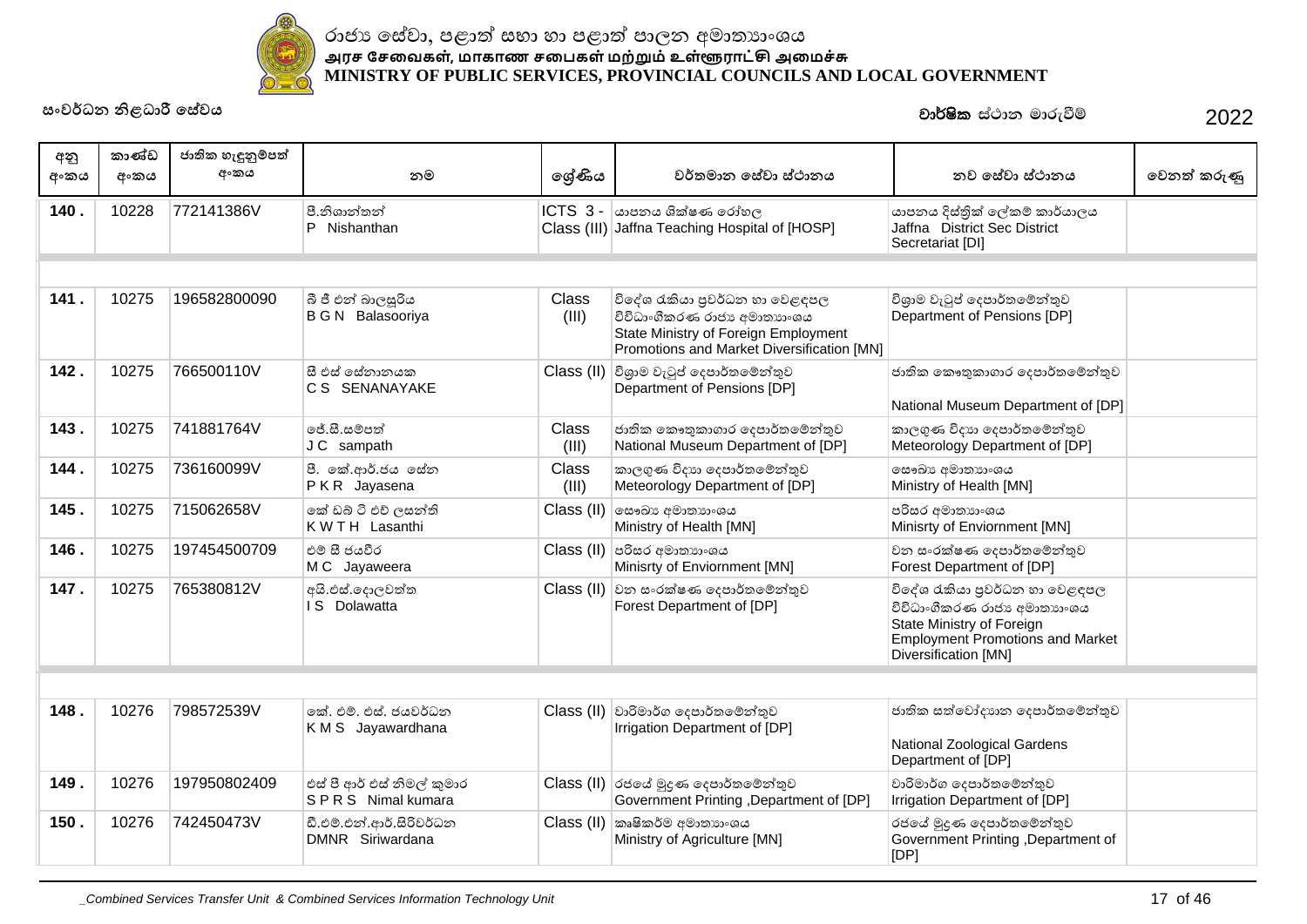රාජ්‍ය සේවා, පළාත් සභා හා පළාත් පාලන අමාත්‍යාංශය
அரச சேவைகள், மாகாண சபைகள் மற்றும் உள்ளூராட்சி அமைச்சு
MINISTRY OF PUBLIC SERVICES, PROVINCIAL COUNCILS AND LOCAL GOVERNMENT

සංවර්ධන නිළධාරී සේවය

**වාර්ෂික** ස්ථාන මාරුවීම් 2022

| අනු අංකය | කාණ්ඩ අංකය | ජාතික හැඳුනුම්පත් අංකය | නම | ශ්‍රේණිය | වර්තමාන සේවා ස්ථානය | නව සේවා ස්ථානය | වෙනත් කරුණු |
|---|---|---|---|---|---|---|---|
| **140 .** | 10228 | 772141386V | පී.නිශාන්තන් P Nishanthan | ICTS 3 - Class (III) | යාපනය ශික්ෂණ රෝහල Jaffna Teaching Hospital of [HOSP] | යාපනය දිස්ත්‍රික් ලේකම් කාර්යාලය Jaffna District Sec District Secretariat [DI] | |
| **141 .** | 10275 | 196582800090 | බී ජී එන් බාලසූරිය B G N Balasooriya | Class (III) | විදේශ රැකියා ප්‍රවර්ධන හා වෙළඳපල විවිධාංගීකරණ රාජ්‍ය අමාත්‍යාංශය State Ministry of Foreign Employment Promotions and Market Diversification [MN] | විශ්‍රාම වැටුප් දෙපාර්තමේන්තුව Department of Pensions [DP] | |
| **142 .** | 10275 | 766500110V | සී එස් සේනානායක C S SENANAYAKE | Class (II) | විශ්‍රාම වැටුප් දෙපාර්තමේන්තුව Department of Pensions [DP] | ජාතික කෞතුකාගාර දෙපාර්තමේන්තුව National Museum Department of [DP] | |
| **143 .** | 10275 | 741881764V | ජේ.සී.සම්පත් J C sampath | Class (III) | ජාතික කෞතුකාගාර දෙපාර්තමේන්තුව National Museum Department of [DP] | කාලගුණ විද්‍යා දෙපාර්තමේන්තුව Meteorology Department of [DP] | |
| **144 .** | 10275 | 736160099V | පී. කේ.ආර්.ජය සේන P K R Jayasena | Class (III) | කාලගුණ විද්‍යා දෙපාර්තමේන්තුව Meteorology Department of [DP] | සෞඛ්‍ය අමාත්‍යාංශය Ministry of Health [MN] | |
| **145 .** | 10275 | 715062658V | කේ ඩබ් ටී එච් ලසන්ති K W T H Lasanthi | Class (II) | සෞඛ්‍ය අමාත්‍යාංශය Ministry of Health [MN] | පරිසර අමාත්‍යාංශය Minisrty of Enviornment [MN] | |
| **146 .** | 10275 | 197454500709 | එම් සී ජයවීර M C Jayaweera | Class (II) | පරිසර අමාත්‍යාංශය Minisrty of Enviornment [MN] | වන සංරක්ෂණ දෙපාර්තමේන්තුව Forest Department of [DP] | |
| **147 .** | 10275 | 765380812V | අයි.එස්.දොලවත්ත I S Dolawatta | Class (II) | වන සංරක්ෂණ දෙපාර්තමේන්තුව Forest Department of [DP] | විදේශ රැකියා ප්‍රවර්ධන හා වෙළඳපල විවිධාංගීකරණ රාජ්‍ය අමාත්‍යාංශය State Ministry of Foreign Employment Promotions and Market Diversification [MN] | |
| **148 .** | 10276 | 798572539V | කේ. එම්. එස්. ජයවර්ධන K M S Jayawardhana | Class (II) | වාරිමාර්ග දෙපාර්තමේන්තුව Irrigation Department of [DP] | ජාතික සත්වෝද්‍යාන දෙපාර්තමේන්තුව National Zoological Gardens Department of [DP] | |
| **149 .** | 10276 | 197950802409 | එස් පී ආර් එස් නිමල් කුමාර S P R S Nimal kumara | Class (II) | රජයේ මුද්‍රණ දෙපාර්තමේන්තුව Government Printing ,Department of [DP] | වාරිමාර්ග දෙපාර්තමේන්තුව Irrigation Department of [DP] | |
| **150 .** | 10276 | 742450473V | ඩී.එම්.එන්.ආර්.සිරිවර්ධන DMNR Siriwardana | Class (II) | කෘෂිකර්ම අමාත්‍යාංශය Ministry of Agriculture [MN] | රජයේ මුද්‍රණ දෙපාර්තමේන්තුව Government Printing ,Department of [DP] | |

_Combined Services Transfer Unit & Combined Services Information Technology Unit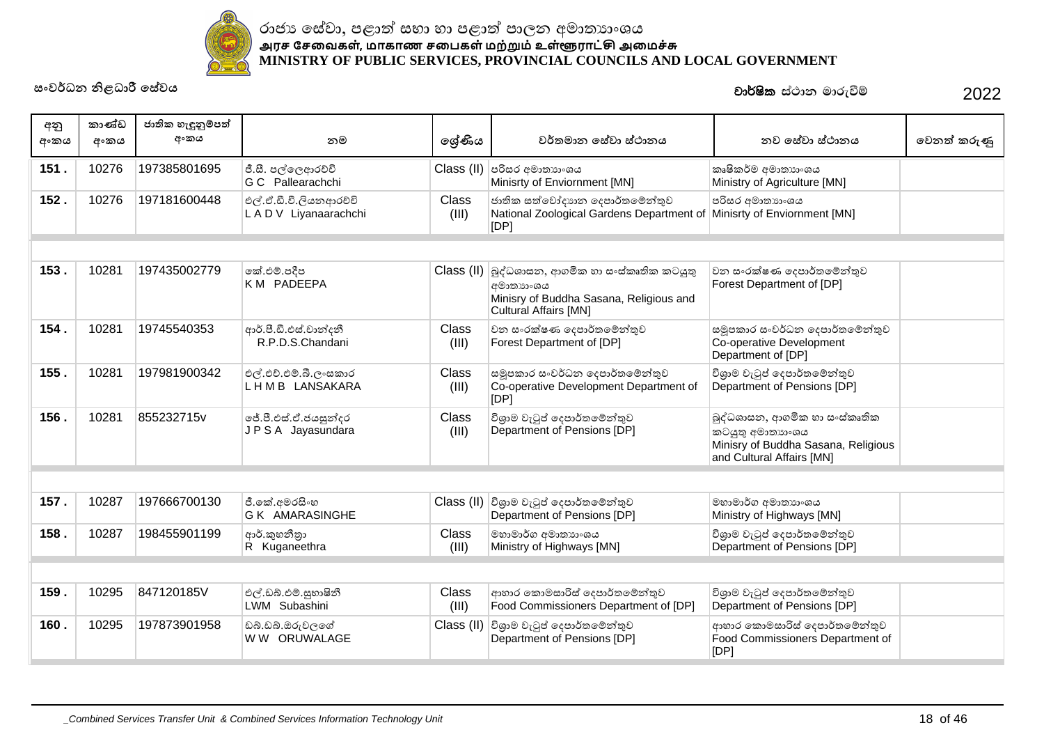රාජ්‍ය සේවා, පළාත් සභා හා පළාත් පාලන අමාත්‍යාංශය
அரச சேவைகள், மாகாண சபைகள் மற்றும் உள்ளூராட்சி அமைச்சு
**MINISTRY OF PUBLIC SERVICES, PROVINCIAL COUNCILS AND LOCAL GOVERNMENT**

සංවර්ධන නිළධාරී සේවය

**වාර්ෂික** ස්ථාන මාරුවීම් 2022

| අනු අංකය | කාණ්ඩ අංකය | ජාතික හැඳුනුම්පත් අංකය | නම | ශ්‍රේණිය | වර්තමාන සේවා ස්ථානය | නව සේවා ස්ථානය | වෙනත් කරුණු |
|---|---|---|---|---|---|---|---|
| 151 . | 10276 | 197385801695 | ජී.සී. පල්ලෙආරච්චි<br>G C Pallearachchi | Class (II) | පරිසර අමාත්‍යාංශය<br>Minisrty of Enviornment [MN] | කෘෂිකර්ම අමාත්‍යාංශය<br>Ministry of Agriculture [MN] | |
| 152 . | 10276 | 197181600448 | එල්.ඒ.ඩී.වී.ලියනආරච්චි<br>L A D V Liyanaarachchi | Class (III) | ජාතික සත්වෝද්‍යාන දෙපාර්තමේන්තුව<br>National Zoological Gardens Department of [DP] | පරිසර අමාත්‍යාංශය<br>Minisrty of Enviornment [MN] | |
| | | | | | | | |
| 153 . | 10281 | 197435002779 | කේ.එම්.පදීප<br>K M PADEEPA | Class (II) | බුද්ධශාසන, ආගමික හා සංස්කෘතික කටයුතු අමාත්‍යාංශය<br>Minisry of Buddha Sasana, Religious and Cultural Affairs [MN] | වන සංරක්ෂණ දෙපාර්තමේන්තුව<br>Forest Department of [DP] | |
| 154 . | 10281 | 19745540353 | ආර්.පී.ඩී.එස්.චාන්දනි<br>R.P.D.S.Chandani | Class (III) | වන සංරක්ෂණ දෙපාර්තමේන්තුව<br>Forest Department of [DP] | සමූපකාර සංවර්ධන දෙපාර්තමේන්තුව<br>Co-operative Development Department of [DP] | |
| 155 . | 10281 | 197981900342 | එල්.එච්.එම්.බී.ලංසකාර<br>L H M B LANSAKARA | Class (III) | සමූපකාර සංවර්ධන දෙපාර්තමේන්තුව<br>Co-operative Development Department of [DP] | විශ්‍රාම වැටුප් දෙපාර්තමේන්තුව<br>Department of Pensions [DP] | |
| 156 . | 10281 | 855232715v | ජේ.පී.එස්.ඒ.ජයසුන්දර<br>J P S A Jayasundara | Class (III) | විශ්‍රාම වැටුප් දෙපාර්තමේන්තුව<br>Department of Pensions [DP] | බුද්ධශාසන, ආගමික හා සංස්කෘතික කටයුතු අමාත්‍යාංශය<br>Minisry of Buddha Sasana, Religious and Cultural Affairs [MN] | |
| | | | | | | | |
| 157 . | 10287 | 197666700130 | ජී.කේ.අමරසිංහ<br>G K AMARASINGHE | Class (II) | විශ්‍රාම වැටුප් දෙපාර්තමේන්තුව<br>Department of Pensions [DP] | මහාමාර්ග අමාත්‍යාංශය<br>Ministry of Highways [MN] | |
| 158 . | 10287 | 198455901199 | ආර්.කුහනීත්‍රා<br>R Kuganeethra | Class (III) | මහාමාර්ග අමාත්‍යාංශය<br>Ministry of Highways [MN] | විශ්‍රාම වැටුප් දෙපාර්තමේන්තුව<br>Department of Pensions [DP] | |
| | | | | | | | |
| 159 . | 10295 | 847120185V | එල්.ඩබ්.එම්.සුභාෂිනී<br>LWM Subashini | Class (III) | ආහාර කොමසාරිස් දෙපාර්තමේන්තුව<br>Food Commissioners Department of [DP] | විශ්‍රාම වැටුප් දෙපාර්තමේන්තුව<br>Department of Pensions [DP] | |
| 160 . | 10295 | 197873901958 | ඩබ්.ඩබ්.ඔරුවලගේ<br>W W ORUWALAGE | Class (II) | විශ්‍රාම වැටුප් දෙපාර්තමේන්තුව<br>Department of Pensions [DP] | ආහාර කොමසාරිස් දෙපාර්තමේන්තුව<br>Food Commissioners Department of [DP] | |

_Combined Services Transfer Unit & Combined Services Information Technology Unit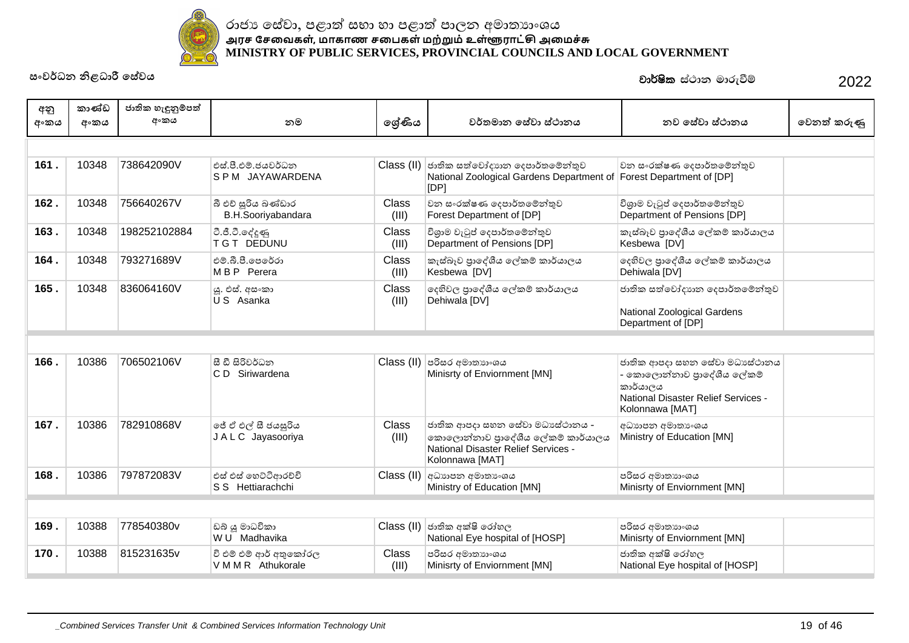රාජ්‍ය සේවා, පළාත් සභා හා පළාත් පාලන අමාත්‍යාංශය
அரச சேவைகள், மாகாண சபைகள் மற்றும் உள்ளூராட்சி அமைச்சு
**MINISTRY OF PUBLIC SERVICES, PROVINCIAL COUNCILS AND LOCAL GOVERNMENT**

සංවර්ධන නිළධාරී සේවය

**වාර්ෂික** ස්ථාන මාරුවීම් 2022

| අනු අංකය | කාණ්ඩ අංකය | ජාතික හැඳුනුම්පත් අංකය | නම | ශ්‍රේණිය | වර්තමාන සේවා ස්ථානය | නව සේවා ස්ථානය | වෙනත් කරුණු |
|---|---|---|---|---|---|---|---|
| **161 .** | 10348 | 738642090V | එස්.පී.එම්.ජයවර්ධන S P M JAYAWARDENA | Class (II) | ජාතික සත්වෝද්‍යාන දෙපාර්තමේන්තුව National Zoological Gardens Department of [DP] | වන සංරක්ෂණ දෙපාර්තමේන්තුව Forest Department of [DP] | |
| **162 .** | 10348 | 756640267V | බී එච් සූරිය බණ්ඩාර B.H.Sooriyabandara | Class (III) | වන සංරක්ෂණ දෙපාර්තමේන්තුව Forest Department of [DP] | විශ්‍රාම වැටුප් දෙපාර්තමේන්තුව Department of Pensions [DP] | |
| **163 .** | 10348 | 198252102884 | ටී.ජී.ටී.දේදුණු T G T DEDUNU | Class (III) | විශ්‍රාම වැටුප් දෙපාර්තමේන්තුව Department of Pensions [DP] | කැස්බෑව ප්‍රාදේශීය ලේකම් කාර්යාලය Kesbewa [DV] | |
| **164 .** | 10348 | 793271689V | එම්.බී.පී.පෙරේරා M B P Perera | Class (III) | කැස්බෑව ප්‍රාදේශීය ලේකම් කාර්යාලය Kesbewa [DV] | දෙහිවල ප්‍රාදේශීය ලේකම් කාර්යාලය Dehiwala [DV] | |
| **165 .** | 10348 | 836064160V | යූ. එස්. අසංකා U S Asanka | Class (III) | දෙහිවල ප්‍රාදේශීය ලේකම් කාර්යාලය Dehiwala [DV] | ජාතික සත්වෝද්‍යාන දෙපාර්තමේන්තුව National Zoological Gardens Department of [DP] | |
| **166 .** | 10386 | 706502106V | සී ඩී සිරිවර්ධන C D Siriwardena | Class (II) | පරිසර අමාත්‍යාංශය Minisrty of Enviornment [MN] | ජාතික ආපදා සහන සේවා මධ්‍යස්ථානය - කොලොන්නාව ප්‍රාදේශීය ලේකම් කාර්යාලය National Disaster Relief Services - Kolonnawa [MAT] | |
| **167 .** | 10386 | 782910868V | ජේ ඒ එල් සී ජයසූරිය J A L C Jayasooriya | Class (III) | ජාතික ආපදා සහන සේවා මධ්‍යස්ථානය - කොලොන්නාව ප්‍රාදේශීය ලේකම් කාර්යාලය National Disaster Relief Services - Kolonnawa [MAT] | අධ්‍යාපන අමාත්‍යාංශය Ministry of Education [MN] | |
| **168 .** | 10386 | 797872083V | එස් එස් හෙට්ටිආරච්චි S S Hettiarachchi | Class (II) | අධ්‍යාපන අමාත්‍යාංශය Ministry of Education [MN] | පරිසර අමාත්‍යාංශය Minisrty of Enviornment [MN] | |
| **169 .** | 10388 | 778540380v | ඩබ් යූ මාධවිකා W U Madhavika | Class (II) | ජාතික අක්ෂි රෝහල National Eye hospital of [HOSP] | පරිසර අමාත්‍යාංශය Minisrty of Enviornment [MN] | |
| **170 .** | 10388 | 815231635v | වී එම් එම් ආර් අතුකෝරල V M M R Athukorale | Class (III) | පරිසර අමාත්‍යාංශය Minisrty of Enviornment [MN] | ජාතික අක්ෂි රෝහල National Eye hospital of [HOSP] | |

*_Combined Services Transfer Unit & Combined Services Information Technology Unit*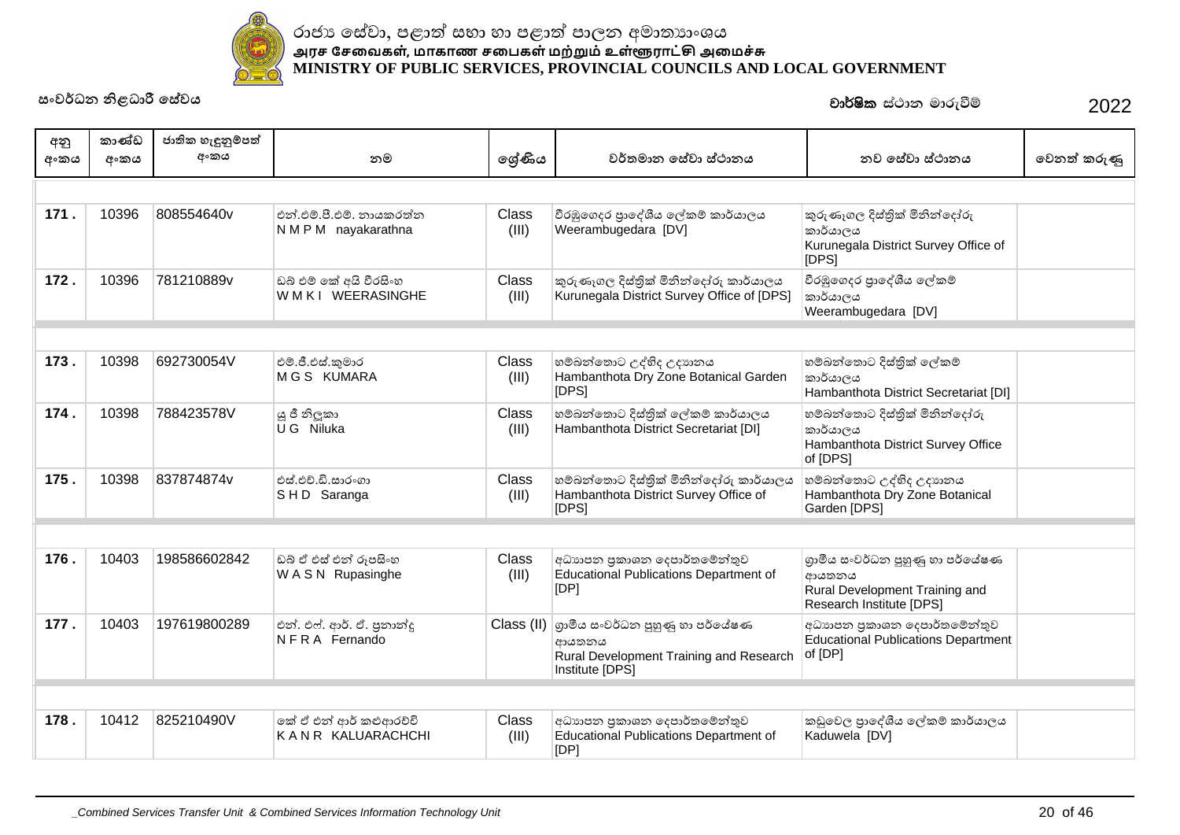රාජ්‍ය සේවා, පළාත් සභා හා පළාත් පාලන අමාත්‍යාංශය
அரச சேவைகள், மாகாண சபைகள் மற்றும் உள்ளூராட்சி அமைச்சு
**MINISTRY OF PUBLIC SERVICES, PROVINCIAL COUNCILS AND LOCAL GOVERNMENT**

සංවර්ධන නිළධාරී සේවය

**වාර්ෂික** ස්ථාන මාරුවීම් 2022

| අනු අංකය | කාණ්ඩ අංකය | ජාතික හැඳුනුම්පත් අංකය | නම | ශ්‍රේණිය | වර්තමාන සේවා ස්ථානය | නව සේවා ස්ථානය | වෙනත් කරුණු |
|---|---|---|---|---|---|---|---|
| **171 .** | 10396 | 808554640v | එන්.එම්.පී.එම්. නායකරත්න N M P M nayakarathna | Class (III) | වීරඹුගෙදර ප්‍රාදේශීය ලේකම් කාර්යාලය Weerambugedara [DV] | කුරුණෑගල දිස්ත්‍රික් මිනින්දෝරු කාර්යාලය Kurunegala District Survey Office of [DPS] | |
| **172 .** | 10396 | 781210889v | ඩබ් එම් කේ අයි වීරසිංහ W M K I WEERASINGHE | Class (III) | කුරුණෑගල දිස්ත්‍රික් මිනින්දෝරු කාර්යාලය Kurunegala District Survey Office of [DPS] | වීරඹුගෙදර ප්‍රාදේශීය ලේකම් කාර්යාලය Weerambugedara [DV] | |
| **173 .** | 10398 | 692730054V | එම්.ජී.එස්.කුමාර M G S KUMARA | Class (III) | හම්බන්තොට උද්භිද උද්‍යානය Hambanthota Dry Zone Botanical Garden [DPS] | හම්බන්තොට දිස්ත්‍රික් ලේකම් කාර්යාලය Hambanthota District Secretariat [DI] | |
| **174 .** | 10398 | 788423578V | යූ ජී නිලූකා U G Niluka | Class (III) | හම්බන්තොට දිස්ත්‍රික් ලේකම් කාර්යාලය Hambanthota District Secretariat [DI] | හම්බන්තොට දිස්ත්‍රික් මිනින්දෝරු කාර්යාලය Hambanthota District Survey Office of [DPS] | |
| **175 .** | 10398 | 837874874v | එස්.එච්.ඩී.සාරංගා S H D Saranga | Class (III) | හම්බන්තොට දිස්ත්‍රික් මිනින්දෝරු කාර්යාලය Hambanthota District Survey Office of [DPS] | හම්බන්තොට උද්භිද උද්‍යානය Hambanthota Dry Zone Botanical Garden [DPS] | |
| **176 .** | 10403 | 198586602842 | ඩබ් ඒ එස් එන් රූපසිංහ W A S N Rupasinghe | Class (III) | අධ්‍යාපන ප්‍රකාශන දෙපාර්තමේන්තුව Educational Publications Department of [DP] | ග්‍රාමීය සංවර්ධන පුහුණු හා පර්යේෂණ ආයතනය Rural Development Training and Research Institute [DPS] | |
| **177 .** | 10403 | 197619800289 | එන්. එෆ්. ආර්. ඒ. ප්‍රනාන්දු N F R A Fernando | Class (II) | ග්‍රාමීය සංවර්ධන පුහුණු හා පර්යේෂණ ආයතනය Rural Development Training and Research Institute [DPS] | අධ්‍යාපන ප්‍රකාශන දෙපාර්තමේන්තුව Educational Publications Department of [DP] | |
| **178 .** | 10412 | 825210490V | කේ ඒ එන් ආර් කළුආරච්චි K A N R KALUARACHCHI | Class (III) | අධ්‍යාපන ප්‍රකාශන දෙපාර්තමේන්තුව Educational Publications Department of [DP] | කඩුවෙල ප්‍රාදේශීය ලේකම් කාර්යාලය Kaduwela [DV] | |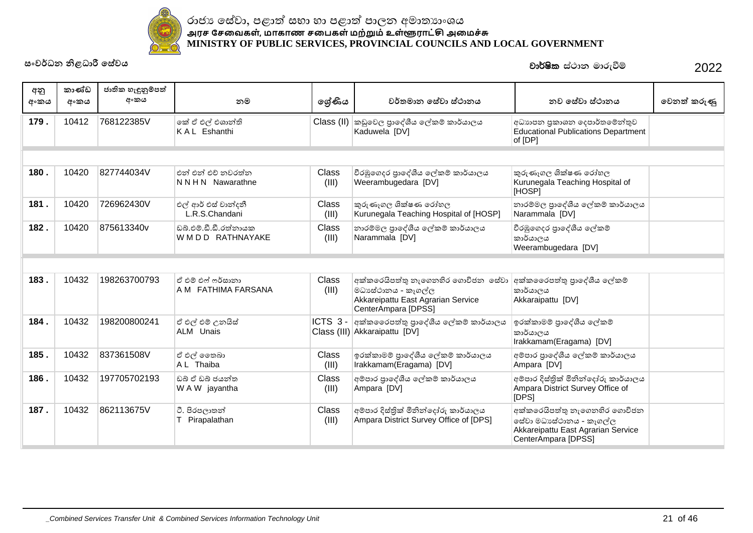රාජ්‍ය සේවා, පළාත් සභා හා පළාත් පාලන අමාත්‍යාංශය
அரச சேவைகள், மாகாண சபைகள் மற்றும் உள்ளூராட்சி அமைச்சு
MINISTRY OF PUBLIC SERVICES, PROVINCIAL COUNCILS AND LOCAL GOVERNMENT

සංවර්ධන නිළධාරී සේවය

**වාර්ෂික** ස්ථාන මාරුවීම් 2022

| අනු අංකය | කාණ්ඩ අංකය | ජාතික හැඳුනුම්පත් අංකය | නම | ශ්‍රේණිය | වර්තමාන සේවා ස්ථානය | නව සේවා ස්ථානය | වෙනත් කරුණු |
|---|---|---|---|---|---|---|---|
| 179 . | 10412 | 768122385V | කේ ඒ එල් එශාන්ති<br>K A L Eshanthi | Class (II) | කඩුවෙල ප්‍රාදේශීය ලේකම් කාර්යාලය<br>Kaduwela [DV] | අධ්‍යාපන ප්‍රකාශන දෙපාර්තමේන්තුව<br>Educational Publications Department of [DP] | |
| 180 . | 10420 | 827744034V | එන් එන් එච් නවරත්න<br>N N H N Nawarathne | Class (III) | වීරඹුගෙදර ප්‍රාදේශීය ලේකම් කාර්යාලය<br>Weerambugedara [DV] | කුරුණෑගල ශික්ෂණ රෝහල<br>Kurunegala Teaching Hospital of [HOSP] | |
| 181 . | 10420 | 726962430V | එල් ආර් එස් චාන්දනි<br>L.R.S.Chandani | Class (III) | කුරුණෑගල ශික්ෂණ රෝහල<br>Kurunegala Teaching Hospital of [HOSP] | නාරම්මල ප්‍රාදේශීය ලේකම් කාර්යාලය<br>Narammala [DV] | |
| 182 . | 10420 | 875613340v | ඩබ්.එම්.ඩී.ඩී.රත්නායක<br>W M D D RATHNAYAKE | Class (III) | නාරම්මල ප්‍රාදේශීය ලේකම් කාර්යාලය<br>Narammala [DV] | වීරඹුගෙදර ප්‍රාදේශීය ලේකම් කාර්යාලය<br>Weerambugedara [DV] | |
| 183 . | 10432 | 198263700793 | ඒ එම් එෆ් ෆර්සානා<br>A M FATHIMA FARSANA | Class (III) | අක්කරෙයිපත්තු නැගෙනහිර ගොවිජන සේවා මධ්‍යස්ථානය - කැගල්ල<br>Akkareipattu East Agrarian Service CenterAmpara [DPSS] | අක්කරෛපත්තු ප්‍රාදේශීය ලේකම් කාර්යාලය<br>Akkaraipattu [DV] | |
| 184 . | 10432 | 198200800241 | ඒ එල් එම් උනයිස්<br>ALM Unais | ICTS 3 - Class (III) | අක්කරෛපත්තු ප්‍රාදේශීය ලේකම් කාර්යාලය<br>Akkaraipattu [DV] | ඉරක්කාමම් ප්‍රාදේශීය ලේකම් කාර්යාලය<br>Irakkamam(Eragama) [DV] | |
| 185 . | 10432 | 837361508V | ඒ එල් තෛබා<br>A L Thaiba | Class (III) | ඉරක්කාමම් ප්‍රාදේශීය ලේකම් කාර්යාලය<br>Irakkamam(Eragama) [DV] | අම්පාර ප්‍රාදේශීය ලේකම් කාර්යාලය<br>Ampara [DV] | |
| 186 . | 10432 | 197705702193 | ඩබ් ඒ ඩබ් ජයන්ත<br>W A W jayantha | Class (III) | අම්පාර ප්‍රාදේශීය ලේකම් කාර්යාලය<br>Ampara [DV] | අම්පාර දිස්ත්‍රික් මිනින්දෝරු කාර්යාලය<br>Ampara District Survey Office of [DPS] | |
| 187 . | 10432 | 862113675V | ටී. පිරපලාතන්<br>T Pirapalathan | Class (III) | අම්පාර දිස්ත්‍රික් මිනින්දෝරු කාර්යාලය<br>Ampara District Survey Office of [DPS] | අක්කරෙයිපත්තු නැගෙනහිර ගොවිජන සේවා මධ්‍යස්ථානය - කැගල්ල<br>Akkareipattu East Agrarian Service CenterAmpara [DPSS] | |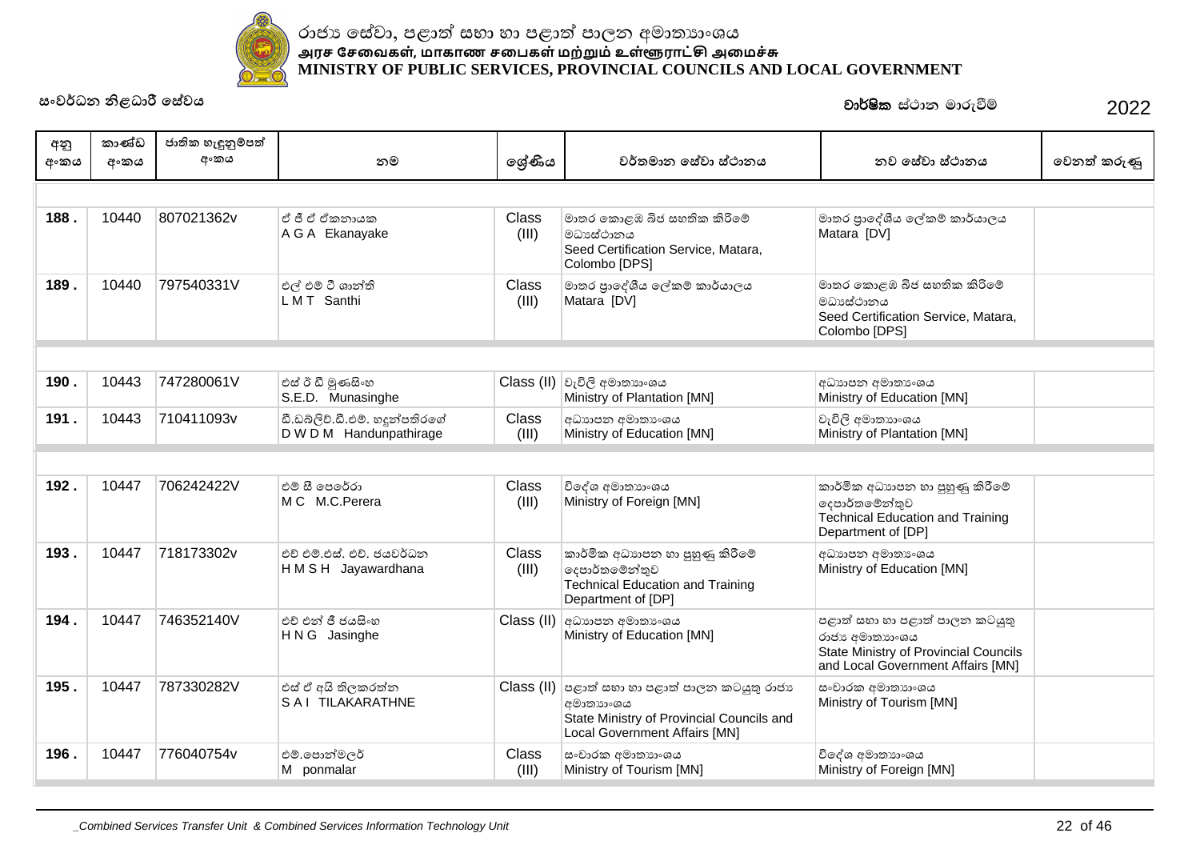රාජ්‍ය සේවා, පළාත් සභා හා පළාත් පාලන අමාත්‍යාංශය
அரச சேவைகள், மாகாண சபைகள் மற்றும் உள்ளூராட்சி அமைச்சு
MINISTRY OF PUBLIC SERVICES, PROVINCIAL COUNCILS AND LOCAL GOVERNMENT

සංවර්ධන නිළධාරී සේවය

**වාර්ෂික** ස්ථාන මාරුවීම් 2022

| අනු අංකය | කාණ්ඩ අංකය | ජාතික හැඳුනුම්පත් අංකය | නම | ශ්‍රේණිය | වර්තමාන සේවා ස්ථානය | නව සේවා ස්ථානය | වෙනත් කරුණු |
|---|---|---|---|---|---|---|---|
| | | | | | | | |
| **188 .** | 10440 | 807021362v | ඒ ජී ඒ ඒකනායක<br>A G A Ekanayake | Class (III) | මාතර කොළඹ බීජ සහතික කිරීමේ මධ්‍යස්ථානය<br>Seed Certification Service, Matara, Colombo [DPS] | මාතර ප්‍රාදේශීය ලේකම් කාර්යාලය<br>Matara [DV] | |
| **189 .** | 10440 | 797540331V | එල් එම් ටී ශාන්ති<br>L M T Santhi | Class (III) | මාතර ප්‍රාදේශීය ලේකම් කාර්යාලය<br>Matara [DV] | මාතර කොළඹ බීජ සහතික කිරීමේ මධ්‍යස්ථානය<br>Seed Certification Service, Matara, Colombo [DPS] | |
| | | | | | | | |
| **190 .** | 10443 | 747280061V | එස් ඊ ඩී මුණසිංහ<br>S.E.D. Munasinghe | Class (II) | වැවිලි අමාත්‍යාංශය<br>Ministry of Plantation [MN] | අධ්‍යාපන අමාත්‍යාංශය<br>Ministry of Education [MN] | |
| **191 .** | 10443 | 710411093v | ඩී.ඩබ්ලිව්.ඩී.එම්. හඳුන්පතිරගේ<br>D W D M Handunpathirage | Class (III) | අධ්‍යාපන අමාත්‍යාංශය<br>Ministry of Education [MN] | වැවිලි අමාත්‍යාංශය<br>Ministry of Plantation [MN] | |
| | | | | | | | |
| **192 .** | 10447 | 706242422V | එම් සී පෙරේරා<br>M C M.C.Perera | Class (III) | විදේශ අමාත්‍යාංශය<br>Ministry of Foreign [MN] | කාර්මික අධ්‍යාපන හා පුහුණු කිරීමේ දෙපාර්තමේන්තුව<br>Technical Education and Training Department of [DP] | |
| **193 .** | 10447 | 718173302v | එච් එම්.එස්. එච්. ජයවර්ධන<br>H M S H Jayawardhana | Class (III) | කාර්මික අධ්‍යාපන හා පුහුණු කිරීමේ දෙපාර්තමේන්තුව<br>Technical Education and Training Department of [DP] | අධ්‍යාපන අමාත්‍යාංශය<br>Ministry of Education [MN] | |
| **194 .** | 10447 | 746352140V | එච් එන් ජී ජයසිංහ<br>H N G Jasinghe | Class (II) | අධ්‍යාපන අමාත්‍යාංශය<br>Ministry of Education [MN] | පළාත් සභා හා පළාත් පාලන කටයුතු රාජ්‍ය අමාත්‍යාංශය<br>State Ministry of Provincial Councils and Local Government Affairs [MN] | |
| **195 .** | 10447 | 787330282V | එස් ඒ අයි තිලකරත්න<br>S A I TILAKARATHNE | Class (II) | පළාත් සභා හා පළාත් පාලන කටයුතු රාජ්‍ය අමාත්‍යාංශය<br>State Ministry of Provincial Councils and Local Government Affairs [MN] | සංචාරක අමාත්‍යාංශය<br>Ministry of Tourism [MN] | |
| **196 .** | 10447 | 776040754v | එම්.පොන්මලර්<br>M ponmalar | Class (III) | සංචාරක අමාත්‍යාංශය<br>Ministry of Tourism [MN] | විදේශ අමාත්‍යාංශය<br>Ministry of Foreign [MN] | |

_Combined Services Transfer Unit & Combined Services Information Technology Unit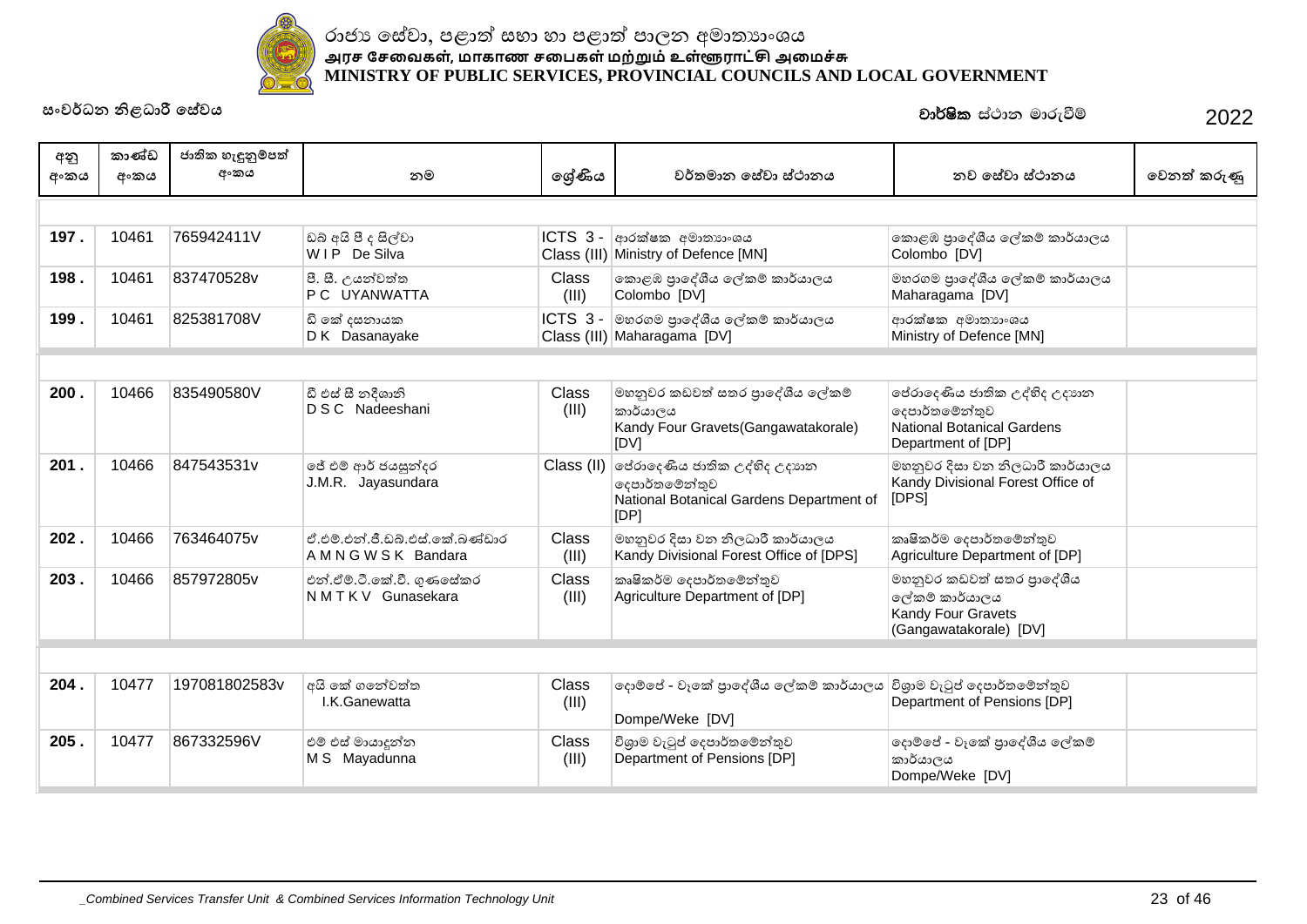රාජ්‍ය සේවා, පළාත් සභා හා පළාත් පාලන අමාත්‍යාංශය
அரச சேவைகள், மாகாண சபைகள் மற்றும் உள்ளூராட்சி அமைச்சு
**MINISTRY OF PUBLIC SERVICES, PROVINCIAL COUNCILS AND LOCAL GOVERNMENT**

සංවර්ධන නිළධාරී සේවය

**වාර්ෂික** ස්ථාන මාරුවීම් 2022

| අනු අංකය | කාණ්ඩ අංකය | ජාතික හැඳුනුම්පත් අංකය | නම | ශ්‍රේණිය | වර්තමාන සේවා ස්ථානය | නව සේවා ස්ථානය | වෙනත් කරුණු |
|---|---|---|---|---|---|---|---|
| 197 . | 10461 | 765942411V | ඩබ් අයි පී ද සිල්වා<br>W I P De Silva | ICTS 3 - Class (III) | ආරක්ෂක අමාත්‍යාංශය<br>Ministry of Defence [MN] | කොළඹ ප්‍රාදේශීය ලේකම් කාර්යාලය<br>Colombo [DV] | |
| 198 . | 10461 | 837470528v | පී. සී. උයන්වත්ත<br>P C UYANWATTA | Class (III) | කොළඹ ප්‍රාදේශීය ලේකම් කාර්යාලය<br>Colombo [DV] | මහරගම ප්‍රාදේශීය ලේකම් කාර්යාලය<br>Maharagama [DV] | |
| 199 . | 10461 | 825381708V | ඩී කේ දසනායක<br>D K Dasanayake | ICTS 3 - Class (III) | මහරගම ප්‍රාදේශීය ලේකම් කාර්යාලය<br>Maharagama [DV] | ආරක්ෂක අමාත්‍යාංශය<br>Ministry of Defence [MN] | |
| 200 . | 10466 | 835490580V | ඩී එස් සී නදීශානි<br>D S C Nadeeshani | Class (III) | මහනුවර කඩවත් සතර ප්‍රාදේශීය ලේකම් කාර්යාලය<br>Kandy Four Gravets(Gangawatakorale) [DV] | පේරාදෙණිය ජාතික උද්භිද උද්‍යාන දෙපාර්තමේන්තුව<br>National Botanical Gardens Department of [DP] | |
| 201 . | 10466 | 847543531v | ජේ එම් ආර් ජයසුන්දර<br>J.M.R. Jayasundara | Class (II) | පේරාදෙණිය ජාතික උද්භිද උද්‍යාන දෙපාර්තමේන්තුව<br>National Botanical Gardens Department of [DP] | මහනුවර දිසා වන නිලධාරී කාර්යාලය<br>Kandy Divisional Forest Office of [DPS] | |
| 202 . | 10466 | 763464075v | ඒ.එම්.එන්.ජී.ඩබ්.එස්.කේ.බණ්ඩාර<br>A M N G W S K Bandara | Class (III) | මහනුවර දිසා වන නිලධාරී කාර්යාලය<br>Kandy Divisional Forest Office of [DPS] | කෘෂිකර්ම දෙපාර්තමේන්තුව<br>Agriculture Department of [DP] | |
| 203 . | 10466 | 857972805v | එන්.ඒම්.ටී.කේ.වී. ගුණසේකර<br>N M T K V Gunasekara | Class (III) | කෘෂිකර්ම දෙපාර්තමේන්තුව<br>Agriculture Department of [DP] | මහනුවර කඩවත් සතර ප්‍රාදේශීය ලේකම් කාර්යාලය<br>Kandy Four Gravets (Gangawatakorale) [DV] | |
| 204 . | 10477 | 197081802583v | අයි කේ ගනේවත්ත<br>I.K.Ganewatta | Class (III) | දොම්පේ - වෑකේ ප්‍රාදේශීය ලේකම් කාර්යාලය<br>Dompe/Weke [DV] | විශ්‍රාම වැටුප් දෙපාර්තමේන්තුව<br>Department of Pensions [DP] | |
| 205 . | 10477 | 867332596V | එම් එස් මායාදුන්න<br>M S Mayadunna | Class (III) | විශ්‍රාම වැටුප් දෙපාර්තමේන්තුව<br>Department of Pensions [DP] | දොම්පේ - වෑකේ ප්‍රාදේශීය ලේකම් කාර්යාලය<br>Dompe/Weke [DV] | |

_Combined Services Transfer Unit & Combined Services Information Technology Unit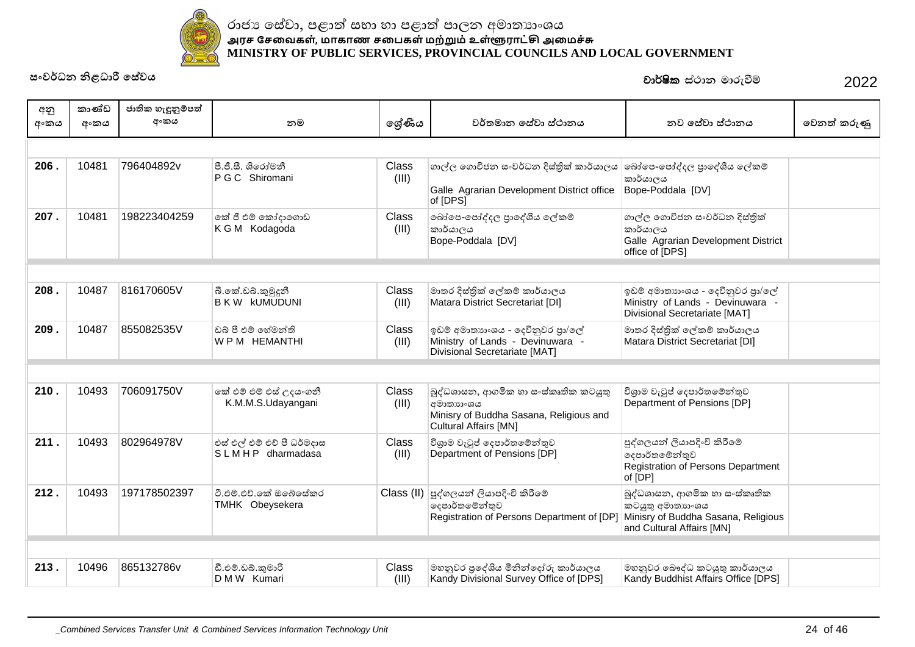රාජ්‍ය සේවා, පළාත් සභා හා පළාත් පාලන අමාත්‍යාංශය
**அரச சேவைகள், மாகாண சபைகள் மற்றும் உள்ளூராட்சி அமைச்சு**
**MINISTRY OF PUBLIC SERVICES, PROVINCIAL COUNCILS AND LOCAL GOVERNMENT**

සංවර්ධන නිළධාරී සේවය

**වාර්ෂික** ස්ථාන මාරුවීම් 2022

| අනු අංකය | කාණ්ඩ අංකය | ජාතික හැඳුනුම්පත් අංකය | නම | ශ්‍රේණිය | වර්තමාන සේවා ස්ථානය | නව සේවා ස්ථානය | වෙනත් කරුණු |
|---|---|---|---|---|---|---|---|
| **206 .** | 10481 | 796404892v | පී.ජී.සී. ශිරෝමනි<br>P G C Shiromani | Class (III) | ගාල්ල ගොවිජන සංවර්ධන දිස්ත්‍රික් කාර්යාලය<br>Galle Agrarian Development District office of [DPS] | බෝපෙ-පෝද්දල ප්‍රාදේශීය ලේකම් කාර්යාලය<br>Bope-Poddala [DV] | |
| **207 .** | 10481 | 198223404259 | කේ ජී එම් කෝදාගොඩ<br>K G M Kodagoda | Class (III) | බෝපෙ-පෝද්දල ප්‍රාදේශීය ලේකම් කාර්යාලය<br>Bope-Poddala [DV] | ගාල්ල ගොවිජන සංවර්ධන දිස්ත්‍රික් කාර්යාලය<br>Galle Agrarian Development District office of [DPS] | |
| **208 .** | 10487 | 816170605V | බී.කේ.ඩබ්.කුමුදුනී<br>B K W kUMUDUNI | Class (III) | මාතර දිස්ත්‍රික් ලේකම් කාර්යාලය<br>Matara District Secretariat [DI] | ඉඩම් අමාත්‍යාංශය - දෙව්නුවර ප්‍රා/ලේ<br>Ministry of Lands - Devinuwara - Divisional Secretariate [MAT] | |
| **209 .** | 10487 | 855082535V | ඩබ් පී එම් හේමන්ති<br>W P M HEMANTHI | Class (III) | ඉඩම් අමාත්‍යාංශය - දෙව්නුවර ප්‍රා/ලේ<br>Ministry of Lands - Devinuwara - Divisional Secretariate [MAT] | මාතර දිස්ත්‍රික් ලේකම් කාර්යාලය<br>Matara District Secretariat [DI] | |
| **210 .** | 10493 | 706091750V | කේ එම් එම් එස් උදයංගනී<br>K.M.M.S.Udayangani | Class (III) | බුද්ධශාසන, ආගමික හා සංස්කෘතික කටයුතු අමාත්‍යාංශය<br>Minisry of Buddha Sasana, Religious and Cultural Affairs [MN] | විශ්‍රාම වැටුප් දෙපාර්තමේන්තුව<br>Department of Pensions [DP] | |
| **211 .** | 10493 | 802964978V | එස් එල් එම් එච් පී ධර්මදාස<br>S L M H P dharmadasa | Class (III) | විශ්‍රාම වැටුප් දෙපාර්තමේන්තුව<br>Department of Pensions [DP] | පුද්ගලයන් ලියාපදිංචි කිරීමේ දෙපාර්තමේන්තුව<br>Registration of Persons Department of [DP] | |
| **212 .** | 10493 | 197178502397 | ටී.එම්.එච්.කේ ඔබෙසේකර<br>TMHK Obeysekera | Class (II) | පුද්ගලයන් ලියාපදිංචි කිරීමේ දෙපාර්තමේන්තුව<br>Registration of Persons Department of [DP] | බුද්ධශාසන, ආගමික හා සංස්කෘතික කටයුතු අමාත්‍යාංශය<br>Minisry of Buddha Sasana, Religious and Cultural Affairs [MN] | |
| **213 .** | 10496 | 865132786v | ඩී.එම්.ඩබ්.කුමාරි<br>D M W Kumari | Class (III) | මහනුවර ප්‍රදේශීය මිනින්දෝරු කාර්යාලය<br>Kandy Divisional Survey Office of [DPS] | මහනුවර බෞද්ධ කටයුතු කාර්යාලය<br>Kandy Buddhist Affairs Office [DPS] | |

_Combined Services Transfer Unit & Combined Services Information Technology Unit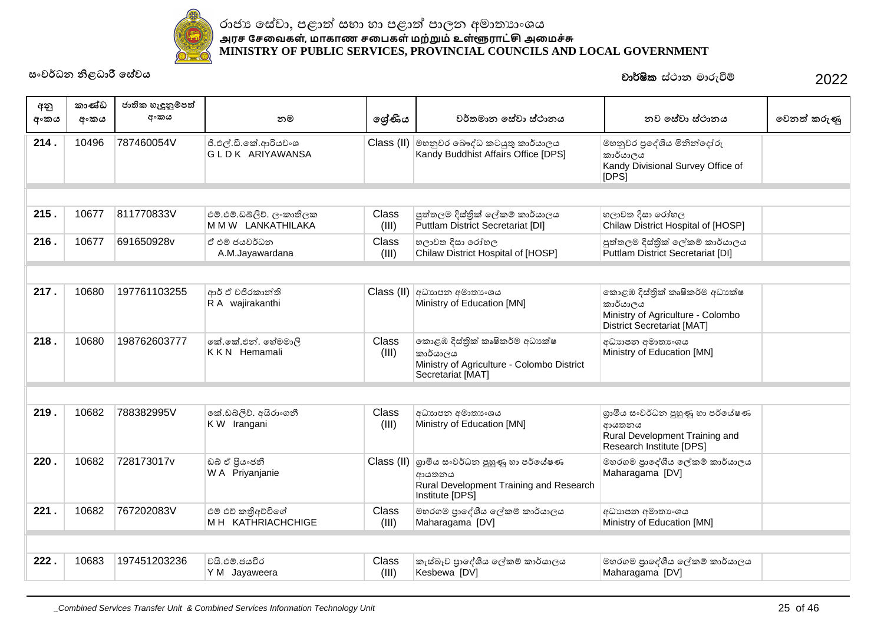රාජ්‍ය සේවා, පළාත් සභා හා පළාත් පාලන අමාත්‍යාංශය
அரச சேவைகள், மாகாண சபைகள் மற்றும் உள்ளூராட்சி அமைச்சு
**MINISTRY OF PUBLIC SERVICES, PROVINCIAL COUNCILS AND LOCAL GOVERNMENT**

සංවර්ධන නිළධාරී සේවය

**වාර්ෂික** ස්ථාන මාරුවීම් 2022

| අනු අංකය | කාණ්ඩ අංකය | ජාතික හැඳුනුම්පත් අංකය | නම | ශ්‍රේණිය | වර්තමාන සේවා ස්ථානය | නව සේවා ස්ථානය | වෙනත් කරුණු |
|---|---|---|---|---|---|---|---|
| **214 .** | 10496 | 787460054V | ජී.එල්.ඩී.කේ.ආරියවංශ<br>G L D K ARIYAWANSA | Class (II) | මහනුවර බෞද්ධ කටයුතු කාර්යාලය<br>Kandy Buddhist Affairs Office [DPS] | මහනුවර ප්‍රදේශීය මිනින්දෝරු කාර්යාලය<br>Kandy Divisional Survey Office of [DPS] | |
| | | | | | | | |
| **215 .** | 10677 | 811770833V | එම්.එම්.ඩබ්ලිව්. ලංකාතිලක<br>M M W LANKATHILAKA | Class (III) | පුත්තලම දිස්ත්‍රික් ලේකම් කාර්යාලය<br>Puttlam District Secretariat [DI] | හලාවත දිසා රෝහල<br>Chilaw District Hospital of [HOSP] | |
| **216 .** | 10677 | 691650928v | ඒ එම් ජයවර්ධන<br>A.M.Jayawardana | Class (III) | හලාවත දිසා රෝහල<br>Chilaw District Hospital of [HOSP] | පුත්තලම දිස්ත්‍රික් ලේකම් කාර්යාලය<br>Puttlam District Secretariat [DI] | |
| | | | | | | | |
| **217 .** | 10680 | 197761103255 | ආර් ඒ වජිරකාන්ති<br>R A wajirakanthi | Class (II) | අධ්‍යාපන අමාත්‍යංශය<br>Ministry of Education [MN] | කොළඹ දිස්ත්‍රික් කෘෂිකර්ම අධ්‍යක්ෂ කාර්යාලය<br>Ministry of Agriculture - Colombo District Secretariat [MAT] | |
| **218 .** | 10680 | 198762603777 | කේ.කේ.එන්. හේමමාලි<br>K K N Hemamali | Class (III) | කොළඹ දිස්ත්‍රික් කෘෂිකර්ම අධ්‍යක්ෂ කාර්යාලය<br>Ministry of Agriculture - Colombo District Secretariat [MAT] | අධ්‍යාපන අමාත්‍යංශය<br>Ministry of Education [MN] | |
| | | | | | | | |
| **219 .** | 10682 | 788382995V | කේ.ඩබ්ලිව්. අයිරාංගනී<br>K W Irangani | Class (III) | අධ්‍යාපන අමාත්‍යංශය<br>Ministry of Education [MN] | ග්‍රාමීය සංවර්ධන පුහුණු හා පර්යේෂණ ආයතනය<br>Rural Development Training and Research Institute [DPS] | |
| **220 .** | 10682 | 728173017v | ඩබ් ඒ ප්‍රියංජනී<br>W A Priyanjanie | Class (II) | ග්‍රාමීය සංවර්ධන පුහුණු හා පර්යේෂණ ආයතනය<br>Rural Development Training and Research Institute [DPS] | මහරගම ප්‍රාදේශීය ලේකම් කාර්යාලය<br>Maharagama [DV] | |
| **221 .** | 10682 | 767202083V | එම් එච් කත්‍රිඅච්චිගේ<br>M H KATHRIACHCHIGE | Class (III) | මහරගම ප්‍රාදේශීය ලේකම් කාර්යාලය<br>Maharagama [DV] | අධ්‍යාපන අමාත්‍යංශය<br>Ministry of Education [MN] | |
| | | | | | | | |
| **222 .** | 10683 | 197451203236 | වයි.එම්.ජයවීර<br>Y M Jayaweera | Class (III) | කැස්බෑව ප්‍රාදේශීය ලේකම් කාර්යාලය<br>Kesbewa [DV] | මහරගම ප්‍රාදේශීය ලේකම් කාර්යාලය<br>Maharagama [DV] | |

*_Combined Services Transfer Unit & Combined Services Information Technology Unit*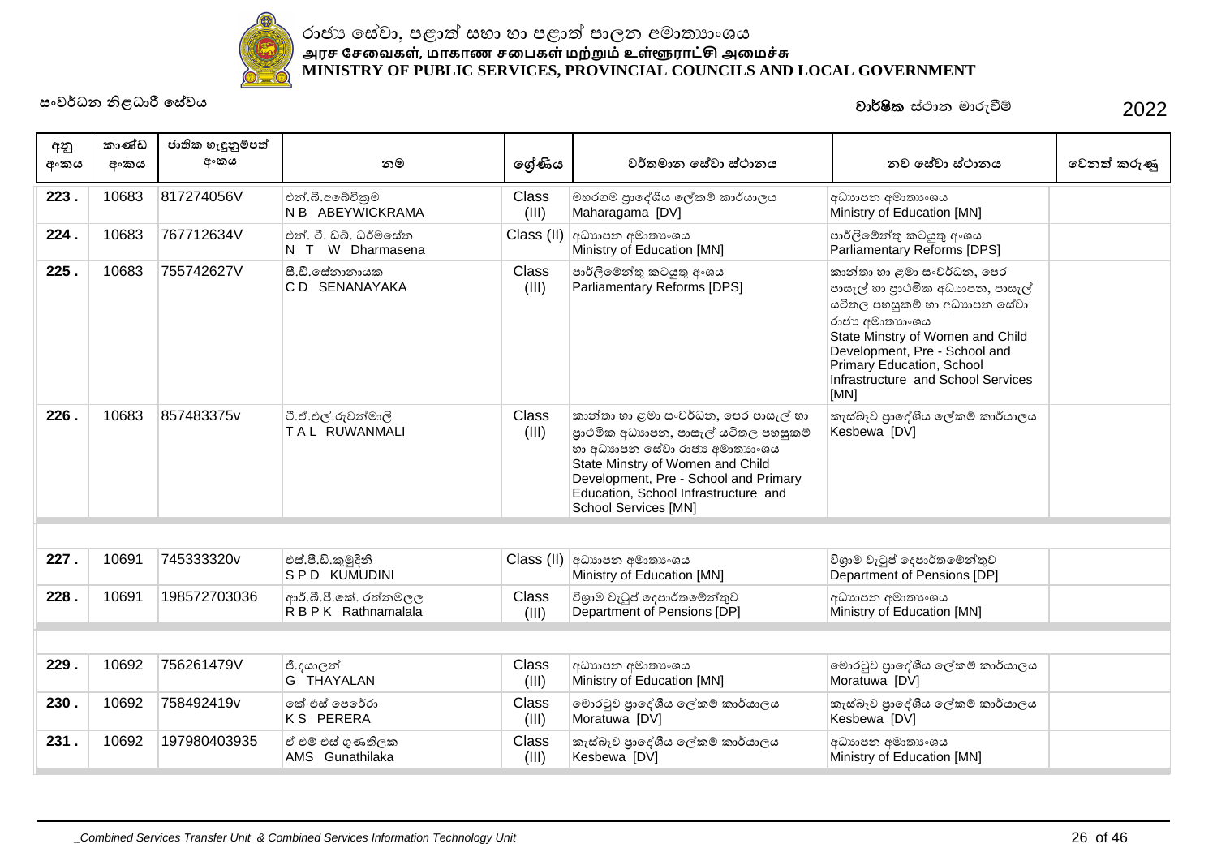රාජ්‍ය සේවා, පළාත් සභා හා පළාත් පාලන අමාත්‍යාංශය
அரச சேவைகள், மாகாண சபைகள் மற்றும் உள்ளூராட்சி அமைச்சு
**MINISTRY OF PUBLIC SERVICES, PROVINCIAL COUNCILS AND LOCAL GOVERNMENT**

සංවර්ධන නිළධාරී සේවය

**වාර්ෂික** ස්ථාන මාරුවීම් 2022

| අනු අංකය | කාණ්ඩ අංකය | ජාතික හැඳුනුම්පත් අංකය | නම | ශ්‍රේණිය | වර්තමාන සේවා ස්ථානය | නව සේවා ස්ථානය | වෙනත් කරුණු |
|---|---|---|---|---|---|---|---|
| **223 .** | 10683 | 817274056V | එන්.බී.අබේවික්‍රම<br>N B ABEYWICKRAMA | Class (III) | මහරගම ප්‍රාදේශීය ලේකම් කාර්යාලය<br>Maharagama [DV] | අධ්‍යාපන අමාත්‍යාංශය<br>Ministry of Education [MN] | |
| **224 .** | 10683 | 767712634V | එන්. ටී. ඩබ්. ධර්මසේන<br>N T W Dharmasena | Class (II) | අධ්‍යාපන අමාත්‍යාංශය<br>Ministry of Education [MN] | පාර්ලිමේන්තු කටයුතු අංශය<br>Parliamentary Reforms [DPS] | |
| **225 .** | 10683 | 755742627V | සී.ඩී.සේනානායක<br>C D SENANAYAKA | Class (III) | පාර්ලිමේන්තු කටයුතු අංශය<br>Parliamentary Reforms [DPS] | කාන්තා හා ළමා සංවර්ධන, පෙර පාසැල් හා ප්‍රාථමික අධ්‍යාපන, පාසැල් යටිතල පහසුකම් හා අධ්‍යාපන සේවා රාජ්‍ය අමාත්‍යාංශය<br>State Minstry of Women and Child Development, Pre - School and Primary Education, School Infrastructure and School Services [MN] | |
| **226 .** | 10683 | 857483375v | ටී.ඒ.එල්.රුවන්මාලි<br>T A L RUWANMALI | Class (III) | කාන්තා හා ළමා සංවර්ධන, පෙර පාසැල් හා ප්‍රාථමික අධ්‍යාපන, පාසැල් යටිතල පහසුකම් හා අධ්‍යාපන සේවා රාජ්‍ය අමාත්‍යාංශය<br>State Minstry of Women and Child Development, Pre - School and Primary Education, School Infrastructure and School Services [MN] | කැස්බෑව ප්‍රාදේශීය ලේකම් කාර්යාලය<br>Kesbewa [DV] | |
| | | | | | | | |
| **227 .** | 10691 | 745333320v | එස්.පී.ඩී.කුමුදිනි<br>S P D KUMUDINI | Class (II) | අධ්‍යාපන අමාත්‍යාංශය<br>Ministry of Education [MN] | විශ්‍රාම වැටුප් දෙපාර්තමේන්තුව<br>Department of Pensions [DP] | |
| **228 .** | 10691 | 198572703036 | ආර්.බී.පී.කේ. රත්නමලල<br>R B P K Rathnamalala | Class (III) | විශ්‍රාම වැටුප් දෙපාර්තමේන්තුව<br>Department of Pensions [DP] | අධ්‍යාපන අමාත්‍යාංශය<br>Ministry of Education [MN] | |
| | | | | | | | |
| **229 .** | 10692 | 756261479V | ජී.දයාලන්<br>G THAYALAN | Class (III) | අධ්‍යාපන අමාත්‍යාංශය<br>Ministry of Education [MN] | මොරටුව ප්‍රාදේශීය ලේකම් කාර්යාලය<br>Moratuwa [DV] | |
| **230 .** | 10692 | 758492419v | කේ එස් පෙරේරා<br>K S PERERA | Class (III) | මොරටුව ප්‍රාදේශීය ලේකම් කාර්යාලය<br>Moratuwa [DV] | කැස්බෑව ප්‍රාදේශීය ලේකම් කාර්යාලය<br>Kesbewa [DV] | |
| **231 .** | 10692 | 197980403935 | ඒ එම් එස් ගුණතිලක<br>AMS Gunathilaka | Class (III) | කැස්බෑව ප්‍රාදේශීය ලේකම් කාර්යාලය<br>Kesbewa [DV] | අධ්‍යාපන අමාත්‍යාංශය<br>Ministry of Education [MN] | |

*_Combined Services Transfer Unit & Combined Services Information Technology Unit*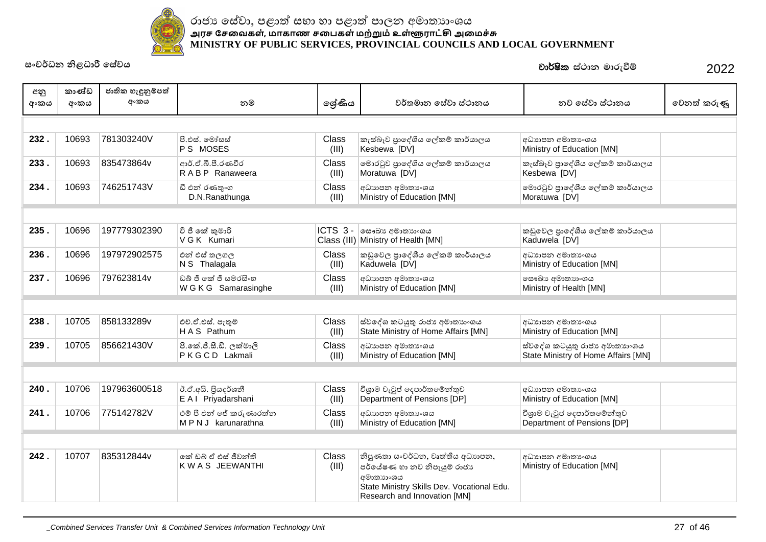රාජ්‍ය සේවා, පළාත් සභා හා පළාත් පාලන අමාත්‍යාංශය
அரச சேவைகள், மாகாண சபைகள் மற்றும் உள்ளூராட்சி அமைச்சு
MINISTRY OF PUBLIC SERVICES, PROVINCIAL COUNCILS AND LOCAL GOVERNMENT

සංවර්ධන නිළධාරී සේවය

**වාර්ෂික** ස්ථාන මාරුවීම් 2022

| අනු අංකය | කාණ්ඩ අංකය | ජාතික හැඳුනුම්පත් අංකය | නම | ශ්‍රේණිය | වර්තමාන සේවා ස්ථානය | නව සේවා ස්ථානය | වෙනත් කරුණු |
|---|---|---|---|---|---|---|---|
| **232 .** | 10693 | 781303240V | පී.එස්. මෝසස් P S MOSES | Class (III) | කැස්බෑව ප්‍රාදේශීය ලේකම් කාර්යාලය Kesbewa [DV] | අධ්‍යාපන අමාත්‍යාංශය Ministry of Education [MN] | |
| **233 .** | 10693 | 835473864v | ආර්.ඒ.බී.පී.රණවීර R A B P Ranaweera | Class (III) | මොරටුව ප්‍රාදේශීය ලේකම් කාර්යාලය Moratuwa [DV] | කැස්බෑව ප්‍රාදේශීය ලේකම් කාර්යාලය Kesbewa [DV] | |
| **234 .** | 10693 | 746251743V | ඩී එන් රණතුංග D.N.Ranathunga | Class (III) | අධ්‍යාපන අමාත්‍යාංශය Ministry of Education [MN] | මොරටුව ප්‍රාදේශීය ලේකම් කාර්යාලය Moratuwa [DV] | |
| | | | | | | | |
| **235 .** | 10696 | 197779302390 | වී ජී කේ කුමාරි V G K Kumari | ICTS 3 - Class (III) | සෞඛ්‍ය අමාත්‍යාංශය Ministry of Health [MN] | කඩුවෙල ප්‍රාදේශීය ලේකම් කාර්යාලය Kaduwela [DV] | |
| **236 .** | 10696 | 197972902575 | එන් එස් තලගල N S Thalagala | Class (III) | කඩුවෙල ප්‍රාදේශීය ලේකම් කාර්යාලය Kaduwela [DV] | අධ්‍යාපන අමාත්‍යාංශය Ministry of Education [MN] | |
| **237 .** | 10696 | 797623814v | ඩබ් ජී කේ ජී සමරසිංහ W G K G Samarasinghe | Class (III) | අධ්‍යාපන අමාත්‍යාංශය Ministry of Education [MN] | සෞඛ්‍ය අමාත්‍යාංශය Ministry of Health [MN] | |
| | | | | | | | |
| **238 .** | 10705 | 858133289v | එච්.ඒ.එස්. පැතුම් H A S Pathum | Class (III) | ස්වදේශ කටයුතු රාජ්‍ය අමාත්‍යාංශය State Ministry of Home Affairs [MN] | අධ්‍යාපන අමාත්‍යාංශය Ministry of Education [MN] | |
| **239 .** | 10705 | 856621430V | පී.කේ.ජී.සී.ඩී. ලක්මාලි P K G C D Lakmali | Class (III) | අධ්‍යාපන අමාත්‍යාංශය Ministry of Education [MN] | ස්වදේශ කටයුතු රාජ්‍ය අමාත්‍යාංශය State Ministry of Home Affairs [MN] | |
| | | | | | | | |
| **240 .** | 10706 | 197963600518 | ඊ.ඒ.අයි. ප්‍රියදර්ශනී E A I Priyadarshani | Class (III) | විශ්‍රාම වැටුප් දෙපාර්තමේන්තුව Department of Pensions [DP] | අධ්‍යාපන අමාත්‍යාංශය Ministry of Education [MN] | |
| **241 .** | 10706 | 775142782V | එම් පී එන් ජේ කරුණාරත්න M P N J karunarathna | Class (III) | අධ්‍යාපන අමාත්‍යාංශය Ministry of Education [MN] | විශ්‍රාම වැටුප් දෙපාර්තමේන්තුව Department of Pensions [DP] | |
| | | | | | | | |
| **242 .** | 10707 | 835312844v | කේ ඩබ් ඒ එස් ජීවන්ති K W A S JEEWANTHI | Class (III) | නිපුණතා සංවර්ධන, වෘත්තීය අධ්‍යාපන, පර්යේෂණ හා නව නිපැයුම් රාජ්‍ය අමාත්‍යාංශය State Ministry Skills Dev. Vocational Edu. Research and Innovation [MN] | අධ්‍යාපන අමාත්‍යාංශය Ministry of Education [MN] | |

_Combined Services Transfer Unit & Combined Services Information Technology Unit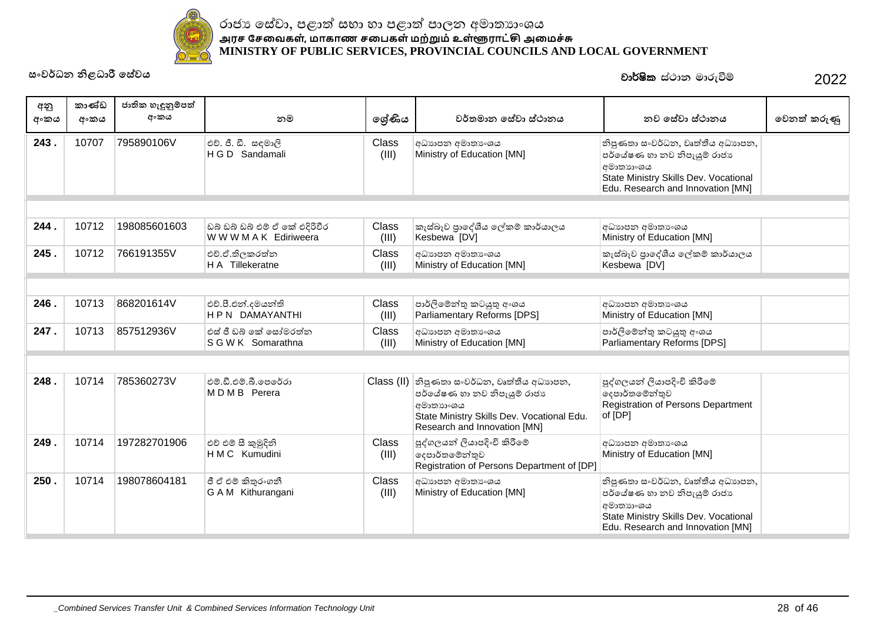රාජ්‍ය සේවා, පළාත් සභා හා පළාත් පාලන අමාත්‍යාංශය
அரச சேவைகள், மாகாண சபைகள் மற்றும் உள்ளூராட்சி அமைச்சு
**MINISTRY OF PUBLIC SERVICES, PROVINCIAL COUNCILS AND LOCAL GOVERNMENT**

සංවර්ධන නිළධාරී සේවය

**වාර්ෂික** ස්ථාන මාරුවීම් 2022

| අනු අංකය | කාණ්ඩ අංකය | ජාතික හැඳුනුම්පත් අංකය | නම | ශ්‍රේණිය | වර්තමාන සේවා ස්ථානය | නව සේවා ස්ථානය | වෙනත් කරුණු |
|---|---|---|---|---|---|---|---|
| 243 . | 10707 | 795890106V | එච්. ජී. ඩී. සඳමාලි<br>H G D Sandamali | Class (III) | අධ්‍යාපන අමාත්‍යාංශය<br>Ministry of Education [MN] | නිපුණතා සංවර්ධන, වෘත්තීය අධ්‍යාපන, පර්යේෂණ හා නව නිපැයුම් රාජ්‍ය අමාත්‍යාංශය<br>State Ministry Skills Dev. Vocational Edu. Research and Innovation [MN] | |
| 244 . | 10712 | 198085601603 | ඩබ් ඩබ් ඩබ් එම් ඒ කේ එදිරිවීර<br>W W W M A K Ediriweera | Class (III) | කැස්බෑව ප්‍රාදේශීය ලේකම් කාර්යාලය<br>Kesbewa [DV] | අධ්‍යාපන අමාත්‍යාංශය<br>Ministry of Education [MN] | |
| 245 . | 10712 | 766191355V | එච්.ඒ.තිලකරත්න<br>H A Tillekeratne | Class (III) | අධ්‍යාපන අමාත්‍යාංශය<br>Ministry of Education [MN] | කැස්බෑව ප්‍රාදේශීය ලේකම් කාර්යාලය<br>Kesbewa [DV] | |
| 246 . | 10713 | 868201614V | එච්.පී.එන්.දමයන්ති<br>H P N DAMAYANTHI | Class (III) | පාර්ලිමේන්තු කටයුතු අංශය<br>Parliamentary Reforms [DPS] | අධ්‍යාපන අමාත්‍යාංශය<br>Ministry of Education [MN] | |
| 247 . | 10713 | 857512936V | එස් ජී ඩබ් කේ සෝමරත්න<br>S G W K Somarathna | Class (III) | අධ්‍යාපන අමාත්‍යාංශය<br>Ministry of Education [MN] | පාර්ලිමේන්තු කටයුතු අංශය<br>Parliamentary Reforms [DPS] | |
| 248 . | 10714 | 785360273V | එම්.ඩී.එම්.බී.පෙරේරා<br>M D M B Perera | Class (II) | නිපුණතා සංවර්ධන, වෘත්තීය අධ්‍යාපන, පර්යේෂණ හා නව නිපැයුම් රාජ්‍ය අමාත්‍යාංශය<br>State Ministry Skills Dev. Vocational Edu. Research and Innovation [MN] | පුද්ගලයන් ලියාපදිංචි කිරීමේ දෙපාර්තමේන්තුව<br>Registration of Persons Department of [DP] | |
| 249 . | 10714 | 197282701906 | එච් එම් සී කුමුදිනි<br>H M C Kumudini | Class (III) | පුද්ගලයන් ලියාපදිංචි කිරීමේ දෙපාර්තමේන්තුව<br>Registration of Persons Department of [DP] | අධ්‍යාපන අමාත්‍යාංශය<br>Ministry of Education [MN] | |
| 250 . | 10714 | 198078604181 | ජී ඒ එම් කිතුරංගනී<br>G A M Kithurangani | Class (III) | අධ්‍යාපන අමාත්‍යාංශය<br>Ministry of Education [MN] | නිපුණතා සංවර්ධන, වෘත්තීය අධ්‍යාපන, පර්යේෂණ හා නව නිපැයුම් රාජ්‍ය අමාත්‍යාංශය<br>State Ministry Skills Dev. Vocational Edu. Research and Innovation [MN] | |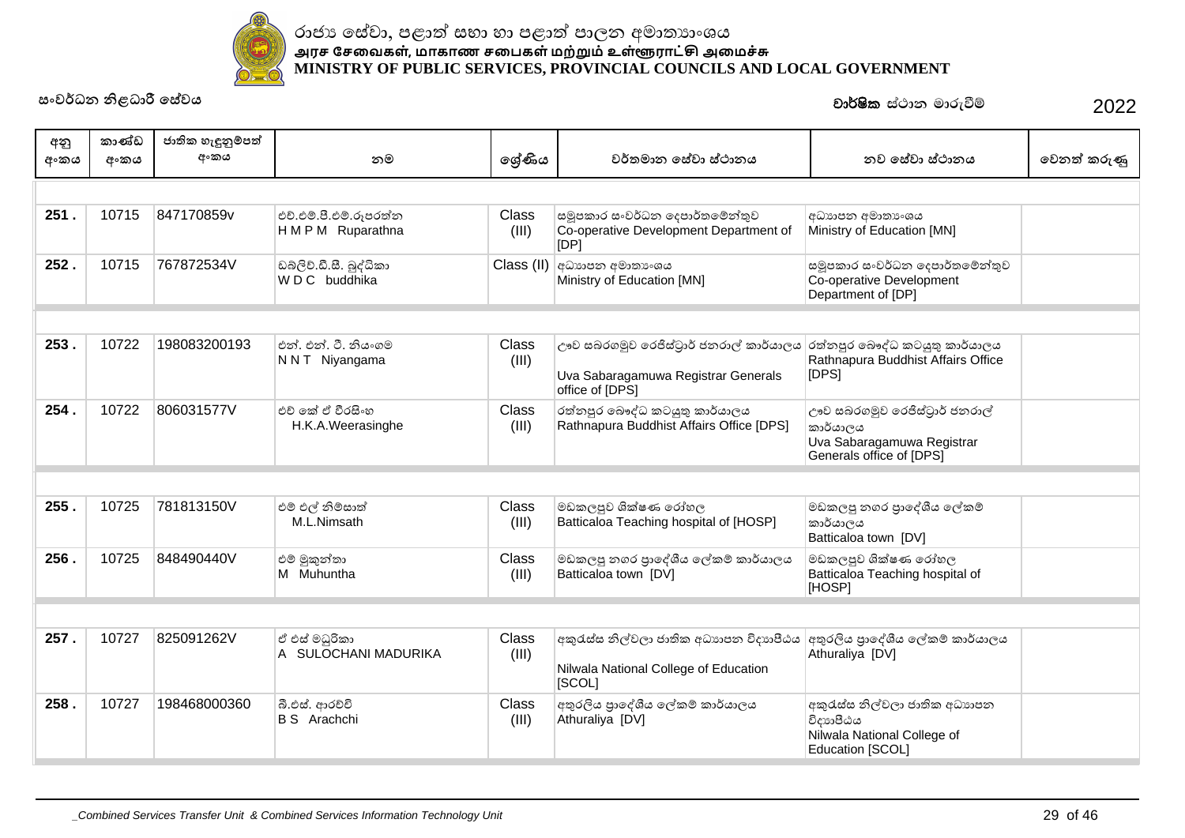රාජ්‍ය සේවා, පළාත් සභා හා පළාත් පාලන අමාත්‍යාංශය
அரச சேவைகள், மாகாண சபைகள் மற்றும் உள்ளூராட்சி அமைச்சு
**MINISTRY OF PUBLIC SERVICES, PROVINCIAL COUNCILS AND LOCAL GOVERNMENT**

සංවර්ධන නිළධාරී සේවය

**වාර්ෂික** ස්ථාන මාරුවීම් 2022

| අනු අංකය | කාණ්ඩ අංකය | ජාතික හැඳුනුම්පත් අංකය | නම | ශ්‍රේණිය | වර්තමාන සේවා ස්ථානය | නව සේවා ස්ථානය | වෙනත් කරුණු |
|---|---|---|---|---|---|---|---|
| 251 . | 10715 | 847170859v | එච්.එම්.පී.එම්.රූපරත්න<br>H M P M Ruparathna | Class (III) | සමූපකාර සංවර්ධන දෙපාර්තමේන්තුව<br>Co-operative Development Department of [DP] | අධ්‍යාපන අමාත්‍යංශය<br>Ministry of Education [MN] | |
| 252 . | 10715 | 767872534V | ඩබ්ලිව්.ඩී.සී. බුද්ධිකා<br>W D C buddhika | Class (II) | අධ්‍යාපන අමාත්‍යංශය<br>Ministry of Education [MN] | සමූපකාර සංවර්ධන දෙපාර්තමේන්තුව<br>Co-operative Development Department of [DP] | |
| 253 . | 10722 | 198083200193 | එන්. එන්. ටී. නියංගම<br>N N T Niyangama | Class (III) | ඌව සබරගමුව රෙජිස්ට්‍රාර් ජනරාල් කාර්යාලය<br>Uva Sabaragamuwa Registrar Generals office of [DPS] | රත්නපුර බෞද්ධ කටයුතු කාර්යාලය<br>Rathnapura Buddhist Affairs Office [DPS] | |
| 254 . | 10722 | 806031577V | එච් කේ ඒ වීරසිංහ<br>H.K.A.Weerasinghe | Class (III) | රත්නපුර බෞද්ධ කටයුතු කාර්යාලය<br>Rathnapura Buddhist Affairs Office [DPS] | ඌව සබරගමුව රෙජිස්ට්‍රාර් ජනරාල් කාර්යාලය<br>Uva Sabaragamuwa Registrar Generals office of [DPS] | |
| 255 . | 10725 | 781813150V | එම් එල් නිම්සාත්<br>M.L.Nimsath | Class (III) | මඩකලපුව ශික්ෂණ රෝහල<br>Batticaloa Teaching hospital of [HOSP] | මඩකලපු නගර ප්‍රාදේශීය ලේකම් කාර්යාලය<br>Batticaloa town [DV] | |
| 256 . | 10725 | 848490440V | එම් මුකුන්තා<br>M Muhuntha | Class (III) | මඩකලපු නගර ප්‍රාදේශීය ලේකම් කාර්යාලය<br>Batticaloa town [DV] | මඩකලපුව ශික්ෂණ රෝහල<br>Batticaloa Teaching hospital of [HOSP] | |
| 257 . | 10727 | 825091262V | ඒ එස් මධුරිකා<br>A SULOCHANI MADURIKA | Class (III) | අකුරැස්ස නිල්වලා ජාතික අධ්‍යාපන විද්‍යාපීඨය<br>Nilwala National College of Education [SCOL] | අතුරලිය ප්‍රාදේශීය ලේකම් කාර්යාලය<br>Athuraliya [DV] | |
| 258 . | 10727 | 198468000360 | බී.එස්. ආරච්චි<br>B S Arachchi | Class (III) | අතුරලිය ප්‍රාදේශීය ලේකම් කාර්යාලය<br>Athuraliya [DV] | අකුරැස්ස නිල්වලා ජාතික අධ්‍යාපන විද්‍යාපීඨය<br>Nilwala National College of Education [SCOL] | |

_Combined Services Transfer Unit & Combined Services Information Technology Unit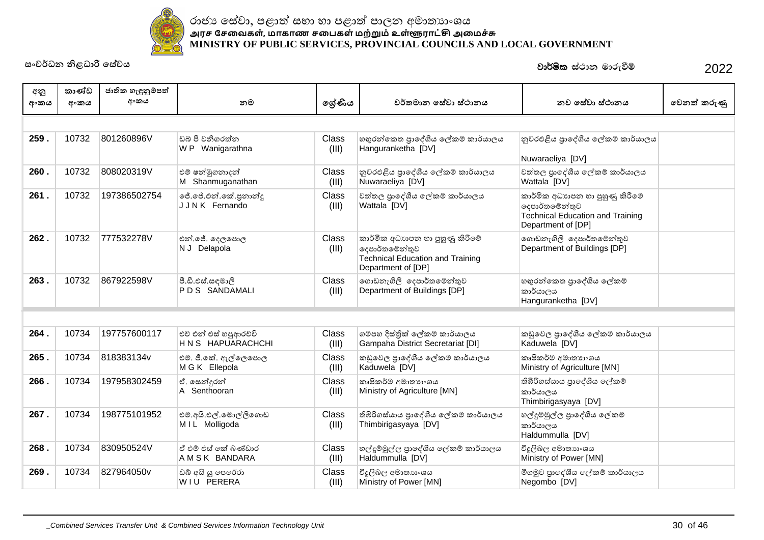රාජ්‍ය සේවා, පළාත් සභා හා පළාත් පාලන අමාත්‍යාංශය
அரச சேவைகள், மாகாண சபைகள் மற்றும் உள்ளூராட்சி அமைச்சு
**MINISTRY OF PUBLIC SERVICES, PROVINCIAL COUNCILS AND LOCAL GOVERNMENT**

සංවර්ධන නිළධාරී සේවය

**වාර්ෂික** ස්ථාන මාරුවීම් 2022

| අනු අංකය | කාණ්ඩ අංකය | ජාතික හැඳුනුම්පත් අංකය | නම | ශ්‍රේණිය | වර්තමාන සේවා ස්ථානය | නව සේවා ස්ථානය | වෙනත් කරුණු |
|---|---|---|---|---|---|---|---|
| **259 .** | 10732 | 801260896V | ඩබ් පී වනිගරත්න<br>W P Wanigarathna | Class (III) | හඟුරන්කෙත ප්‍රාදේශීය ලේකම් කාර්යාලය<br>Hanguranketha [DV] | නුවරඑළිය ප්‍රාදේශීය ලේකම් කාර්යාලය<br>Nuwaraeliya [DV] | |
| **260 .** | 10732 | 808020319V | එම් ෂන්මුගනාදන්<br>M Shanmuganathan | Class (III) | නුවරඑළිය ප්‍රාදේශීය ලේකම් කාර්යාලය<br>Nuwaraeliya [DV] | වත්තල ප්‍රාදේශීය ලේකම් කාර්යාලය<br>Wattala [DV] | |
| **261 .** | 10732 | 197386502754 | ජේ.ජේ.එන්.කේ.ප්‍රනාන්දු<br>J J N K Fernando | Class (III) | වත්තල ප්‍රාදේශීය ලේකම් කාර්යාලය<br>Wattala [DV] | කාර්මික අධ්‍යාපන හා පුහුණු කිරීමේ දෙපාර්තමේන්තුව<br>Technical Education and Training Department of [DP] | |
| **262 .** | 10732 | 777532278V | එන්.ජේ. දෙලපොල<br>N J Delapola | Class (III) | කාර්මික අධ්‍යාපන හා පුහුණු කිරීමේ දෙපාර්තමේන්තුව<br>Technical Education and Training Department of [DP] | ගොඩනැගිලි දෙපාර්තමේන්තුව<br>Department of Buildings [DP] | |
| **263 .** | 10732 | 867922598V | පී.ඩී.එස්.සඳමාලි<br>P D S SANDAMALI | Class (III) | ගොඩනැගිලි දෙපාර්තමේන්තුව<br>Department of Buildings [DP] | හඟුරන්කෙත ප්‍රාදේශීය ලේකම් කාර්යාලය<br>Hanguranketha [DV] | |
| **264 .** | 10734 | 197757600117 | එච් එන් එස් හපුආරච්චි<br>H N S HAPUARACHCHI | Class (III) | ගම්පහ දිස්ත්‍රික් ලේකම් කාර්යාලය<br>Gampaha District Secretariat [DI] | කඩුවෙල ප්‍රාදේශීය ලේකම් කාර්යාලය<br>Kaduwela [DV] | |
| **265 .** | 10734 | 818383134v | එම්. ජී.කේ. ඇල්ලෙපොල<br>M G K Ellepola | Class (III) | කඩුවෙල ප්‍රාදේශීය ලේකම් කාර්යාලය<br>Kaduwela [DV] | කෘෂිකර්ම අමාත්‍යාංශය<br>Ministry of Agriculture [MN] | |
| **266 .** | 10734 | 197958302459 | ඒ. සෙන්දූරන්<br>A Senthooran | Class (III) | කෘෂිකර්ම අමාත්‍යාංශය<br>Ministry of Agriculture [MN] | තිඹිරිගස්යාය ප්‍රාදේශීය ලේකම් කාර්යාලය<br>Thimbirigasyaya [DV] | |
| **267 .** | 10734 | 198775101952 | එම්.අයි.එල්.මොල්ලිගොඩ<br>M I L Molligoda | Class (III) | තිඹිරිගස්යාය ප්‍රාදේශීය ලේකම් කාර්යාලය<br>Thimbirigasyaya [DV] | හල්දුම්මුල්ල ප්‍රාදේශීය ලේකම් කාර්යාලය<br>Haldummulla [DV] | |
| **268 .** | 10734 | 830950524V | ඒ එම් එස් කේ බණ්ඩාර<br>A M S K BANDARA | Class (III) | හල්දුම්මුල්ල ප්‍රාදේශීය ලේකම් කාර්යාලය<br>Haldummulla [DV] | විදුලිබල අමාත්‍යාංශය<br>Ministry of Power [MN] | |
| **269 .** | 10734 | 827964050v | ඩබ් අයි යූ පෙරේරා<br>W I U PERERA | Class (III) | විදුලිබල අමාත්‍යාංශය<br>Ministry of Power [MN] | මීගමුව ප්‍රාදේශීය ලේකම් කාර්යාලය<br>Negombo [DV] | |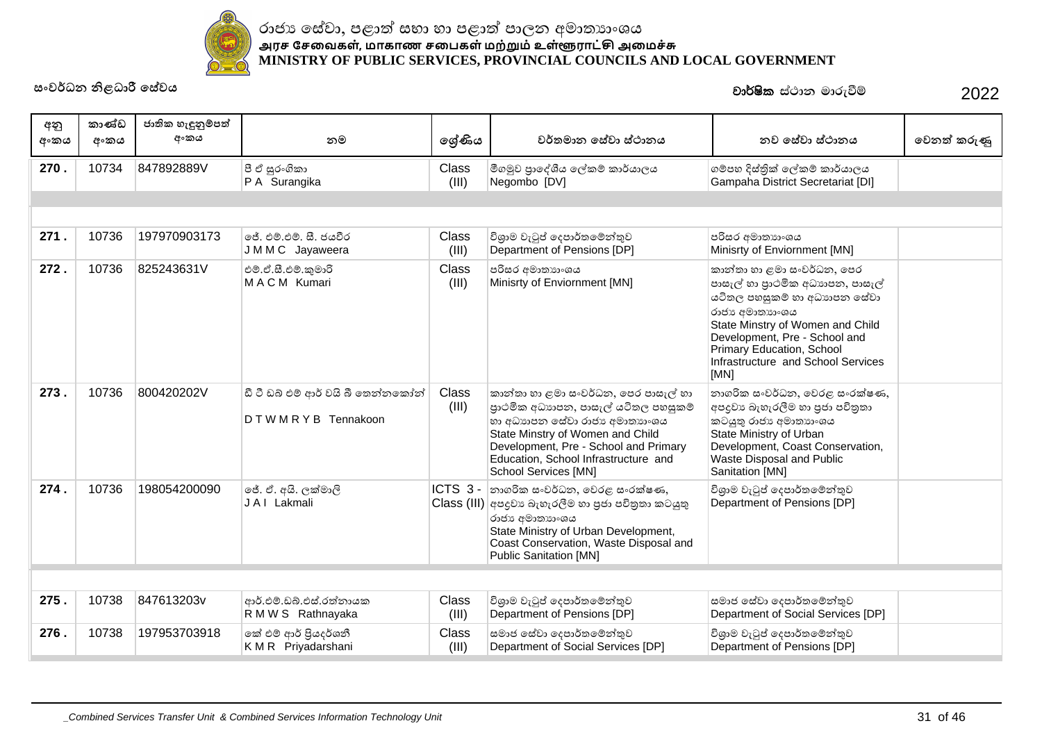රාජ්‍ය සේවා, පළාත් සභා හා පළාත් පාලන අමාත්‍යාංශය
அரச சேவைகள், மாகாண சபைகள் மற்றும் உள்ளூராட்சி அமைச்சு
**MINISTRY OF PUBLIC SERVICES, PROVINCIAL COUNCILS AND LOCAL GOVERNMENT**

සංවර්ධන නිළධාරී සේවය

**වාර්ෂික** ස්ථාන මාරුවීම් 2022

| අනු අංකය | කාණ්ඩ අංකය | ජාතික හැඳුනුම්පත් අංකය | නම | ශ්‍රේණිය | වර්තමාන සේවා ස්ථානය | නව සේවා ස්ථානය | වෙනත් කරුණු |
|---|---|---|---|---|---|---|---|
| **270 .** | 10734 | 847892889V | පී ඒ සුරංගිකා<br>P A Surangika | Class (III) | මීගමුව ප්‍රාදේශීය ලේකම් කාර්යාලය<br>Negombo [DV] | ගම්පහ දිස්ත්‍රික් ලේකම් කාර්යාලය<br>Gampaha District Secretariat [DI] | |
| | | | | | | | |
| **271 .** | 10736 | 197970903173 | ජේ. එම්.එම්. සී. ජයවීර<br>J M M C Jayaweera | Class (III) | විශ්‍රාම වැටුප් දෙපාර්තමේන්තුව<br>Department of Pensions [DP] | පරිසර අමාත්‍යාංශය<br>Minisrty of Enviornment [MN] | |
| **272 .** | 10736 | 825243631V | එම්.ඒ.සී.එම්.කුමාරි<br>M A C M Kumari | Class (III) | පරිසර අමාත්‍යාංශය<br>Minisrty of Enviornment [MN] | කාන්තා හා ළමා සංවර්ධන, පෙර පාසැල් හා ප්‍රාථමික අධ්‍යාපන, පාසැල් යටිතල පහසුකම් හා අධ්‍යාපන සේවා රාජ්‍ය අමාත්‍යාංශය<br>State Minstry of Women and Child Development, Pre - School and Primary Education, School Infrastructure and School Services [MN] | |
| **273 .** | 10736 | 800420202V | ඩී ටී ඩබ් එම් ආර් වයි බී තෙන්නකෝන්<br>D T W M R Y B Tennakoon | Class (III) | කාන්තා හා ළමා සංවර්ධන, පෙර පාසැල් හා ප්‍රාථමික අධ්‍යාපන, පාසැල් යටිතල පහසුකම් හා අධ්‍යාපන සේවා රාජ්‍ය අමාත්‍යාංශය<br>State Minstry of Women and Child Development, Pre - School and Primary Education, School Infrastructure and School Services [MN] | නාගරික සංවර්ධන, වෙරළ සංරක්ෂණ, අපද්‍රව්‍ය බැහැරලීම හා ප්‍රජා පවිත්‍රතා කටයුතු රාජ්‍ය අමාත්‍යාංශය<br>State Ministry of Urban Development, Coast Conservation, Waste Disposal and Public Sanitation [MN] | |
| **274 .** | 10736 | 198054200090 | ජේ. ඒ. අයි. ලක්මාලි<br>J A I Lakmali | ICTS 3 - Class (III) | නාගරික සංවර්ධන, වෙරළ සංරක්ෂණ, අපද්‍රව්‍ය බැහැරලීම හා ප්‍රජා පවිත්‍රතා කටයුතු රාජ්‍ය අමාත්‍යාංශය<br>State Ministry of Urban Development, Coast Conservation, Waste Disposal and Public Sanitation [MN] | විශ්‍රාම වැටුප් දෙපාර්තමේන්තුව<br>Department of Pensions [DP] | |
| | | | | | | | |
| **275 .** | 10738 | 847613203v | ආර්.එම්.ඩබ්.එස්.රත්නායක<br>R M W S Rathnayaka | Class (III) | විශ්‍රාම වැටුප් දෙපාර්තමේන්තුව<br>Department of Pensions [DP] | සමාජ සේවා දෙපාර්තමේන්තුව<br>Department of Social Services [DP] | |
| **276 .** | 10738 | 197953703918 | කේ එම් ආර් ප්‍රියදර්ශනී<br>K M R Priyadarshani | Class (III) | සමාජ සේවා දෙපාර්තමේන්තුව<br>Department of Social Services [DP] | විශ්‍රාම වැටුප් දෙපාර්තමේන්තුව<br>Department of Pensions [DP] | |

_Combined Services Transfer Unit & Combined Services Information Technology Unit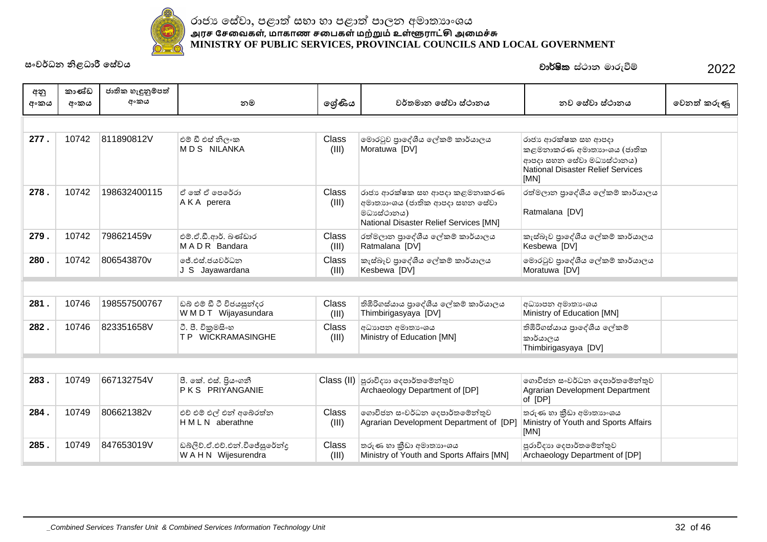රාජ්‍ය සේවා, පළාත් සභා හා පළාත් පාලන අමාත්‍යාංශය
**அரச சேவைகள், மாகாண சபைகள் மற்றும் உள்ளூராட்சி அமைச்சு**
**MINISTRY OF PUBLIC SERVICES, PROVINCIAL COUNCILS AND LOCAL GOVERNMENT**

සංවර්ධන නිළධාරී සේවය

**වාර්ෂික** ස්ථාන මාරුවීම් 2022

| අනු අංකය | කාණ්ඩ අංකය | ජාතික හැඳුනුම්පත් අංකය | නම | ශ්‍රේණිය | වර්තමාන සේවා ස්ථානය | නව සේවා ස්ථානය | වෙනත් කරුණු |
|---|---|---|---|---|---|---|---|
| **277 .** | 10742 | 811890812V | එම් ඩී එස් නිලංක<br>M D S NILANKA | Class (III) | මොරටුව ප්‍රාදේශීය ලේකම් කාර්යාලය<br>Moratuwa [DV] | රාජ්‍ය ආරක්ෂක සහ ආපදා කළමනාකරණ අමාත්‍යාංශය (ජාතික ආපදා සහන සේවා මධ්‍යස්ථානය)<br>National Disaster Relief Services [MN] | |
| **278 .** | 10742 | 198632400115 | ඒ කේ ඒ පෙරේරා<br>A K A perera | Class (III) | රාජ්‍ය ආරක්ෂක සහ ආපදා කළමනාකරණ අමාත්‍යාංශය (ජාතික ආපදා සහන සේවා මධ්‍යස්ථානය)<br>National Disaster Relief Services [MN] | රත්මලාන ප්‍රාදේශීය ලේකම් කාර්යාලය<br>Ratmalana [DV] | |
| **279 .** | 10742 | 798621459v | එම්.ඒ.ඩී.ආර්. බණ්ඩාර<br>M A D R Bandara | Class (III) | රත්මලාන ප්‍රාදේශීය ලේකම් කාර්යාලය<br>Ratmalana [DV] | කැස්බෑව ප්‍රාදේශීය ලේකම් කාර්යාලය<br>Kesbewa [DV] | |
| **280 .** | 10742 | 806543870v | ජේ.එස්.ජයවර්ධන<br>J S Jayawardana | Class (III) | කැස්බෑව ප්‍රාදේශීය ලේකම් කාර්යාලය<br>Kesbewa [DV] | මොරටුව ප්‍රාදේශීය ලේකම් කාර්යාලය<br>Moratuwa [DV] | |
| **281 .** | 10746 | 198557500767 | ඩබ් එම් ඩී ටී විජයසුන්දර<br>W M D T Wijayasundara | Class (III) | තිඹිරිගස්යාය ප්‍රාදේශීය ලේකම් කාර්යාලය<br>Thimbirigasyaya [DV] | අධ්‍යාපන අමාත්‍යාංශය<br>Ministry of Education [MN] | |
| **282 .** | 10746 | 823351658V | ටී. පී. වික්‍රමසිංහ<br>T P WICKRAMASINGHE | Class (III) | අධ්‍යාපන අමාත්‍යාංශය<br>Ministry of Education [MN] | තිඹිරිගස්යාය ප්‍රාදේශීය ලේකම් කාර්යාලය<br>Thimbirigasyaya [DV] | |
| **283 .** | 10749 | 667132754V | පී. කේ. එස්. ප්‍රියංගනී<br>P K S PRIYANGANIE | Class (II) | පුරාවිද්‍යා දෙපාර්තමේන්තුව<br>Archaeology Department of [DP] | ගොවිජන සංවර්ධන දෙපාර්තමේන්තුව<br>Agrarian Development Department of [DP] | |
| **284 .** | 10749 | 806621382v | එච් එම් එල් එන් අබේරත්න<br>H M L N aberathne | Class (III) | ගොවිජන සංවර්ධන දෙපාර්තමේන්තුව<br>Agrarian Development Department of [DP] | තරුණ හා ක්‍රීඩා අමාත්‍යාංශය<br>Ministry of Youth and Sports Affairs [MN] | |
| **285 .** | 10749 | 847653019V | ඩබ්ලිව්.ඒ.එච්.එන්.විජේසුරේන්ද්‍ර<br>W A H N Wijesurendra | Class (III) | තරුණ හා ක්‍රීඩා අමාත්‍යාංශය<br>Ministry of Youth and Sports Affairs [MN] | පුරාවිද්‍යා දෙපාර්තමේන්තුව<br>Archaeology Department of [DP] | |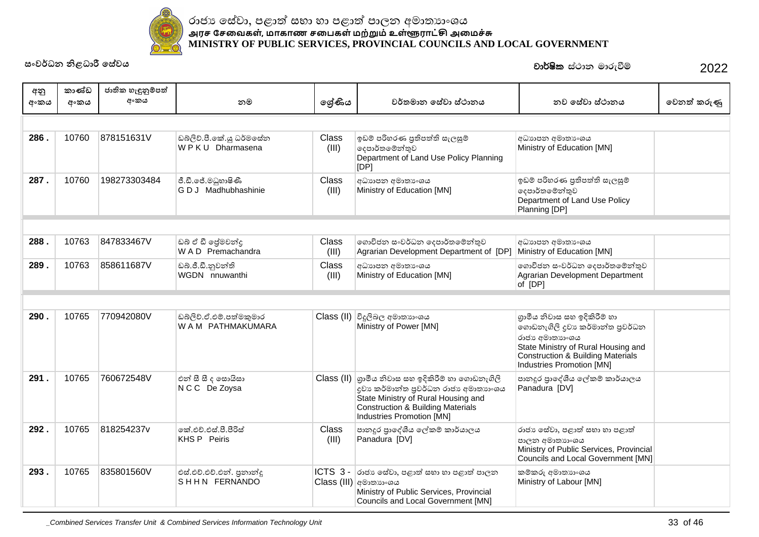රාජ්‍ය සේවා, පළාත් සභා හා පළාත් පාලන අමාත්‍යාංශය
அரச சேவைகள், மாகாண சபைகள் மற்றும் உள்ளூராட்சி அமைச்சு
MINISTRY OF PUBLIC SERVICES, PROVINCIAL COUNCILS AND LOCAL GOVERNMENT

සංවර්ධන නිළධාරී සේවය

**වාර්ෂික** ස්ථාන මාරුවීම් 2022

| අනු අංකය | කාණ්ඩ අංකය | ජාතික හැඳුනුම්පත් අංකය | නම | ශ්‍රේණිය | වර්තමාන සේවා ස්ථානය | නව සේවා ස්ථානය | වෙනත් කරුණු |
|---|---|---|---|---|---|---|---|
| 286 . | 10760 | 878151631V | ඩබ්ලිව්.පී.කේ.යූ ධර්මසේන W P K U Dharmasena | Class (III) | ඉඩම් පරිහරණ ප්‍රතිපත්ති සැලසුම් දෙපාර්තමේන්තුව Department of Land Use Policy Planning [DP] | අධ්‍යාපන අමාත්‍යාංශය Ministry of Education [MN] | |
| 287 . | 10760 | 198273303484 | ජී.ඩී.ජේ.මධුභාෂිණී G D J Madhubhashinie | Class (III) | අධ්‍යාපන අමාත්‍යාංශය Ministry of Education [MN] | ඉඩම් පරිහරණ ප්‍රතිපත්ති සැලසුම් දෙපාර්තමේන්තුව Department of Land Use Policy Planning [DP] | |
| 288 . | 10763 | 847833467V | ඩබ් ඒ ඩී ප්‍රේමචන්ද්‍ර W A D Premachandra | Class (III) | ගොවිජන සංවර්ධන දෙපාර්තමේන්තුව Agrarian Development Department of [DP] | අධ්‍යාපන අමාත්‍යාංශය Ministry of Education [MN] | |
| 289 . | 10763 | 858611687V | ඩබ්.ජී.ඩී.නුවන්ති WGDN nnuwanthi | Class (III) | අධ්‍යාපන අමාත්‍යාංශය Ministry of Education [MN] | ගොවිජන සංවර්ධන දෙපාර්තමේන්තුව Agrarian Development Department of [DP] | |
| 290 . | 10765 | 770942080V | ඩබ්ලිව්.ඒ.එම්.පත්මකුමාර W A M PATHMAKUMARA | Class (II) | විදුලිබල අමාත්‍යාංශය Ministry of Power [MN] | ග්‍රාමීය නිවාස සහ ඉදිකිරීම් හා ගොඩනැගිලි ද්‍රව්‍ය කර්මාන්ත ප්‍රවර්ධන රාජ්‍ය අමාත්‍යාංශය State Ministry of Rural Housing and Construction & Building Materials Industries Promotion [MN] | |
| 291 . | 10765 | 760672548V | එන් සී සී ද සොයිසා N C C De Zoysa | Class (II) | ග්‍රාමීය නිවාස සහ ඉදිකිරීම් හා ගොඩනැගිලි ද්‍රව්‍ය කර්මාන්ත ප්‍රවර්ධන රාජ්‍ය අමාත්‍යාංශය State Ministry of Rural Housing and Construction & Building Materials Industries Promotion [MN] | පානදුර ප්‍රාදේශීය ලේකම් කාර්යාලය Panadura [DV] | |
| 292 . | 10765 | 818254237v | කේ.එච්.එස්.පී.පීරිස් KHS P Peiris | Class (III) | පානදුර ප්‍රාදේශීය ලේකම් කාර්යාලය Panadura [DV] | රාජ්‍ය සේවා, පළාත් සභා හා පළාත් පාලන අමාත්‍යාංශය Ministry of Public Services, Provincial Councils and Local Government [MN] | |
| 293 . | 10765 | 835801560V | එස්.එච්.එච්.එන්. ප්‍රනාන්දු S H H N FERNANDO | ICTS 3 - Class (III) | රාජ්‍ය සේවා, පළාත් සභා හා පළාත් පාලන අමාත්‍යාංශය Ministry of Public Services, Provincial Councils and Local Government [MN] | කම්කරු අමාත්‍යාංශය Ministry of Labour [MN] | |

_Combined Services Transfer Unit & Combined Services Information Technology Unit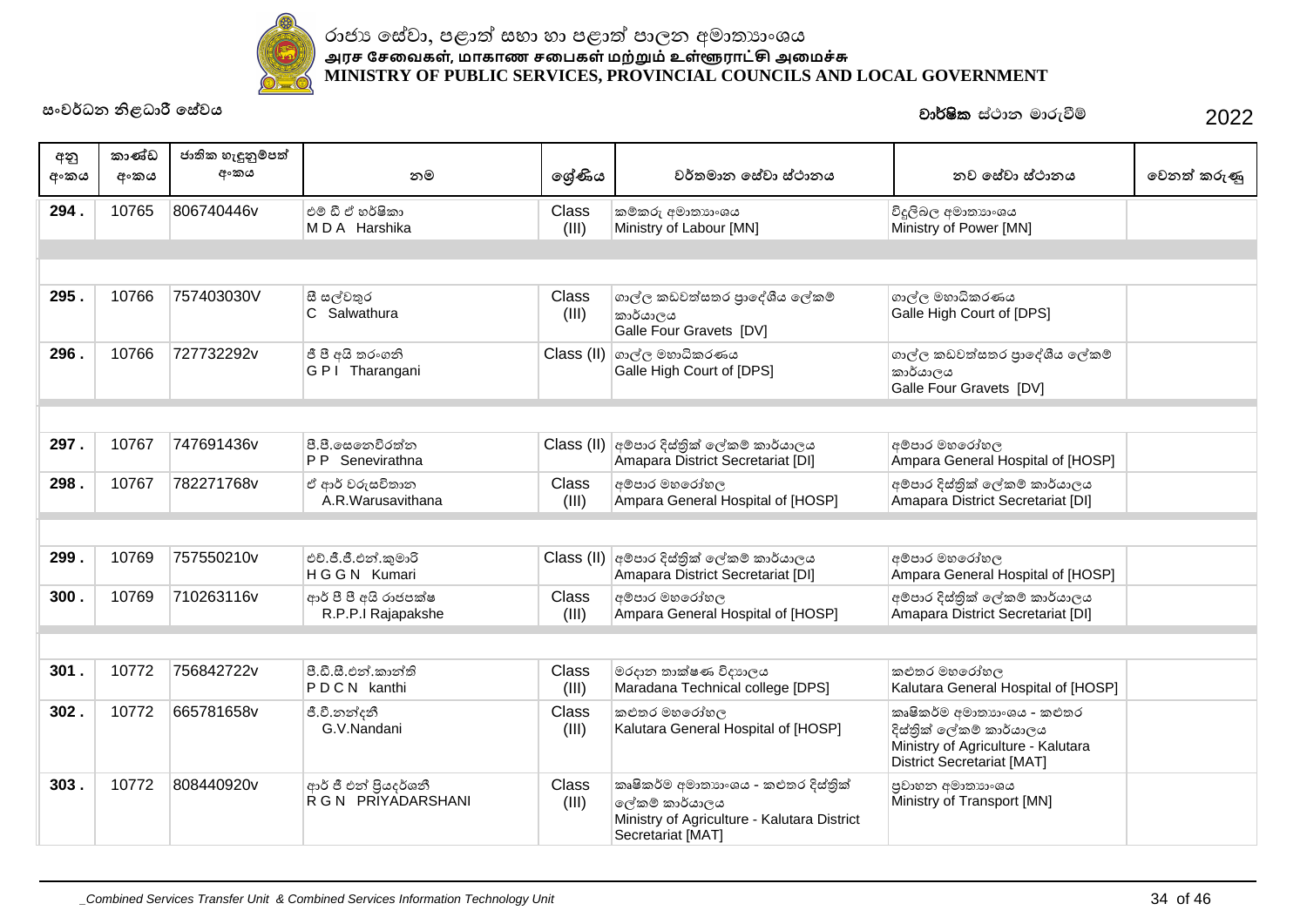රාජ්‍ය සේවා, පළාත් සභා හා පළාත් පාලන අමාත්‍යාංශය
அரச சேவைகள், மாகாண சபைகள் மற்றும் உள்ளூராட்சி அமைச்சு
**MINISTRY OF PUBLIC SERVICES, PROVINCIAL COUNCILS AND LOCAL GOVERNMENT**

සංවර්ධන නිළධාරී සේවය

**වාර්ෂික** ස්ථාන මාරුවීම් 2022

| අනු අංකය | කාණ්ඩ අංකය | ජාතික හැඳුනුම්පත් අංකය | නම | ශ්‍රේණිය | වර්තමාන සේවා ස්ථානය | නව සේවා ස්ථානය | වෙනත් කරුණු |
|---|---|---|---|---|---|---|---|
| **294 .** | 10765 | 806740446v | එම් ඩී ඒ හර්ෂිකා<br>M D A Harshika | Class (III) | කම්කරු අමාත්‍යාංශය<br>Ministry of Labour [MN] | විදුලිබල අමාත්‍යාංශය<br>Ministry of Power [MN] | |
| **295 .** | 10766 | 757403030V | සී සල්වතුර<br>C Salwathura | Class (III) | ගාල්ල කඩවත්සතර ප්‍රාදේශීය ලේකම් කාර්යාලය<br>Galle Four Gravets [DV] | ගාල්ල මහාධිකරණය<br>Galle High Court of [DPS] | |
| **296 .** | 10766 | 727732292v | ජී පී අයි තරංගනි<br>G P I Tharangani | Class (II) | ගාල්ල මහාධිකරණය<br>Galle High Court of [DPS] | ගාල්ල කඩවත්සතර ප්‍රාදේශීය ලේකම් කාර්යාලය<br>Galle Four Gravets [DV] | |
| **297 .** | 10767 | 747691436v | පී.පී.සෙනෙවිරත්න<br>P P Senevirathna | Class (II) | අම්පාර දිස්ත්‍රික් ලේකම් කාර්යාලය<br>Amapara District Secretariat [DI] | අම්පාර මහරෝහල<br>Ampara General Hospital of [HOSP] | |
| **298 .** | 10767 | 782271768v | ඒ ආර් වරුසවිතාන<br>A.R.Warusavithana | Class (III) | අම්පාර මහරෝහල<br>Ampara General Hospital of [HOSP] | අම්පාර දිස්ත්‍රික් ලේකම් කාර්යාලය<br>Amapara District Secretariat [DI] | |
| **299 .** | 10769 | 757550210v | එච්.ජී.ජී.එන්.කුමාරි<br>H G G N Kumari | Class (II) | අම්පාර දිස්ත්‍රික් ලේකම් කාර්යාලය<br>Amapara District Secretariat [DI] | අම්පාර මහරෝහල<br>Ampara General Hospital of [HOSP] | |
| **300 .** | 10769 | 710263116v | ආර් පී පී අයි රාජපක්ෂ<br>R.P.P.I Rajapakshe | Class (III) | අම්පාර මහරෝහල<br>Ampara General Hospital of [HOSP] | අම්පාර දිස්ත්‍රික් ලේකම් කාර්යාලය<br>Amapara District Secretariat [DI] | |
| **301 .** | 10772 | 756842722v | පී.ඩී.සී.එන්.කාන්ති<br>P D C N kanthi | Class (III) | මරදාන තාක්ෂණ විද්‍යාලය<br>Maradana Technical college [DPS] | කළුතර මහරෝහල<br>Kalutara General Hospital of [HOSP] | |
| **302 .** | 10772 | 665781658v | ජී.වී.නන්දනී<br>G.V.Nandani | Class (III) | කළුතර මහරෝහල<br>Kalutara General Hospital of [HOSP] | කෘෂිකර්ම අමාත්‍යාංශය - කළුතර දිස්ත්‍රික් ලේකම් කාර්යාලය<br>Ministry of Agriculture - Kalutara District Secretariat [MAT] | |
| **303 .** | 10772 | 808440920v | ආර් ජී එන් ප්‍රියදර්ශනී<br>R G N PRIYADARSHANI | Class (III) | කෘෂිකර්ම අමාත්‍යාංශය - කළුතර දිස්ත්‍රික් ලේකම් කාර්යාලය<br>Ministry of Agriculture - Kalutara District Secretariat [MAT] | ප්‍රවාහන අමාත්‍යාංශය<br>Ministry of Transport [MN] | |

*_Combined Services Transfer Unit & Combined Services Information Technology Unit*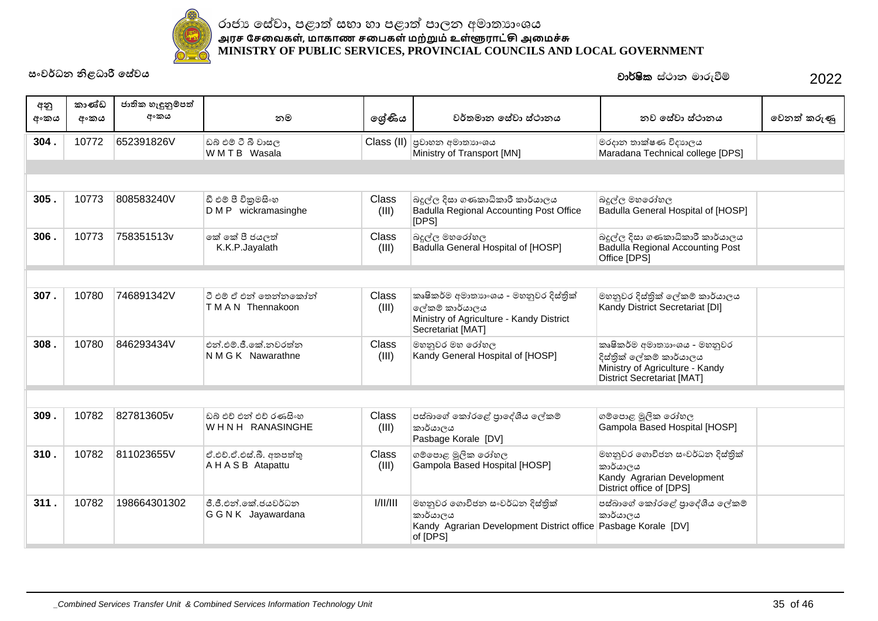රාජ්‍ය සේවා, පළාත් සභා හා පළාත් පාලන අමාත්‍යාංශය
அரச சேவைகள், மாகாண சபைகள் மற்றும் உள்ளூராட்சி அமைச்சு
**MINISTRY OF PUBLIC SERVICES, PROVINCIAL COUNCILS AND LOCAL GOVERNMENT**

සංවර්ධන නිළධාරී සේවය

**වාර්ෂික** ස්ථාන මාරුවීම් 2022

| අනු අංකය | කාණ්ඩ අංකය | ජාතික හැඳුනුම්පත් අංකය | නම | ශ්‍රේණිය | වර්තමාන සේවා ස්ථානය | නව සේවා ස්ථානය | වෙනත් කරුණු |
|---|---|---|---|---|---|---|---|
| **304 .** | 10772 | 652391826V | ඩබ් එම් ටී බී වාසල<br>W M T B Wasala | Class (II) | ප්‍රවාහන අමාත්‍යාංශය<br>Ministry of Transport [MN] | මරදාන තාක්ෂණ විද්‍යාලය<br>Maradana Technical college [DPS] | |
| **305 .** | 10773 | 808583240V | ඩී එම් පී වික්‍රමසිංහ<br>D M P wickramasinghe | Class (III) | බදුල්ල දිසා ගණකාධිකාරී කාර්යාලය<br>Badulla Regional Accounting Post Office [DPS] | බදුල්ල මහරෝහල<br>Badulla General Hospital of [HOSP] | |
| **306 .** | 10773 | 758351513v | කේ කේ පී ජයලත්<br>K.K.P.Jayalath | Class (III) | බදුල්ල මහරෝහල<br>Badulla General Hospital of [HOSP] | බදුල්ල දිසා ගණකාධිකාරී කාර්යාලය<br>Badulla Regional Accounting Post Office [DPS] | |
| **307 .** | 10780 | 746891342V | ටී එම් ඒ එන් තෙන්නකෝන්<br>T M A N Thennakoon | Class (III) | කෘෂිකර්ම අමාත්‍යාංශය - මහනුවර දිස්ත්‍රික් ලේකම් කාර්යාලය<br>Ministry of Agriculture - Kandy District Secretariat [MAT] | මහනුවර දිස්ත්‍රික් ලේකම් කාර්යාලය<br>Kandy District Secretariat [DI] | |
| **308 .** | 10780 | 846293434V | එන්.එම්.ජී.කේ.නවරත්න<br>N M G K Nawarathne | Class (III) | මහනුවර මහ රෝහල<br>Kandy General Hospital of [HOSP] | කෘෂිකර්ම අමාත්‍යාංශය - මහනුවර දිස්ත්‍රික් ලේකම් කාර්යාලය<br>Ministry of Agriculture - Kandy District Secretariat [MAT] | |
| **309 .** | 10782 | 827813605v | ඩබ් එච් එන් එච් රණසිංහ<br>W H N H RANASINGHE | Class (III) | පස්බාගේ කෝරළේ ප්‍රාදේශීය ලේකම් කාර්යාලය<br>Pasbage Korale [DV] | ගම්පොළ මූලික රෝහල<br>Gampola Based Hospital [HOSP] | |
| **310 .** | 10782 | 811023655V | ඒ.එච්.ඒ.එස්.බී. අතපත්තු<br>A H A S B Atapattu | Class (III) | ගම්පොළ මූලික රෝහල<br>Gampola Based Hospital [HOSP] | මහනුවර ගොවිජන සංවර්ධන දිස්ත්‍රික් කාර්යාලය<br>Kandy Agrarian Development District office of [DPS] | |
| **311 .** | 10782 | 198664301302 | ජී.ජී.එන්.කේ.ජයවර්ධන<br>G G N K Jayawardana | I/II/III | මහනුවර ගොවිජන සංවර්ධන දිස්ත්‍රික් කාර්යාලය<br>Kandy Agrarian Development District office of [DPS] | පස්බාගේ කෝරළේ ප්‍රාදේශීය ලේකම් කාර්යාලය<br>Pasbage Korale [DV] | |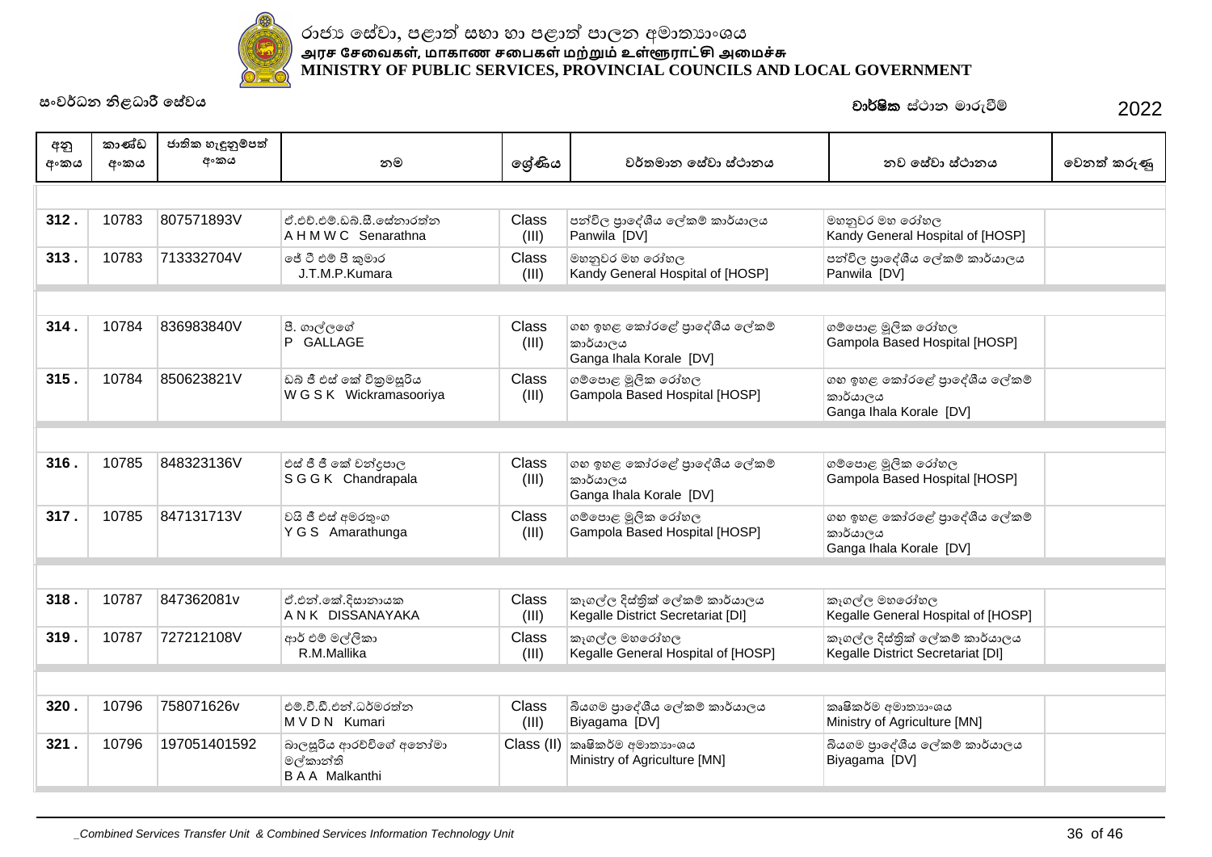රාජ්‍ය සේවා, පළාත් සභා හා පළාත් පාලන අමාත්‍යාංශය
அரச சேவைகள், மாகாண சபைகள் மற்றும் உள்ளூராட்சி அமைச்சு
MINISTRY OF PUBLIC SERVICES, PROVINCIAL COUNCILS AND LOCAL GOVERNMENT

සංවර්ධන නිළධාරී සේවය

**වාර්ෂික** ස්ථාන මාරුවීම් 2022

| අනු අංකය | කාණ්ඩ අංකය | ජාතික හැඳුනුම්පත් අංකය | නම | ශ්‍රේණිය | වර්තමාන සේවා ස්ථානය | නව සේවා ස්ථානය | වෙනත් කරුණු |
|---|---|---|---|---|---|---|---|
| **312 .** | 10783 | 807571893V | ඒ.එච්.එම්.ඩබ්.සී.සේනාරත්න<br>A H M W C Senarathna | Class (III) | පන්විල ප්‍රාදේශීය ලේකම් කාර්යාලය<br>Panwila [DV] | මහනුවර මහ රෝහල<br>Kandy General Hospital of [HOSP] | |
| **313 .** | 10783 | 713332704V | ජේ ටී එම් පී කුමාර<br>J.T.M.P.Kumara | Class (III) | මහනුවර මහ රෝහල<br>Kandy General Hospital of [HOSP] | පන්විල ප්‍රාදේශීය ලේකම් කාර්යාලය<br>Panwila [DV] | |
| **314 .** | 10784 | 836983840V | පී. ගාල්ලගේ<br>P GALLAGE | Class (III) | ගඟ ඉහළ කෝරළේ ප්‍රාදේශීය ලේකම් කාර්යාලය<br>Ganga Ihala Korale [DV] | ගම්පොළ මූලික රෝහල<br>Gampola Based Hospital [HOSP] | |
| **315 .** | 10784 | 850623821V | ඩබ් ජී එස් කේ වික්‍රමසූරිය<br>W G S K Wickramasooriya | Class (III) | ගම්පොළ මූලික රෝහල<br>Gampola Based Hospital [HOSP] | ගඟ ඉහළ කෝරළේ ප්‍රාදේශීය ලේකම් කාර්යාලය<br>Ganga Ihala Korale [DV] | |
| **316 .** | 10785 | 848323136V | එස් ජී ජී කේ චන්ද්‍රපාල<br>S G G K Chandrapala | Class (III) | ගඟ ඉහළ කෝරළේ ප්‍රාදේශීය ලේකම් කාර්යාලය<br>Ganga Ihala Korale [DV] | ගම්පොළ මූලික රෝහල<br>Gampola Based Hospital [HOSP] | |
| **317 .** | 10785 | 847131713V | වයි ජී එස් අමරතුංග<br>Y G S Amarathunga | Class (III) | ගම්පොළ මූලික රෝහල<br>Gampola Based Hospital [HOSP] | ගඟ ඉහළ කෝරළේ ප්‍රාදේශීය ලේකම් කාර්යාලය<br>Ganga Ihala Korale [DV] | |
| **318 .** | 10787 | 847362081v | ඒ.එන්.කේ.දිසානායක<br>A N K DISSANAYAKA | Class (III) | කෑගල්ල දිස්ත්‍රික් ලේකම් කාර්යාලය<br>Kegalle District Secretariat [DI] | කෑගල්ල මහරෝහල<br>Kegalle General Hospital of [HOSP] | |
| **319 .** | 10787 | 727212108V | ආර් එම් මල්ලිකා<br>R.M.Mallika | Class (III) | කෑගල්ල මහරෝහල<br>Kegalle General Hospital of [HOSP] | කෑගල්ල දිස්ත්‍රික් ලේකම් කාර්යාලය<br>Kegalle District Secretariat [DI] | |
| **320 .** | 10796 | 758071626v | එම්.වී.ඩී.එන්.ධර්මරත්න<br>M V D N Kumari | Class (III) | බියගම ප්‍රාදේශීය ලේකම් කාර්යාලය<br>Biyagama [DV] | කෘෂිකර්ම අමාත්‍යාංශය<br>Ministry of Agriculture [MN] | |
| **321 .** | 10796 | 197051401592 | බාලසූරිය ආරච්චිගේ අනෝමා මල්කාන්ති<br>B A A Malkanthi | Class (II) | කෘෂිකර්ම අමාත්‍යාංශය<br>Ministry of Agriculture [MN] | බියගම ප්‍රාදේශීය ලේකම් කාර්යාලය<br>Biyagama [DV] | |

_Combined Services Transfer Unit & Combined Services Information Technology Unit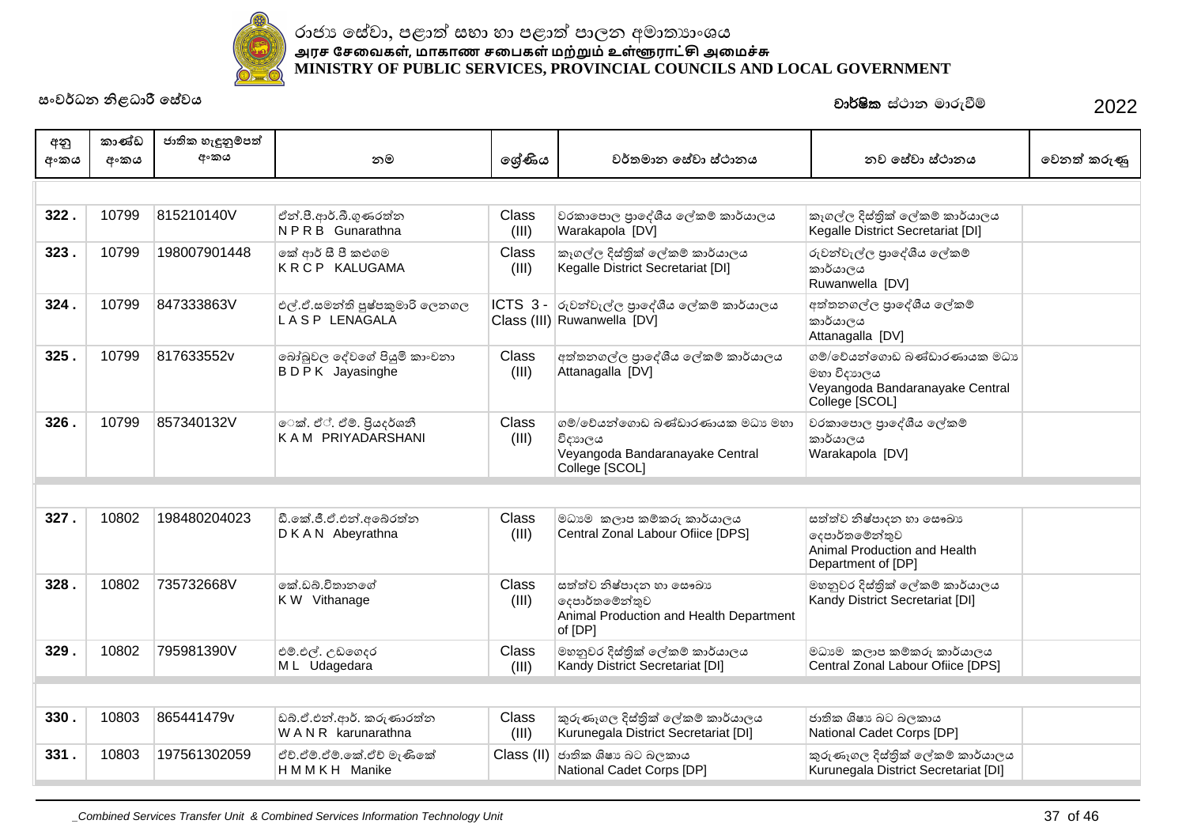රාජ්‍ය සේවා, පළාත් සභා හා පළාත් පාලන අමාත්‍යාංශය
அரச சேவைகள், மாகாண சபைகள் மற்றும் உள்ளூராட்சி அமைச்சு
**MINISTRY OF PUBLIC SERVICES, PROVINCIAL COUNCILS AND LOCAL GOVERNMENT**

සංවර්ධන නිළධාරී සේවය

**වාර්ෂික** ස්ථාන මාරුවීම් 2022

| අනු අංකය | කාණ්ඩ අංකය | ජාතික හැඳුනුම්පත් අංකය | නම | ශ්‍රේණිය | වර්තමාන සේවා ස්ථානය | නව සේවා ස්ථානය | වෙනත් කරුණු |
|---|---|---|---|---|---|---|---|
| **322 .** | 10799 | 815210140V | ඒන්.පී.ආර්.බී.ගුණරත්න N P R B Gunarathna | Class (III) | වරකාපොල ප්‍රාදේශීය ලේකම් කාර්යාලය Warakapola [DV] | කෑගල්ල දිස්ත්‍රික් ලේකම් කාර්යාලය Kegalle District Secretariat [DI] | |
| **323 .** | 10799 | 198007901448 | කේ ආර් සී පී කළුගම K R C P KALUGAMA | Class (III) | කෑගල්ල දිස්ත්‍රික් ලේකම් කාර්යාලය Kegalle District Secretariat [DI] | රුවන්වැල්ල ප්‍රාදේශීය ලේකම් කාර්යාලය Ruwanwella [DV] | |
| **324 .** | 10799 | 847333863V | එල්.ඒ.සමන්ති පුෂ්පකුමාරි ලෙනගල L A S P LENAGALA | ICTS 3 - Class (III) | රුවන්වැල්ල ප්‍රාදේශීය ලේකම් කාර්යාලය Ruwanwella [DV] | අත්තනගල්ල ප්‍රාදේශීය ලේකම් කාර්යාලය Attanagalla [DV] | |
| **325 .** | 10799 | 817633552v | බෝබුවල දේවගේ පියුමි කාංචනා B D P K Jayasinghe | Class (III) | අත්තනගල්ල ප්‍රාදේශීය ලේකම් කාර්යාලය Attanagalla [DV] | ගම්/වෙයන්ගොඩ බණ්ඩාරණායක මධ්‍ය මහා විද්‍යාලය Veyangoda Bandaranayake Central College [SCOL] | |
| **326 .** | 10799 | 857340132V | ෙක්. ඒ්. ඒම්. ප්‍රියදර්ශනී K A M PRIYADARSHANI | Class (III) | ගම්/වෙයන්ගොඩ බණ්ඩාරණායක මධ්‍ය මහා විද්‍යාලය Veyangoda Bandaranayake Central College [SCOL] | වරකාපොල ප්‍රාදේශීය ලේකම් කාර්යාලය Warakapola [DV] | |
| **327 .** | 10802 | 198480204023 | ඩී.කේ.ඒ.ඒන්.අබේරත්න D K A N Abeyrathna | Class (III) | මධ්‍යම කලාප කම්කරු කාර්යාලය Central Zonal Labour Ofiice [DPS] | සත්ත්ව නිෂ්පාදන හා සෞඛ්‍ය දෙපාර්තමේන්තුව Animal Production and Health Department of [DP] | |
| **328 .** | 10802 | 735732668V | කේ.ඩබ්.විතානගේ K W Vithanage | Class (III) | සත්ත්ව නිෂ්පාදන හා සෞඛ්‍ය දෙපාර්තමේන්තුව Animal Production and Health Department of [DP] | මහනුවර දිස්ත්‍රික් ලේකම් කාර්යාලය Kandy District Secretariat [DI] | |
| **329 .** | 10802 | 795981390V | එම්.එල්. උඩගෙදර M L Udagedara | Class (III) | මහනුවර දිස්ත්‍රික් ලේකම් කාර්යාලය Kandy District Secretariat [DI] | මධ්‍යම කලාප කම්කරු කාර්යාලය Central Zonal Labour Ofiice [DPS] | |
| **330 .** | 10803 | 865441479v | ඩබ්.ඒ.ඒන්.ආර්. කරුණාරත්න W A N R karunarathna | Class (III) | කුරුණෑගල දිස්ත්‍රික් ලේකම් කාර්යාලය Kurunegala District Secretariat [DI] | ජාතික ශිෂ්‍ය භට බලකාය National Cadet Corps [DP] | |
| **331 .** | 10803 | 197561302059 | ඒච්.ඒම්.ඒම්.කේ.ඒච් මැණිකේ H M M K H Manike | Class (II) | ජාතික ශිෂ්‍ය භට බලකාය National Cadet Corps [DP] | කුරුණෑගල දිස්ත්‍රික් ලේකම් කාර්යාලය Kurunegala District Secretariat [DI] | |

*_Combined Services Transfer Unit & Combined Services Information Technology Unit*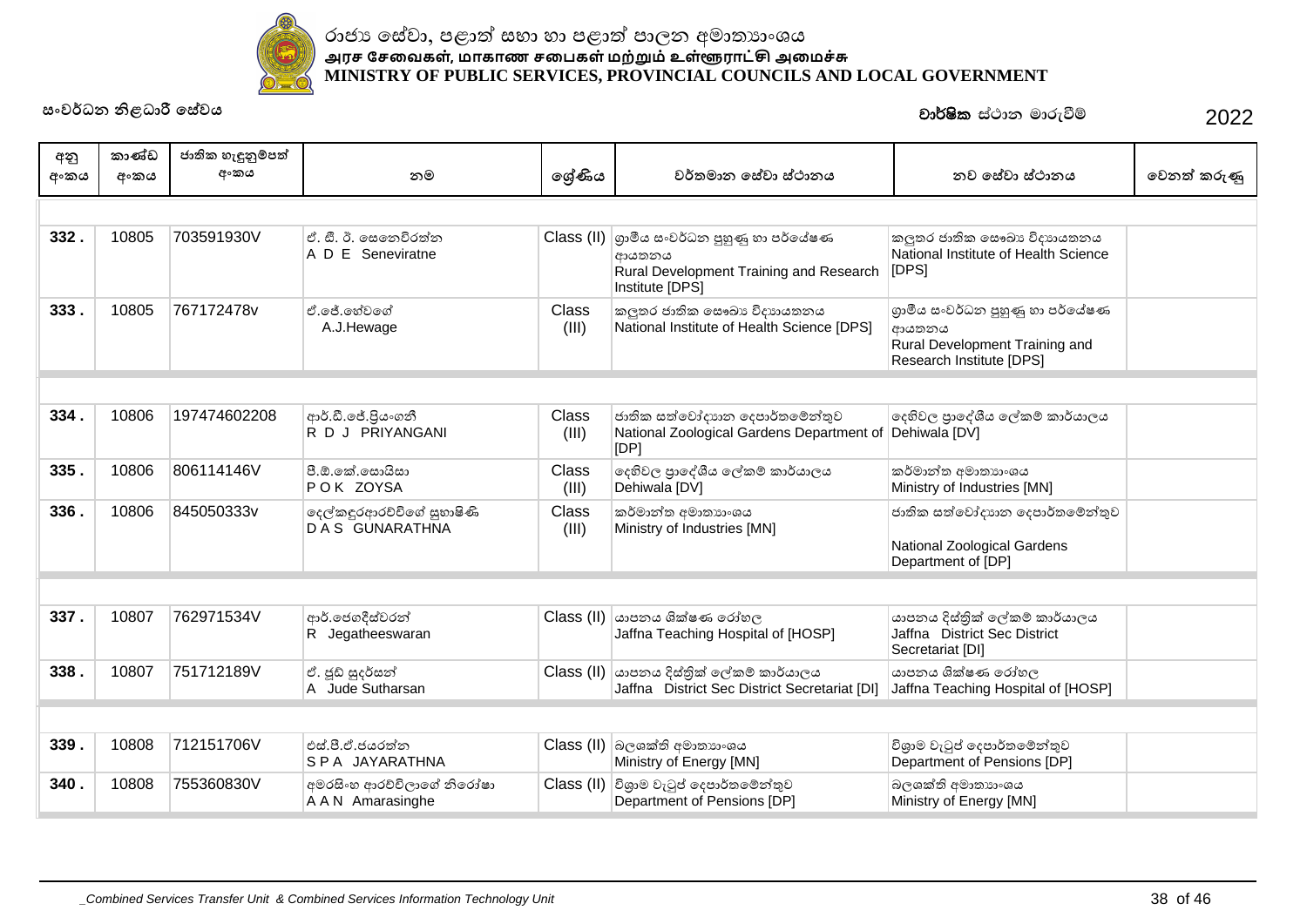රාජ්‍ය සේවා, පළාත් සභා හා පළාත් පාලන අමාත්‍යාංශය
அரச சேவைகள், மாகாண சபைகள் மற்றும் உள்ளூராட்சி அமைச்சு
MINISTRY OF PUBLIC SERVICES, PROVINCIAL COUNCILS AND LOCAL GOVERNMENT

සංවර්ධන නිළධාරී සේවය

**වාර්ෂික** ස්ථාන මාරුවීම් 2022

| අනු අංකය | කාණ්ඩ අංකය | ජාතික හැඳුනුම්පත් අංකය | නම | ශ්‍රේණිය | වර්තමාන සේවා ස්ථානය | නව සේවා ස්ථානය | වෙනත් කරුණු |
|---|---|---|---|---|---|---|---|
| 332 . | 10805 | 703591930V | ඒ. ඩී. ඊ. සෙනෙවිරත්න<br>A D E Seneviratne | Class (II) | ග්‍රාමීය සංවර්ධන පුහුණු හා පර්යේෂණ ආයතනය<br>Rural Development Training and Research Institute [DPS] | කලුතර ජාතික සෞඛ්‍ය විද්‍යායතනය<br>National Institute of Health Science [DPS] | |
| 333 . | 10805 | 767172478v | ඒ.ජේ.හේවගේ<br>A.J.Hewage | Class (III) | කලුතර ජාතික සෞඛ්‍ය විද්‍යායතනය<br>National Institute of Health Science [DPS] | ග්‍රාමීය සංවර්ධන පුහුණු හා පර්යේෂණ ආයතනය<br>Rural Development Training and Research Institute [DPS] | |
| 334 . | 10806 | 197474602208 | ආර්.ඩී.ජේ.ප්‍රියංගනී<br>R D J PRIYANGANI | Class (III) | ජාතික සත්වෝද්‍යාන දෙපාර්තමේන්තුව<br>National Zoological Gardens Department of [DP] | දෙහිවල ප්‍රාදේශීය ලේකම් කාර්යාලය<br>Dehiwala [DV] | |
| 335 . | 10806 | 806114146V | පී.ඕ.කේ.සොයිසා<br>P O K ZOYSA | Class (III) | දෙහිවල ප්‍රාදේශීය ලේකම් කාර්යාලය<br>Dehiwala [DV] | කර්මාන්ත අමාත්‍යාංශය<br>Ministry of Industries [MN] | |
| 336 . | 10806 | 845050333v | දෙල්කඳුරආරච්චිගේ සුභාෂිණි<br>D A S GUNARATHNA | Class (III) | කර්මාන්ත අමාත්‍යාංශය<br>Ministry of Industries [MN] | ජාතික සත්වෝද්‍යාන දෙපාර්තමේන්තුව<br>National Zoological Gardens Department of [DP] | |
| 337 . | 10807 | 762971534V | ආර්.ජෙගදීස්වරන්<br>R Jegatheeswaran | Class (II) | යාපනය ශික්ෂණ රෝහල<br>Jaffna Teaching Hospital of [HOSP] | යාපනය දිස්ත්‍රික් ලේකම් කාර්යාලය<br>Jaffna District Sec District Secretariat [DI] | |
| 338 . | 10807 | 751712189V | ඒ. ජූඩ් සුදර්සන්<br>A Jude Sutharsan | Class (II) | යාපනය දිස්ත්‍රික් ලේකම් කාර්යාලය<br>Jaffna District Sec District Secretariat [DI] | යාපනය ශික්ෂණ රෝහල<br>Jaffna Teaching Hospital of [HOSP] | |
| 339 . | 10808 | 712151706V | එස්.පී.ඒ.ජයරත්න<br>S P A JAYARATHNA | Class (II) | බලශක්ති අමාත්‍යාංශය<br>Ministry of Energy [MN] | විශ්‍රාම වැටුප් දෙපාර්තමේන්තුව<br>Department of Pensions [DP] | |
| 340 . | 10808 | 755360830V | අමරසිංහ ආරච්චිලාගේ නිරෝෂා<br>A A N Amarasinghe | Class (II) | විශ්‍රාම වැටුප් දෙපාර්තමේන්තුව<br>Department of Pensions [DP] | බලශක්ති අමාත්‍යාංශය<br>Ministry of Energy [MN] | |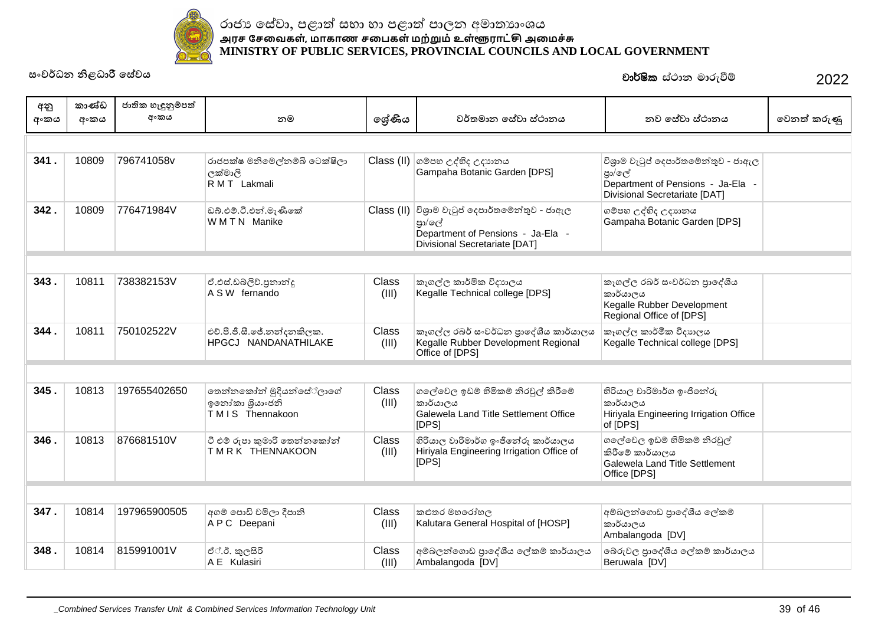රාජ්‍ය සේවා, පළාත් සභා හා පළාත් පාලන අමාත්‍යාංශය
அரச சேவைகள், மாகாண சபைகள் மற்றும் உள்ளூராட்சி அமைச்சு
**MINISTRY OF PUBLIC SERVICES, PROVINCIAL COUNCILS AND LOCAL GOVERNMENT**

සංවර්ධන නිළධාරී සේවය

**වාර්ෂික** ස්ථාන මාරුවීම් 2022

| අනු අංකය | කාණ්ඩ අංකය | ජාතික හැඳුනුම්පත් අංකය | නම | ශ්‍රේණිය | වර්තමාන සේවා ස්ථානය | නව සේවා ස්ථානය | වෙනත් කරුණු |
|---|---|---|---|---|---|---|---|
| **341 .** | 10809 | 796741058v | රාජපක්ෂ මනිමෙල්නම්බි ටෙක්ෂිලා ලක්මාලි<br>R M T Lakmali | Class (II) | ගම්පහ උද්භිද උද්‍යානය<br>Gampaha Botanic Garden [DPS] | විශ්‍රාම වැටුප් දෙපාර්තමේන්තුව - ජාඇල ප්‍රා/ලේ<br>Department of Pensions - Ja-Ela - Divisional Secretariate [DAT] | |
| **342 .** | 10809 | 776471984V | ඩබ්.එම්.ටී.එන්.මැණිකේ<br>W M T N Manike | Class (II) | විශ්‍රාම වැටුප් දෙපාර්තමේන්තුව - ජාඇල ප්‍රා/ලේ<br>Department of Pensions - Ja-Ela - Divisional Secretariate [DAT] | ගම්පහ උද්භිද උද්‍යානය<br>Gampaha Botanic Garden [DPS] | |
| **343 .** | 10811 | 738382153V | ඒ.එස්.ඩබ්ලිව්.ප්‍රනාන්දු<br>A S W fernando | Class (III) | කෑගල්ල කාර්මික විද්‍යාලය<br>Kegalle Technical college [DPS] | කෑගල්ල රබර් සංවර්ධන ප්‍රාදේශීය කාර්යාලය<br>Kegalle Rubber Development Regional Office of [DPS] | |
| **344 .** | 10811 | 750102522V | එච්.පී.ජී.සී.ජේ.නන්දනතිලක.<br>HPGCJ NANDANATHILAKE | Class (III) | කෑගල්ල රබර් සංවර්ධන ප්‍රාදේශීය කාර්යාලය<br>Kegalle Rubber Development Regional Office of [DPS] | කෑගල්ල කාර්මික විද්‍යාලය<br>Kegalle Technical college [DPS] | |
| **345 .** | 10813 | 197655402650 | තෙන්නකෝන් මුදියන්සේලාගේ ඉනෝකා ශ්‍රියාංජනි<br>T M I S Thennakoon | Class (III) | ගලේවෙල ඉඩම් හිමිකම් නිරවුල් කිරීමේ කාර්යාලය<br>Galewela Land Title Settlement Office [DPS] | හිරියාල වාරිමාර්ග ඉංජිනේරු කාර්යාලය<br>Hiriyala Engineering Irrigation Office of [DPS] | |
| **346 .** | 10813 | 876681510V | ටී එම් රූපා කුමාරි තෙන්නකෝන්<br>T M R K THENNAKOON | Class (III) | හිරියාල වාරිමාර්ග ඉංජිනේරු කාර්යාලය<br>Hiriyala Engineering Irrigation Office of [DPS] | ගලේවෙල ඉඩම් හිමිකම් නිරවුල් කිරීමේ කාර්යාලය<br>Galewela Land Title Settlement Office [DPS] | |
| **347 .** | 10814 | 197965900505 | අගම් පොඩි චම්ලා දීපානි<br>A P C Deepani | Class (III) | කළුතර මහරෝහල<br>Kalutara General Hospital of [HOSP] | අම්බලන්ගොඩ ප්‍රාදේශීය ලේකම් කාර්යාලය<br>Ambalangoda [DV] | |
| **348 .** | 10814 | 815991001V | ඒ.ඊ. කුලසිරි<br>A E Kulasiri | Class (III) | අම්බලන්ගොඩ ප්‍රාදේශීය ලේකම් කාර්යාලය<br>Ambalangoda [DV] | බේරුවල ප්‍රාදේශීය ලේකම් කාර්යාලය<br>Beruwala [DV] | |

*_Combined Services Transfer Unit & Combined Services Information Technology Unit*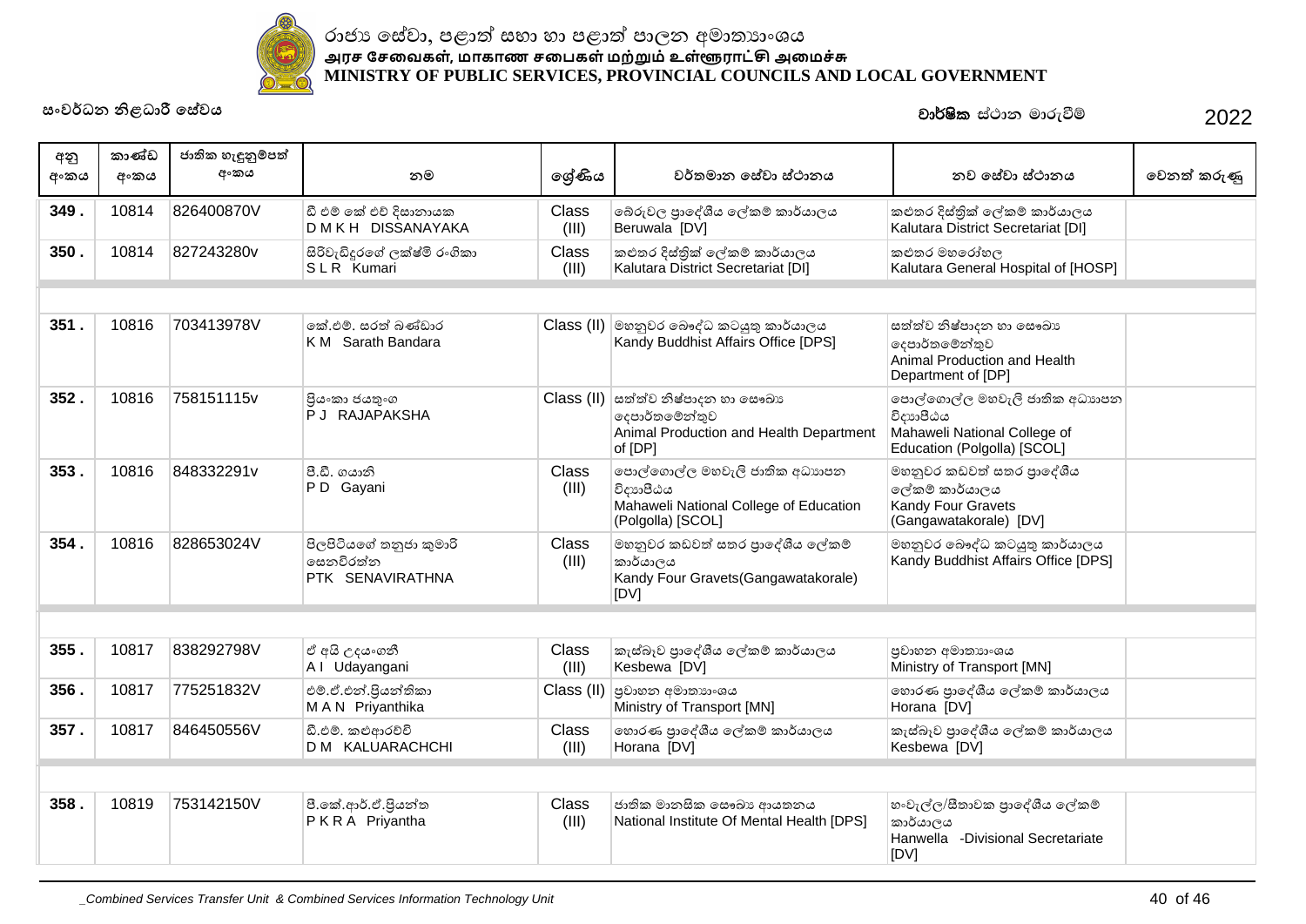රාජ්‍ය සේවා, පළාත් සභා හා පළාත් පාලන අමාත්‍යාංශය
அரச சேவைகள், மாகாண சபைகள் மற்றும் உள்ளூராட்சி அமைச்சு
MINISTRY OF PUBLIC SERVICES, PROVINCIAL COUNCILS AND LOCAL GOVERNMENT

සංවර්ධන නිළධාරී සේවය

**වාර්ෂික** ස්ථාන මාරුවීම් 2022

| අනු අංකය | කාණ්ඩ අංකය | ජාතික හැඳුනුම්පත් අංකය | නම | ශ්‍රේණිය | වර්තමාන සේවා ස්ථානය | නව සේවා ස්ථානය | වෙනත් කරුණු |
|---|---|---|---|---|---|---|---|
| **349 .** | 10814 | 826400870V | ඩී එම් කේ එච් දිසානායක D M K H DISSANAYAKA | Class (III) | බේරුවල ප්‍රාදේශීය ලේකම් කාර්යාලය Beruwala [DV] | කළුතර දිස්ත්‍රික් ලේකම් කාර්යාලය Kalutara District Secretariat [DI] | |
| **350 .** | 10814 | 827243280v | සිරිවැඩිදුරගේ ලක්ෂ්මි රංගිකා S L R Kumari | Class (III) | කළුතර දිස්ත්‍රික් ලේකම් කාර්යාලය Kalutara District Secretariat [DI] | කළුතර මහරෝහල Kalutara General Hospital of [HOSP] | |
| | | | | | | | |
| **351 .** | 10816 | 703413978V | කේ.එම්. සරත් බණ්ඩාර K M Sarath Bandara | Class (II) | මහනුවර බෞද්ධ කටයුතු කාර්යාලය Kandy Buddhist Affairs Office [DPS] | සත්ත්ව නිෂ්පාදන හා සෞඛ්‍ය දෙපාර්තමේන්තුව Animal Production and Health Department of [DP] | |
| **352 .** | 10816 | 758151115v | ප්‍රියංකා ජයතුංග P J RAJAPAKSHA | Class (II) | සත්ත්ව නිෂ්පාදන හා සෞඛ්‍ය දෙපාර්තමේන්තුව Animal Production and Health Department of [DP] | පොල්ගොල්ල මහවැලි ජාතික අධ්‍යාපන විද්‍යාපීඨය Mahaweli National College of Education (Polgolla) [SCOL] | |
| **353 .** | 10816 | 848332291v | පී.ඩී. ගයානි P D Gayani | Class (III) | පොල්ගොල්ල මහවැලි ජාතික අධ්‍යාපන විද්‍යාපීඨය Mahaweli National College of Education (Polgolla) [SCOL] | මහනුවර කඩවත් සතර ප්‍රාදේශීය ලේකම් කාර්යාලය Kandy Four Gravets (Gangawatakorale) [DV] | |
| **354 .** | 10816 | 828653024V | පිලපිටියගේ තනුජා කුමාරි සෙනවිරත්න PTK SENAVIRATHNA | Class (III) | මහනුවර කඩවත් සතර ප්‍රාදේශීය ලේකම් කාර්යාලය Kandy Four Gravets(Gangawatakorale) [DV] | මහනුවර බෞද්ධ කටයුතු කාර්යාලය Kandy Buddhist Affairs Office [DPS] | |
| | | | | | | | |
| **355 .** | 10817 | 838292798V | ඒ අයි උදයංගනී A I Udayangani | Class (III) | කැස්බෑව ප්‍රාදේශීය ලේකම් කාර්යාලය Kesbewa [DV] | ප්‍රවාහන අමාත්‍යාංශය Ministry of Transport [MN] | |
| **356 .** | 10817 | 775251832V | එම්.ඒ.එන්.ප්‍රියන්තිකා M A N Priyanthika | Class (II) | ප්‍රවාහන අමාත්‍යාංශය Ministry of Transport [MN] | හොරණ ප්‍රාදේශීය ලේකම් කාර්යාලය Horana [DV] | |
| **357 .** | 10817 | 846450556V | ඩී.එම්. කළුආරච්චි D M KALUARACHCHI | Class (III) | හොරණ ප්‍රාදේශීය ලේකම් කාර්යාලය Horana [DV] | කැස්බෑව ප්‍රාදේශීය ලේකම් කාර්යාලය Kesbewa [DV] | |
| | | | | | | | |
| **358 .** | 10819 | 753142150V | පී.කේ.ආර්.ඒ.ප්‍රියන්ත P K R A Priyantha | Class (III) | ජාතික මානසික සෞඛ්‍ය ආයතනය National Institute Of Mental Health [DPS] | හංවැල්ල/සීතාවක ප්‍රාදේශීය ලේකම් කාර්යාලය Hanwella -Divisional Secretariate [DV] | |

_Combined Services Transfer Unit & Combined Services Information Technology Unit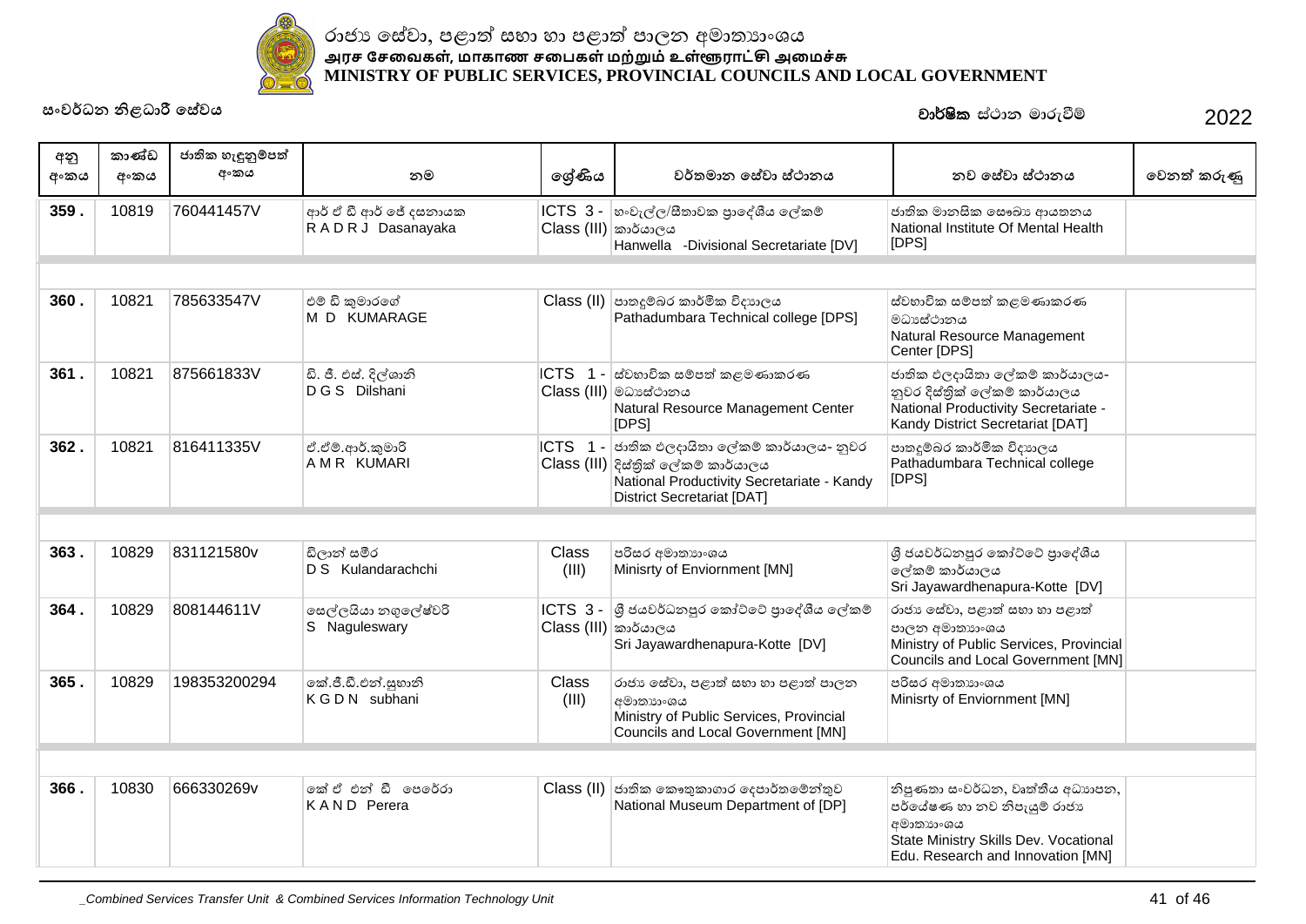රාජ්‍ය සේවා, පළාත් සභා හා පළාත් පාලන අමාත්‍යාංශය
அரச சேவைகள், மாகாண சபைகள் மற்றும் உள்ளூராட்சி அமைச்சு
**MINISTRY OF PUBLIC SERVICES, PROVINCIAL COUNCILS AND LOCAL GOVERNMENT**

සංවර්ධන නිළධාරී සේවය

**වාර්ෂික** ස්ථාන මාරුවීම් 2022

| අනු අංකය | කාණ්ඩ අංකය | ජාතික හැඳුනුම්පත් අංකය | නම | ශ්‍රේණිය | වර්තමාන සේවා ස්ථානය | නව සේවා ස්ථානය | වෙනත් කරුණු |
|---|---|---|---|---|---|---|---|
| **359 .** | 10819 | 760441457V | ආර් ඒ ඩී ආර් ජේ දසනායක<br>R A D R J Dasanayaka | ICTS 3 - Class (III) | හංවැල්ල/සීතාවක ප්‍රාදේශීය ලේකම් කාර්යාලය<br>Hanwella -Divisional Secretariate [DV] | ජාතික මානසික සෞඛ්‍ය ආයතනය<br>National Institute Of Mental Health [DPS] | |
| **360 .** | 10821 | 785633547V | එම් ඩී කුමාරගේ<br>M D KUMARAGE | Class (II) | පාතදුම්බර කාර්මික විද්‍යාලය<br>Pathadumbara Technical college [DPS] | ස්වභාවික සම්පත් කළමණාකරණ මධ්‍යස්ථානය<br>Natural Resource Management Center [DPS] | |
| **361 .** | 10821 | 875661833V | ඩී. ජී. එස්. දිල්ශානි<br>D G S Dilshani | ICTS 1 - Class (III) | ස්වභාවික සම්පත් කළමණාකරණ මධ්‍යස්ථානය<br>Natural Resource Management Center [DPS] | ජාතික ඵලදායිතා ලේකම් කාර්යාලය- නුවර දිස්ත්‍රික් ලේකම් කාර්යාලය<br>National Productivity Secretariate - Kandy District Secretariat [DAT] | |
| **362 .** | 10821 | 816411335V | ඒ.එම්.ආර්.කුමාරි<br>A M R KUMARI | ICTS 1 - Class (III) | ජාතික ඵලදායිතා ලේකම් කාර්යාලය- නුවර දිස්ත්‍රික් ලේකම් කාර්යාලය<br>National Productivity Secretariate - Kandy District Secretariat [DAT] | පාතදුම්බර කාර්මික විද්‍යාලය<br>Pathadumbara Technical college [DPS] | |
| **363 .** | 10829 | 831121580v | ඩිලාන් සමීර<br>D S Kulandarachchi | Class (III) | පරිසර අමාත්‍යාංශය<br>Minisrty of Enviornment [MN] | ශ්‍රී ජයවර්ධනපුර කෝට්ටේ ප්‍රාදේශීය ලේකම් කාර්යාලය<br>Sri Jayawardhenapura-Kotte [DV] | |
| **364 .** | 10829 | 808144611V | සෙල්ලයියා නගුලේෂ්වරි<br>S Naguleswary | ICTS 3 - Class (III) | ශ්‍රී ජයවර්ධනපුර කෝට්ටේ ප්‍රාදේශීය ලේකම් කාර්යාලය<br>Sri Jayawardhenapura-Kotte [DV] | රාජ්‍ය සේවා, පළාත් සභා හා පළාත් පාලන අමාත්‍යාංශය<br>Ministry of Public Services, Provincial Councils and Local Government [MN] | |
| **365 .** | 10829 | 198353200294 | කේ.ජී.ඩී.එන්.සුභානි<br>K G D N subhani | Class (III) | රාජ්‍ය සේවා, පළාත් සභා හා පළාත් පාලන අමාත්‍යාංශය<br>Ministry of Public Services, Provincial Councils and Local Government [MN] | පරිසර අමාත්‍යාංශය<br>Minisrty of Enviornment [MN] | |
| **366 .** | 10830 | 666330269v | කේ ඒ එන් ඩී පෙරේරා<br>K A N D Perera | Class (II) | ජාතික කෞතුකාගාර දෙපාර්තමේන්තුව<br>National Museum Department of [DP] | නිපුණතා සංවර්ධන, වෘත්තීය අධ්‍යාපන, පර්යේෂණ හා නව නිපැයුම් රාජ්‍ය අමාත්‍යාංශය<br>State Ministry Skills Dev. Vocational Edu. Research and Innovation [MN] | |

*_Combined Services Transfer Unit & Combined Services Information Technology Unit*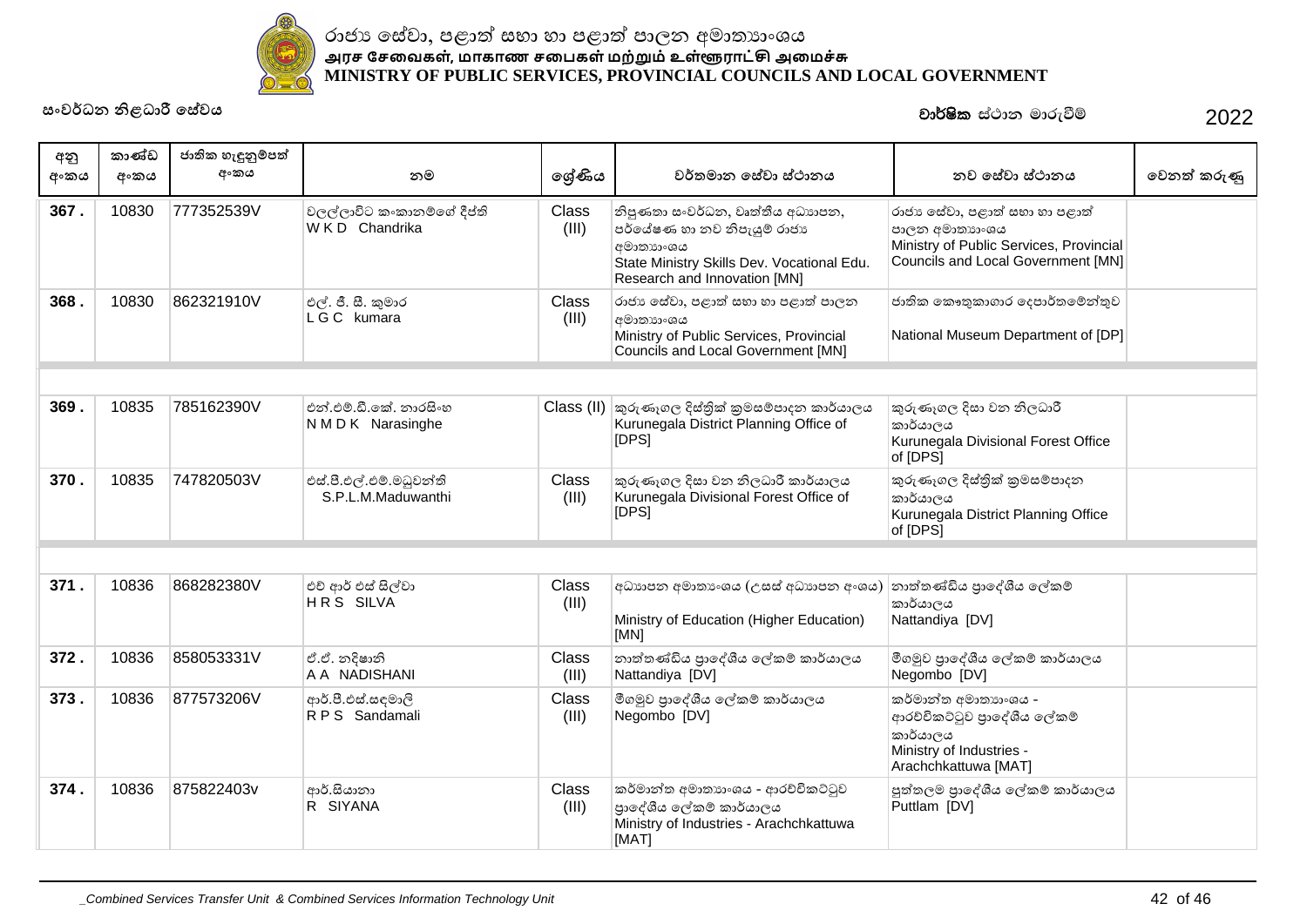රාජ්‍ය සේවා, පළාත් සභා හා පළාත් පාලන අමාත්‍යාංශය
அரச சேவைகள், மாகாண சபைகள் மற்றும் உள்ளூராட்சி அமைச்சு
**MINISTRY OF PUBLIC SERVICES, PROVINCIAL COUNCILS AND LOCAL GOVERNMENT**

සංවර්ධන නිළධාරී සේවය

**වාර්ෂික** ස්ථාන මාරුවීම් 2022

| අනු අංකය | කාණ්ඩ අංකය | ජාතික හැඳුනුම්පත් අංකය | නම | ශ්‍රේණිය | වර්තමාන සේවා ස්ථානය | නව සේවා ස්ථානය | වෙනත් කරුණු |
|---|---|---|---|---|---|---|---|
| **367 .** | 10830 | 777352539V | වලල්ලාවිට කංකානම්ගේ දීප්ති<br>W K D Chandrika | Class (III) | නිපුණතා සංවර්ධන, වෘත්තීය අධ්‍යාපන, පර්යේෂණ හා නව නිපැයුම් රාජ්‍ය අමාත්‍යාංශය<br>State Ministry Skills Dev. Vocational Edu. Research and Innovation [MN] | රාජ්‍ය සේවා, පළාත් සභා හා පළාත් පාලන අමාත්‍යාංශය<br>Ministry of Public Services, Provincial Councils and Local Government [MN] | |
| **368 .** | 10830 | 862321910V | එල්. ජී. සී. කුමාර<br>L G C kumara | Class (III) | රාජ්‍ය සේවා, පළාත් සභා හා පළාත් පාලන අමාත්‍යාංශය<br>Ministry of Public Services, Provincial Councils and Local Government [MN] | ජාතික කෞතුකාගාර දෙපාර්තමේන්තුව<br>National Museum Department of [DP] | |
| | | | | | | | |
| **369 .** | 10835 | 785162390V | එන්.එම්.ඩී.කේ. නාරසිංහ<br>N M D K Narasinghe | Class (II) | කුරුණෑගල දිස්ත්‍රික් ක්‍රමසම්පාදන කාර්යාලය<br>Kurunegala District Planning Office of [DPS] | කුරුණෑගල දිසා වන නිලධාරී කාර්යාලය<br>Kurunegala Divisional Forest Office of [DPS] | |
| **370 .** | 10835 | 747820503V | එස්.පී.එල්.එම්.මධුවන්ති<br>S.P.L.M.Maduwanthi | Class (III) | කුරුණෑගල දිසා වන නිලධාරී කාර්යාලය<br>Kurunegala Divisional Forest Office of [DPS] | කුරුණෑගල දිස්ත්‍රික් ක්‍රමසම්පාදන කාර්යාලය<br>Kurunegala District Planning Office of [DPS] | |
| | | | | | | | |
| **371 .** | 10836 | 868282380V | එච් ආර් එස් සිල්වා<br>H R S SILVA | Class (III) | අධ්‍යාපන අමාත්‍යාංශය (උසස් අධ්‍යාපන අංශය)<br>Ministry of Education (Higher Education) [MN] | නාත්තණ්ඩිය ප්‍රාදේශීය ලේකම් කාර්යාලය<br>Nattandiya [DV] | |
| **372 .** | 10836 | 858053331V | ඒ.ඒ. නදිෂානි<br>A A NADISHANI | Class (III) | නාත්තණ්ඩිය ප්‍රාදේශීය ලේකම් කාර්යාලය<br>Nattandiya [DV] | මීගමුව ප්‍රාදේශීය ලේකම් කාර්යාලය<br>Negombo [DV] | |
| **373 .** | 10836 | 877573206V | ආර්.පී.එස්.සඳමාලි<br>R P S Sandamali | Class (III) | මීගමුව ප්‍රාදේශීය ලේකම් කාර්යාලය<br>Negombo [DV] | කර්මාන්ත අමාත්‍යාංශය - ආරච්චිකට්ටුව ප්‍රාදේශීය ලේකම් කාර්යාලය<br>Ministry of Industries - Arachchkattuwa [MAT] | |
| **374 .** | 10836 | 875822403v | ආර්.සියානා<br>R SIYANA | Class (III) | කර්මාන්ත අමාත්‍යාංශය - ආරච්චිකට්ටුව ප්‍රාදේශීය ලේකම් කාර්යාලය<br>Ministry of Industries - Arachchkattuwa [MAT] | පුත්තලම ප්‍රාදේශීය ලේකම් කාර්යාලය<br>Puttlam [DV] | |

_Combined Services Transfer Unit & Combined Services Information Technology Unit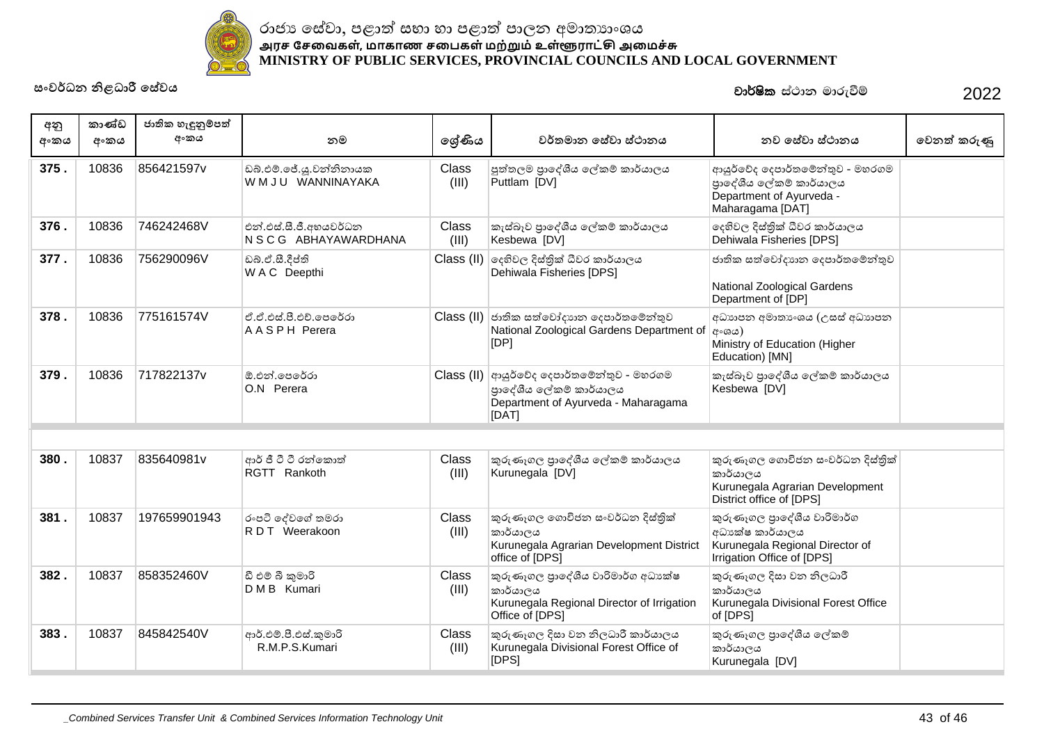රාජ්‍ය සේවා, පළාත් සභා හා පළාත් පාලන අමාත්‍යාංශය
அரச சேவைகள், மாகாண சபைகள் மற்றும் உள்ளூராட்சி அமைச்சு
MINISTRY OF PUBLIC SERVICES, PROVINCIAL COUNCILS AND LOCAL GOVERNMENT

සංවර්ධන නිළධාරී සේවය

**වාර්ෂික** ස්ථාන මාරුවීම් 2022

| අනු අංකය | කාණ්ඩ අංකය | ජාතික හැඳුනුම්පත් අංකය | නම | ශ්‍රේණිය | වර්තමාන සේවා ස්ථානය | නව සේවා ස්ථානය | වෙනත් කරුණු |
|---|---|---|---|---|---|---|---|
| **375 .** | 10836 | 856421597v | ඩබ්.එම්.ජේ.යූ.වන්නිනායක W M J U WANNINAYAKA | Class (III) | පුත්තලම ප්‍රාදේශීය ලේකම් කාර්යාලය Puttlam [DV] | ආයුර්වේද දෙපාර්තමේන්තුව - මහරගම ප්‍රාදේශීය ලේකම් කාර්යාලය Department of Ayurveda - Maharagama [DAT] | |
| **376 .** | 10836 | 746242468V | එන්.එස්.සී.ජී.අභයවර්ධන N S C G ABHAYAWARDHANA | Class (III) | කැස්බෑව ප්‍රාදේශීය ලේකම් කාර්යාලය Kesbewa [DV] | දෙහිවල දිස්ත්‍රික් ධීවර කාර්යාලය Dehiwala Fisheries [DPS] | |
| **377 .** | 10836 | 756290096V | ඩබ්.ඒ.සී.දීප්ති W A C Deepthi | Class (II) | දෙහිවල දිස්ත්‍රික් ධීවර කාර්යාලය Dehiwala Fisheries [DPS] | ජාතික සත්වෝද්‍යාන දෙපාර්තමේන්තුව National Zoological Gardens Department of [DP] | |
| **378 .** | 10836 | 775161574V | ඒ.ඒ.එස්.පී.එච්.පෙරේරා A A S P H Perera | Class (II) | ජාතික සත්වෝද්‍යාන දෙපාර්තමේන්තුව National Zoological Gardens Department of [DP] | අධ්‍යාපන අමාත්‍යාංශය (උසස් අධ්‍යාපන අංශය) Ministry of Education (Higher Education) [MN] | |
| **379 .** | 10836 | 717822137v | ඕ.එන්.පෙරේරා O.N Perera | Class (II) | ආයුර්වේද දෙපාර්තමේන්තුව - මහරගම ප්‍රාදේශීය ලේකම් කාර්යාලය Department of Ayurveda - Maharagama [DAT] | කැස්බෑව ප්‍රාදේශීය ලේකම් කාර්යාලය Kesbewa [DV] | |
| **380 .** | 10837 | 835640981v | ආර් ජී ටී ටී රන්කොත් RGTT Rankoth | Class (III) | කුරුණෑගල ප්‍රාදේශීය ලේකම් කාර්යාලය Kurunegala [DV] | කුරුණෑගල ගොවිජන සංවර්ධන දිස්ත්‍රික් කාර්යාලය Kurunegala Agrarian Development District office of [DPS] | |
| **381 .** | 10837 | 197659901943 | රංපටි දේවගේ තමරා R D T Weerakoon | Class (III) | කුරුණෑගල ගොවිජන සංවර්ධන දිස්ත්‍රික් කාර්යාලය Kurunegala Agrarian Development District office of [DPS] | කුරුණෑගල ප්‍රාදේශීය වාරිමාර්ග අධ්‍යක්ෂ කාර්යාලය Kurunegala Regional Director of Irrigation Office of [DPS] | |
| **382 .** | 10837 | 858352460V | ඩී එම් බී කුමාරි D M B Kumari | Class (III) | කුරුණෑගල ප්‍රාදේශීය වාරිමාර්ග අධ්‍යක්ෂ කාර්යාලය Kurunegala Regional Director of Irrigation Office of [DPS] | කුරුණෑගල දිසා වන නිලධාරී කාර්යාලය Kurunegala Divisional Forest Office of [DPS] | |
| **383 .** | 10837 | 845842540V | ආර්.එම්.පී.එස්.කුමාරි R.M.P.S.Kumari | Class (III) | කුරුණෑගල දිසා වන නිලධාරී කාර්යාලය Kurunegala Divisional Forest Office of [DPS] | කුරුණෑගල ප්‍රාදේශීය ලේකම් කාර්යාලය Kurunegala [DV] | |

_Combined Services Transfer Unit & Combined Services Information Technology Unit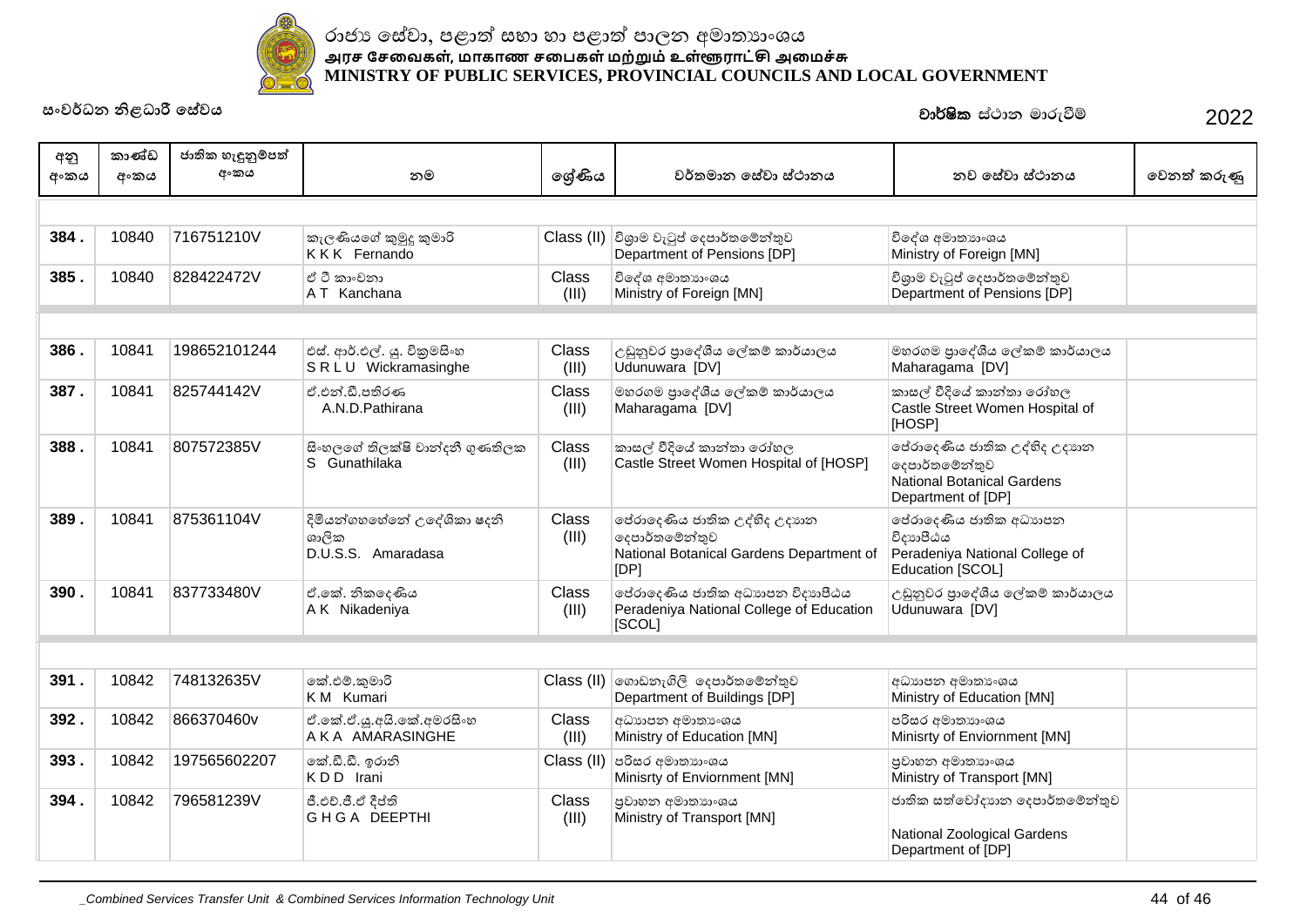රාජ්‍ය සේවා, පළාත් සභා හා පළාත් පාලන අමාත්‍යාංශය
அரச சேவைகள், மாகாண சபைகள் மற்றும் உள்ளூராட்சி அமைச்சு
**MINISTRY OF PUBLIC SERVICES, PROVINCIAL COUNCILS AND LOCAL GOVERNMENT**

සංවර්ධන නිළධාරී සේවය

**වාර්ෂික** ස්ථාන මාරුවීම් 2022

| අනු අංකය | කාණ්ඩ අංකය | ජාතික හැඳුනුම්පත් අංකය | නම | ශ්‍රේණිය | වර්තමාන සේවා ස්ථානය | නව සේවා ස්ථානය | වෙනත් කරුණු |
|---|---|---|---|---|---|---|---|
| | | | | | | | |
| **384 .** | 10840 | 716751210V | කැලණියගේ කුමුදු කුමාරි K K K Fernando | Class (II) | විශ්‍රාම වැටුප් දෙපාර්තමේන්තුව Department of Pensions [DP] | විදේශ අමාත්‍යාංශය Ministry of Foreign [MN] | |
| **385 .** | 10840 | 828422472V | ඒ ටී කාංචනා A T Kanchana | Class (III) | විදේශ අමාත්‍යාංශය Ministry of Foreign [MN] | විශ්‍රාම වැටුප් දෙපාර්තමේන්තුව Department of Pensions [DP] | |
| | | | | | | | |
| **386 .** | 10841 | 198652101244 | එස්. ආර්.එල්. යූ. වික්‍රමසිංහ S R L U Wickramasinghe | Class (III) | උඩුනුවර ප්‍රාදේශීය ලේකම් කාර්යාලය Udunuwara [DV] | මහරගම ප්‍රාදේශීය ලේකම් කාර්යාලය Maharagama [DV] | |
| **387 .** | 10841 | 825744142V | ඒ.එන්.ඩී.පතිරණ A.N.D.Pathirana | Class (III) | මහරගම ප්‍රාදේශීය ලේකම් කාර්යාලය Maharagama [DV] | කාසල් වීදියේ කාන්තා රෝහල Castle Street Women Hospital of [HOSP] | |
| **388 .** | 10841 | 807572385V | සිංහලගේ තිලක්ෂි චාන්දනී ගුණතිලක S Gunathilaka | Class (III) | කාසල් වීදියේ කාන්තා රෝහල Castle Street Women Hospital of [HOSP] | පේරාදෙණිය ජාතික උද්භිද උද්‍යාන දෙපාර්තමේන්තුව National Botanical Gardens Department of [DP] | |
| **389 .** | 10841 | 875361104V | දිම්යන්ගහහේනේ උදේශිකා ෂදනි ශාලික D.U.S.S. Amaradasa | Class (III) | පේරාදෙණිය ජාතික උද්භිද උද්‍යාන දෙපාර්තමේන්තුව National Botanical Gardens Department of [DP] | පේරාදෙණිය ජාතික අධ්‍යාපන විද්‍යාපීඨය Peradeniya National College of Education [SCOL] | |
| **390 .** | 10841 | 837733480V | ඒ.කේ. නිකදෙණිය A K Nikadeniya | Class (III) | පේරාදෙණිය ජාතික අධ්‍යාපන විද්‍යාපීඨය Peradeniya National College of Education [SCOL] | උඩුනුවර ප්‍රාදේශීය ලේකම් කාර්යාලය Udunuwara [DV] | |
| | | | | | | | |
| **391 .** | 10842 | 748132635V | කේ.එම්.කුමාරි K M Kumari | Class (II) | ගොඩනැගිලි දෙපාර්තමේන්තුව Department of Buildings [DP] | අධ්‍යාපන අමාත්‍යාංශය Ministry of Education [MN] | |
| **392 .** | 10842 | 866370460v | ඒ.කේ.ඒ.යූ.අයි.කේ.අමරසිංහ A K A AMARASINGHE | Class (III) | අධ්‍යාපන අමාත්‍යාංශය Ministry of Education [MN] | පරිසර අමාත්‍යාංශය Minisrty of Enviornment [MN] | |
| **393 .** | 10842 | 197565602207 | කේ.ඩී.ඩී. ඉරානි K D D Irani | Class (II) | පරිසර අමාත්‍යාංශය Minisrty of Enviornment [MN] | ප්‍රවාහන අමාත්‍යාංශය Ministry of Transport [MN] | |
| **394 .** | 10842 | 796581239V | ජී.එච්.ජී.ඒ දීප්ති G H G A DEEPTHI | Class (III) | ප්‍රවාහන අමාත්‍යාංශය Ministry of Transport [MN] | ජාතික සත්වෝද්‍යාන දෙපාර්තමේන්තුව National Zoological Gardens Department of [DP] | |

*_Combined Services Transfer Unit & Combined Services Information Technology Unit*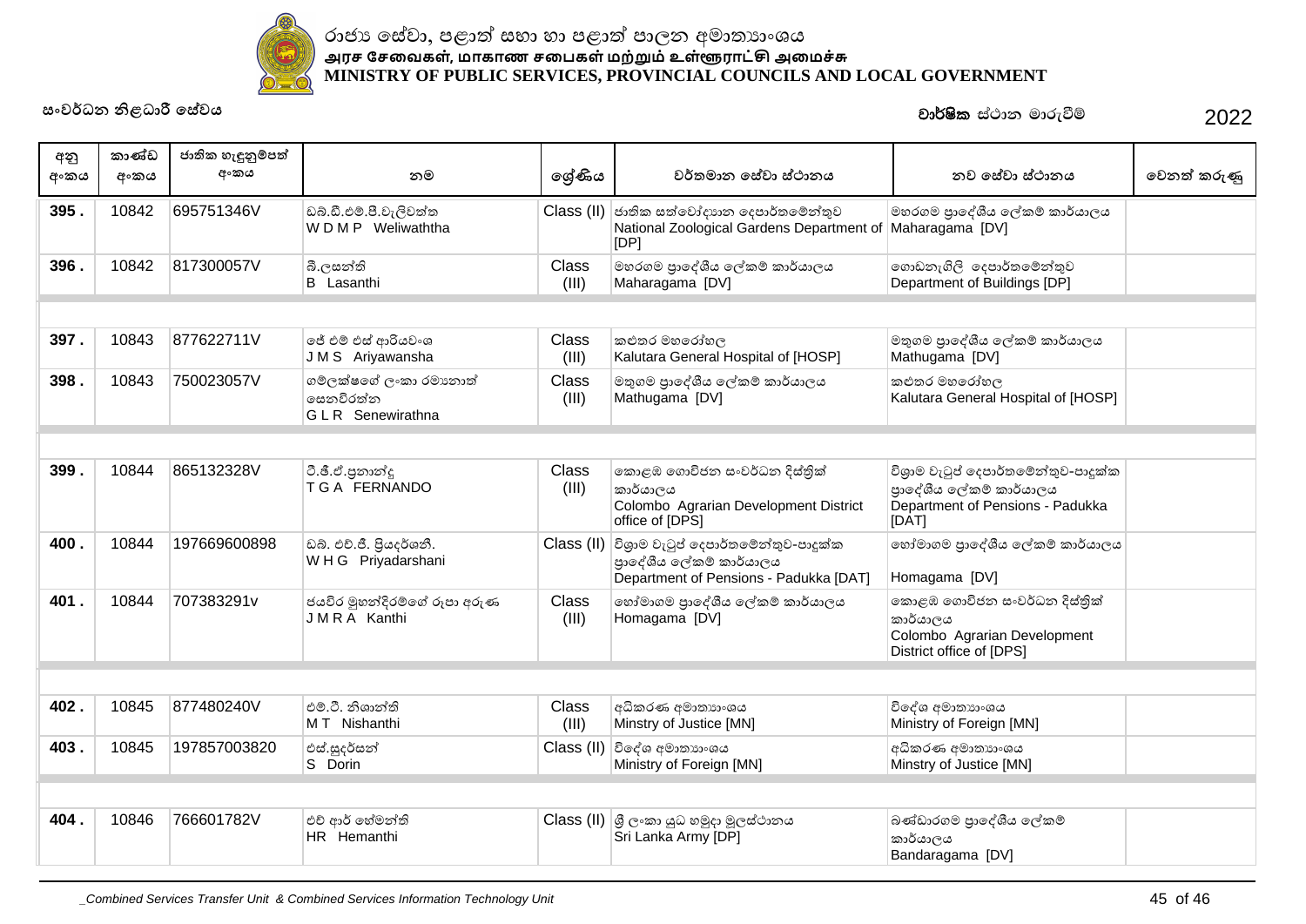රාජ්‍ය සේවා, පළාත් සභා හා පළාත් පාලන අමාත්‍යාංශය
அரச சேவைகள், மாகாண சபைகள் மற்றும் உள்ளூராட்சி அமைச்சு
**MINISTRY OF PUBLIC SERVICES, PROVINCIAL COUNCILS AND LOCAL GOVERNMENT**

සංවර්ධන නිළධාරී සේවය

**වාර්ෂික** ස්ථාන මාරුවීම් 2022

| අනු අංකය | කාණ්ඩ අංකය | ජාතික හැඳුනුම්පත් අංකය | නම | ශ්‍රේණිය | වර්තමාන සේවා ස්ථානය | නව සේවා ස්ථානය | වෙනත් කරුණු |
|---|---|---|---|---|---|---|---|
| 395 . | 10842 | 695751346V | ඩබ්.ඩී.එම්.පී.වැලිවත්ත<br>W D M P Weliwaththa | Class (II) | ජාතික සත්වෝද්‍යාන දෙපාර්තමේන්තුව<br>National Zoological Gardens Department of [DP] | මහරගම ප්‍රාදේශීය ලේකම් කාර්යාලය<br>Maharagama [DV] | |
| 396 . | 10842 | 817300057V | බී.ලසන්ති<br>B Lasanthi | Class (III) | මහරගම ප්‍රාදේශීය ලේකම් කාර්යාලය<br>Maharagama [DV] | ගොඩනැගිලි දෙපාර්තමේන්තුව<br>Department of Buildings [DP] | |
| | | | | | | | |
| 397 . | 10843 | 877622711V | ජේ එම් එස් ආරියවංශ<br>J M S Ariyawansha | Class (III) | කළුතර මහරෝහල<br>Kalutara General Hospital of [HOSP] | මතුගම ප්‍රාදේශීය ලේකම් කාර්යාලය<br>Mathugama [DV] | |
| 398 . | 10843 | 750023057V | ගම්ලක්ෂගේ ලංකා රම්‍යානාත් සෙනවිරත්න<br>G L R Senewirathna | Class (III) | මතුගම ප්‍රාදේශීය ලේකම් කාර්යාලය<br>Mathugama [DV] | කළුතර මහරෝහල<br>Kalutara General Hospital of [HOSP] | |
| | | | | | | | |
| 399 . | 10844 | 865132328V | ටී.ජී.ඒ.ප්‍රනාන්දු<br>T G A FERNANDO | Class (III) | කොළඹ ගොවිජන සංවර්ධන දිස්ත්‍රික් කාර්යාලය<br>Colombo Agrarian Development District office of [DPS] | විශ්‍රාම වැටුප් දෙපාර්තමේන්තුව-පාදුක්ක ප්‍රාදේශීය ලේකම් කාර්යාලය<br>Department of Pensions - Padukka [DAT] | |
| 400 . | 10844 | 197669600898 | ඩබ්. එච්.ජී. ප්‍රියදර්ශනී.<br>W H G Priyadarshani | Class (II) | විශ්‍රාම වැටුප් දෙපාර්තමේන්තුව-පාදුක්ක ප්‍රාදේශීය ලේකම් කාර්යාලය<br>Department of Pensions - Padukka [DAT] | හෝමාගම ප්‍රාදේශීය ලේකම් කාර්යාලය<br>Homagama [DV] | |
| 401 . | 10844 | 707383291v | ජයවීර මුහන්දිරම්ගේ රූපා අරුණ<br>J M R A Kanthi | Class (III) | හෝමාගම ප්‍රාදේශීය ලේකම් කාර්යාලය<br>Homagama [DV] | කොළඹ ගොවිජන සංවර්ධන දිස්ත්‍රික් කාර්යාලය<br>Colombo Agrarian Development District office of [DPS] | |
| | | | | | | | |
| 402 . | 10845 | 877480240V | එම්.ටී. නිශාන්ති<br>M T Nishanthi | Class (III) | අධිකරණ අමාත්‍යාංශය<br>Minstry of Justice [MN] | විදේශ අමාත්‍යාංශය<br>Ministry of Foreign [MN] | |
| 403 . | 10845 | 197857003820 | එස්.සුදර්සන්<br>S Dorin | Class (II) | විදේශ අමාත්‍යාංශය<br>Ministry of Foreign [MN] | අධිකරණ අමාත්‍යාංශය<br>Minstry of Justice [MN] | |
| | | | | | | | |
| 404 . | 10846 | 766601782V | එච් ආර් හේමන්ති<br>HR Hemanthi | Class (II) | ශ්‍රී ලංකා යුධ හමුදා මූලස්ථානය<br>Sri Lanka Army [DP] | බණ්ඩාරගම ප්‍රාදේශීය ලේකම් කාර්යාලය<br>Bandaragama [DV] | |

_Combined Services Transfer Unit & Combined Services Information Technology Unit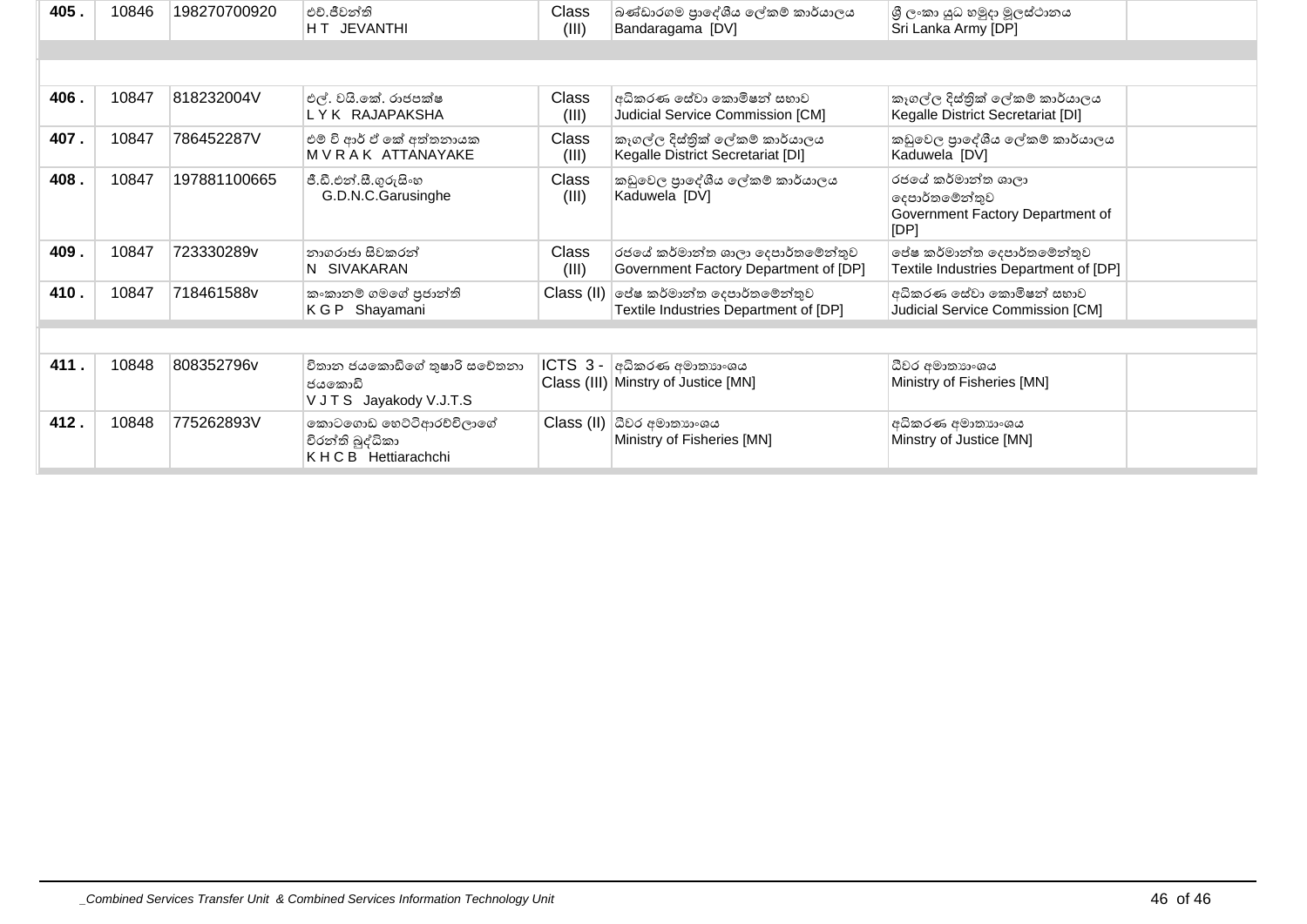| | | | | | | | |
|---|---|---|---|---|---|---|---|
| 405 . | 10846 | 198270700920 | එච්.ජීවන්ති<br>H T JEVANTHI | Class (III) | බණ්ඩාරගම ප්‍රාදේශීය ලේකම් කාර්යාලය<br>Bandaragama [DV] | ශ්‍රී ලංකා යුධ හමුදා මූලස්ථානය<br>Sri Lanka Army [DP] | |
| | | | | | | | |
| 406 . | 10847 | 818232004V | එල්. වයි.කේ. රාජපක්ෂ<br>L Y K RAJAPAKSHA | Class (III) | අධිකරණ සේවා කොමිෂන් සභාව<br>Judicial Service Commission [CM] | කෑගල්ල දිස්ත්‍රික් ලේකම් කාර්යාලය<br>Kegalle District Secretariat [DI] | |
| 407 . | 10847 | 786452287V | එම් වී ආර් ඒ කේ අත්තනායක<br>M V R A K ATTANAYAKE | Class (III) | කෑගල්ල දිස්ත්‍රික් ලේකම් කාර්යාලය<br>Kegalle District Secretariat [DI] | කඩුවෙල ප්‍රාදේශීය ලේකම් කාර්යාලය<br>Kaduwela [DV] | |
| 408 . | 10847 | 197881100665 | ජී.ඩී.එන්.සී.ගුරුසිංහ<br>G.D.N.C.Garusinghe | Class (III) | කඩුවෙල ප්‍රාදේශීය ලේකම් කාර්යාලය<br>Kaduwela [DV] | රජයේ කර්මාන්ත ශාලා දෙපාර්තමේන්තුව<br>Government Factory Department of [DP] | |
| 409 . | 10847 | 723330289v | නාගරාජා සිවකරන්<br>N SIVAKARAN | Class (III) | රජයේ කර්මාන්ත ශාලා දෙපාර්තමේන්තුව<br>Government Factory Department of [DP] | පේෂ කර්මාන්ත දෙපාර්තමේන්තුව<br>Textile Industries Department of [DP] | |
| 410 . | 10847 | 718461588v | කංකානම් ගමගේ ප්‍රජාන්ති<br>K G P Shayamani | Class (II) | පේෂ කර්මාන්ත දෙපාර්තමේන්තුව<br>Textile Industries Department of [DP] | අධිකරණ සේවා කොමිෂන් සභාව<br>Judicial Service Commission [CM] | |
| | | | | | | | |
| 411 . | 10848 | 808352796v | විතාන ජයකොඩිගේ තුෂාරි සචේතනා ජයකොඩි<br>V J T S Jayakody V.J.T.S | ICTS 3 - Class (III) | අධිකරණ අමාත්‍යාංශය<br>Minstry of Justice [MN] | ධීවර අමාත්‍යාංශය<br>Ministry of Fisheries [MN] | |
| 412 . | 10848 | 775262893V | කොටගොඩ හෙට්ටිආරච්චිලාගේ චිරන්ති බුද්ධිකා<br>K H C B Hettiarachchi | Class (II) | ධීවර අමාත්‍යාංශය<br>Ministry of Fisheries [MN] | අධිකරණ අමාත්‍යාංශය<br>Minstry of Justice [MN] | |